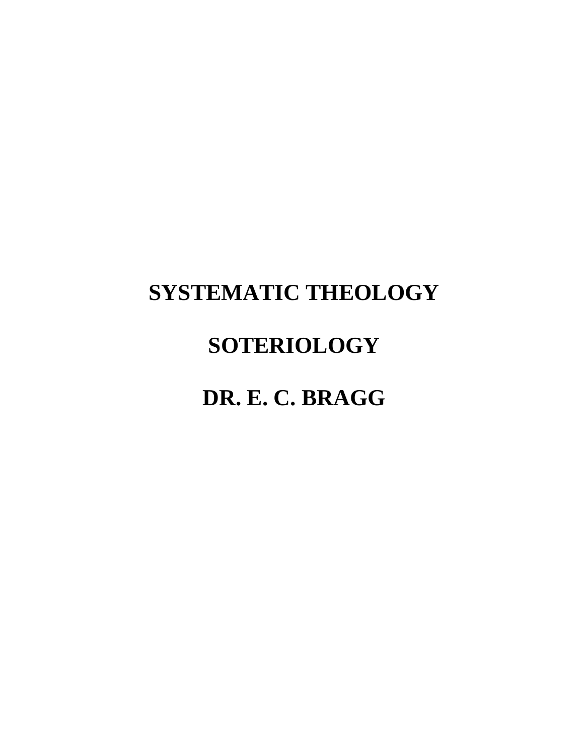# SYSTEMATIC THEOLOGY

# SOTERIOLOGY

# DR. E. C. BRAGG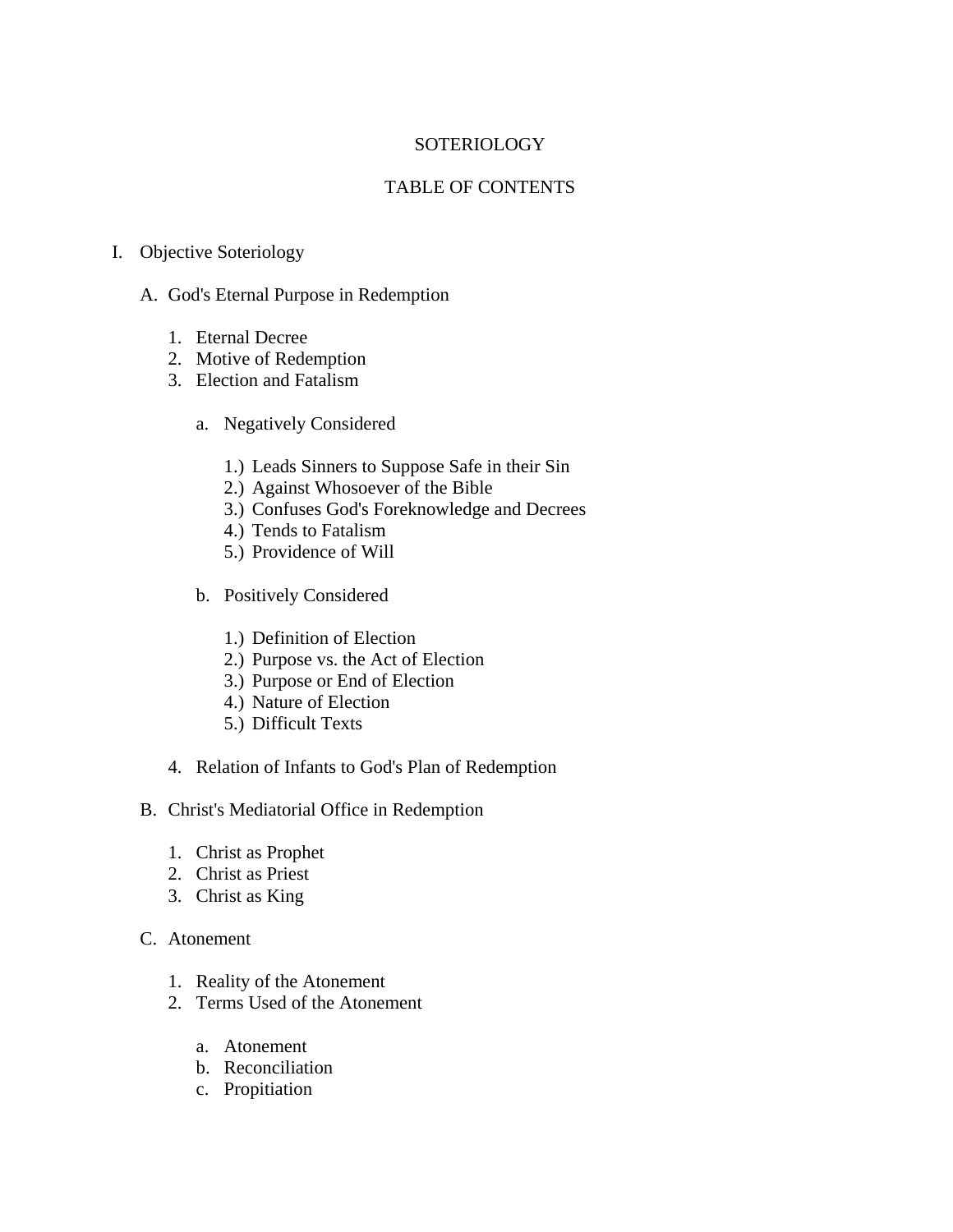# SOTERIOLOGY

## TABLE OF CONTENTS

I. Objective Soteriology

   A. God's Eternal Purpose in Redemption

      1. Eternal Decree
      2. Motive of Redemption
      3. Election and Fatalism

         a. Negatively Considered

            1.) Leads Sinners to Suppose Safe in their Sin
            2.) Against Whosoever of the Bible
            3.) Confuses God's Foreknowledge and Decrees
            4.) Tends to Fatalism
            5.) Providence of Will

         b. Positively Considered

            1.) Definition of Election
            2.) Purpose vs. the Act of Election
            3.) Purpose or End of Election
            4.) Nature of Election
            5.) Difficult Texts

      4. Relation of Infants to God's Plan of Redemption

   B. Christ's Mediatorial Office in Redemption

      1. Christ as Prophet
      2. Christ as Priest
      3. Christ as King

   C. Atonement

      1. Reality of the Atonement
      2. Terms Used of the Atonement

         a. Atonement
         b. Reconciliation
         c. Propitiation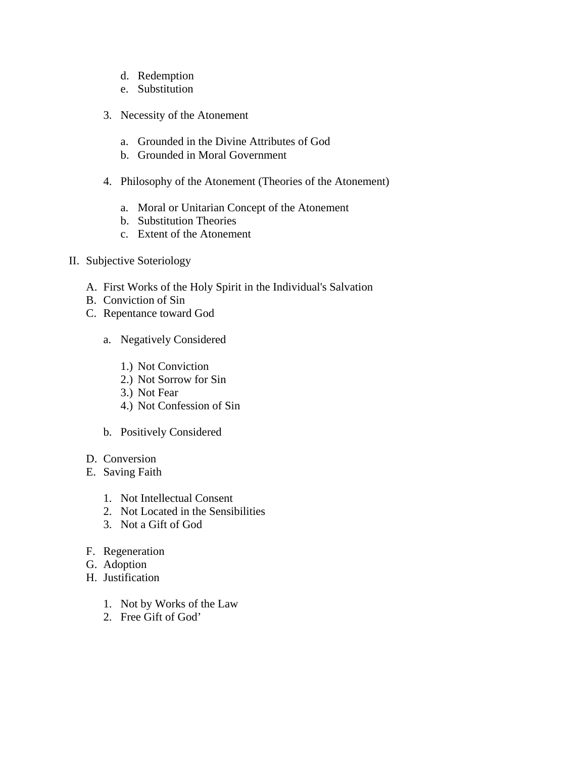d. Redemption
e. Substitution

3. Necessity of the Atonement

    a. Grounded in the Divine Attributes of God
    b. Grounded in Moral Government

4. Philosophy of the Atonement (Theories of the Atonement)

    a. Moral or Unitarian Concept of the Atonement
    b. Substitution Theories
    c. Extent of the Atonement

II. Subjective Soteriology

A. First Works of the Holy Spirit in the Individual's Salvation
B. Conviction of Sin
C. Repentance toward God

    a. Negatively Considered

        1.) Not Conviction
        2.) Not Sorrow for Sin
        3.) Not Fear
        4.) Not Confession of Sin

    b. Positively Considered

D. Conversion
E. Saving Faith

    1. Not Intellectual Consent
    2. Not Located in the Sensibilities
    3. Not a Gift of God

F. Regeneration
G. Adoption
H. Justification

    1. Not by Works of the Law
    2. Free Gift of God'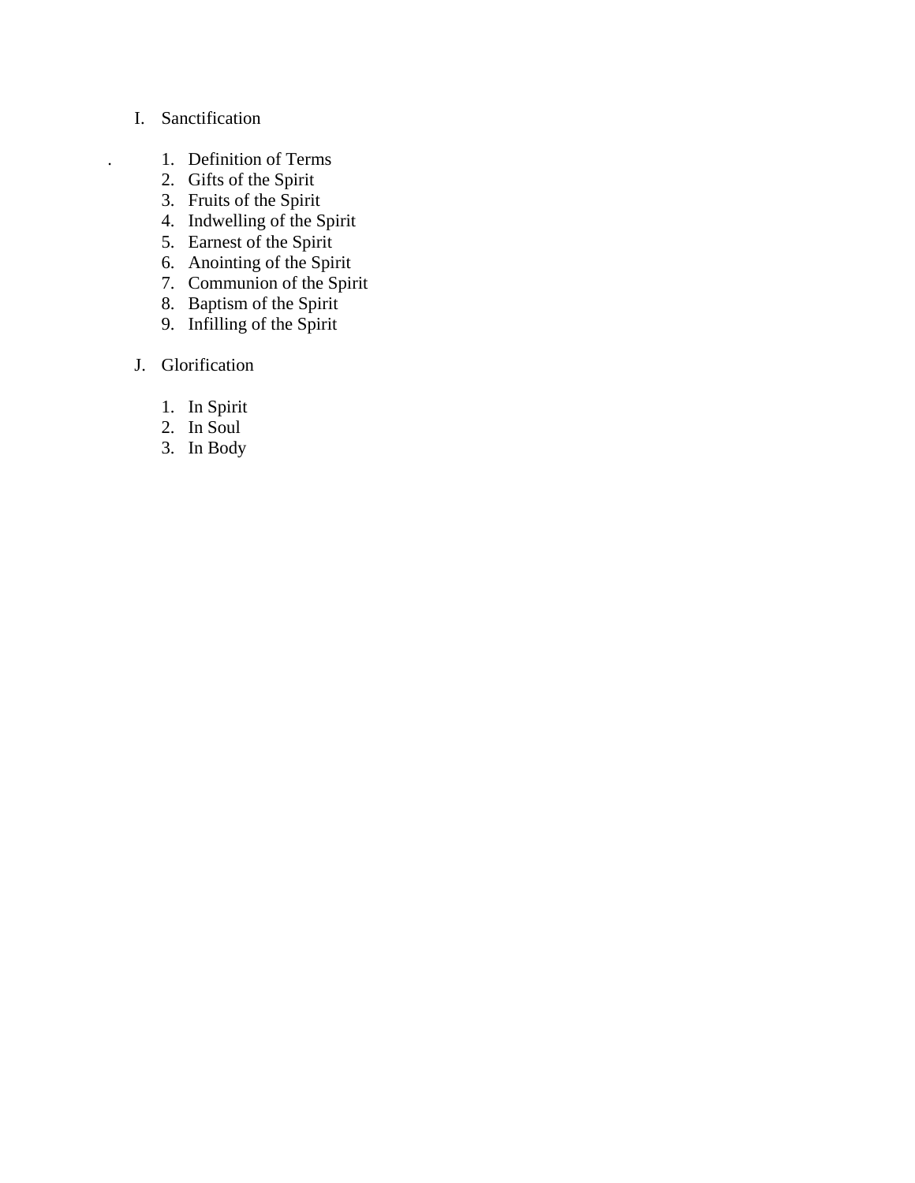I. Sanctification

.

1. Definition of Terms
2. Gifts of the Spirit
3. Fruits of the Spirit
4. Indwelling of the Spirit
5. Earnest of the Spirit
6. Anointing of the Spirit
7. Communion of the Spirit
8. Baptism of the Spirit
9. Infilling of the Spirit

J. Glorification

1. In Spirit
2. In Soul
3. In Body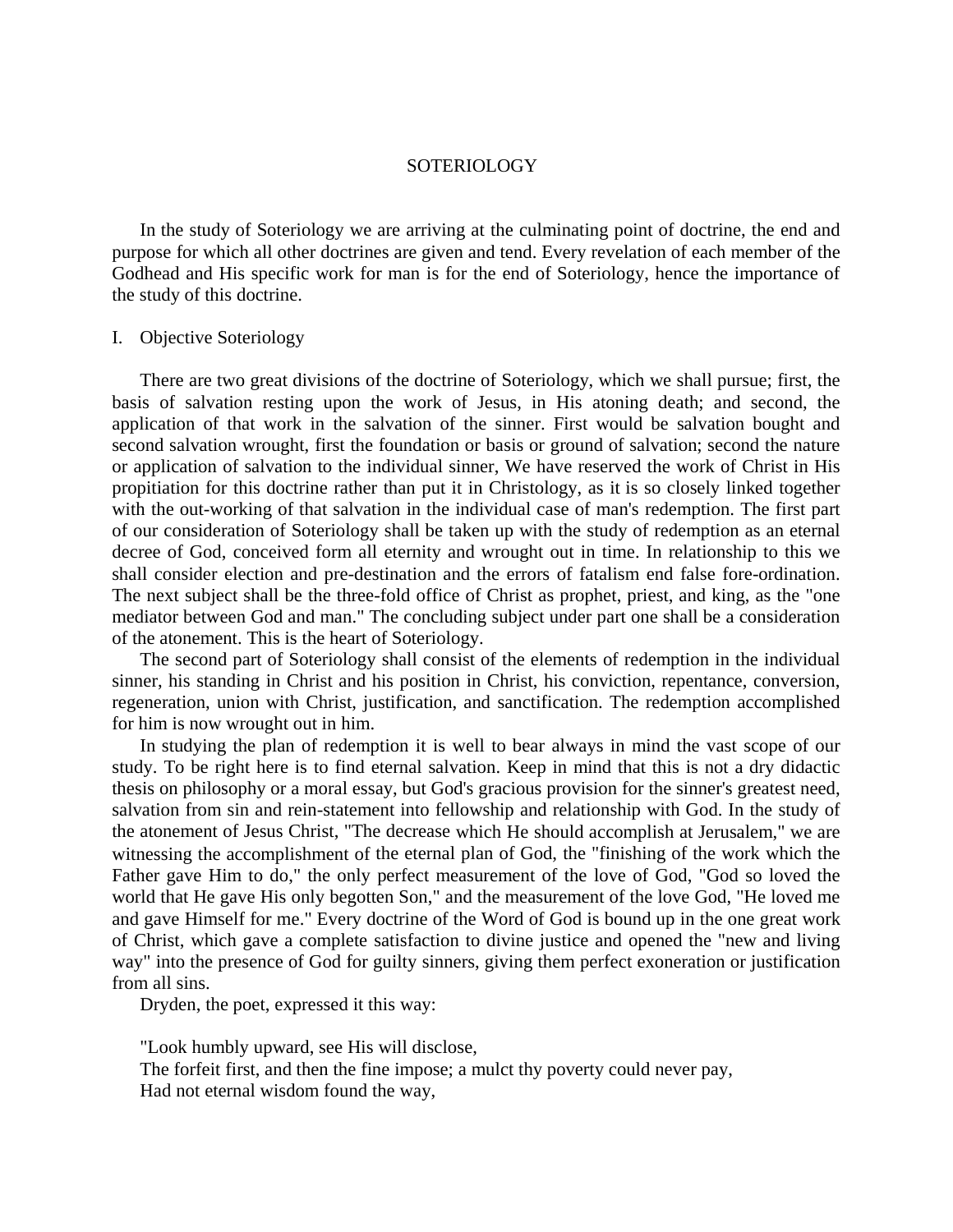# SOTERIOLOGY

In the study of Soteriology we are arriving at the culminating point of doctrine, the end and purpose for which all other doctrines are given and tend. Every revelation of each member of the Godhead and His specific work for man is for the end of Soteriology, hence the importance of the study of this doctrine.

## I. Objective Soteriology

There are two great divisions of the doctrine of Soteriology, which we shall pursue; first, the basis of salvation resting upon the work of Jesus, in His atoning death; and second, the application of that work in the salvation of the sinner. First would be salvation bought and second salvation wrought, first the foundation or basis or ground of salvation; second the nature or application of salvation to the individual sinner, We have reserved the work of Christ in His propitiation for this doctrine rather than put it in Christology, as it is so closely linked together with the out-working of that salvation in the individual case of man's redemption. The first part of our consideration of Soteriology shall be taken up with the study of redemption as an eternal decree of God, conceived form all eternity and wrought out in time. In relationship to this we shall consider election and pre-destination and the errors of fatalism end false fore-ordination. The next subject shall be the three-fold office of Christ as prophet, priest, and king, as the "one mediator between God and man." The concluding subject under part one shall be a consideration of the atonement. This is the heart of Soteriology.

The second part of Soteriology shall consist of the elements of redemption in the individual sinner, his standing in Christ and his position in Christ, his conviction, repentance, conversion, regeneration, union with Christ, justification, and sanctification. The redemption accomplished for him is now wrought out in him.

In studying the plan of redemption it is well to bear always in mind the vast scope of our study. To be right here is to find eternal salvation. Keep in mind that this is not a dry didactic thesis on philosophy or a moral essay, but God's gracious provision for the sinner's greatest need, salvation from sin and rein-statement into fellowship and relationship with God. In the study of the atonement of Jesus Christ, "The decrease which He should accomplish at Jerusalem," we are witnessing the accomplishment of the eternal plan of God, the "finishing of the work which the Father gave Him to do," the only perfect measurement of the love of God, "God so loved the world that He gave His only begotten Son," and the measurement of the love God, "He loved me and gave Himself for me." Every doctrine of the Word of God is bound up in the one great work of Christ, which gave a complete satisfaction to divine justice and opened the "new and living way" into the presence of God for guilty sinners, giving them perfect exoneration or justification from all sins.

Dryden, the poet, expressed it this way:

"Look humbly upward, see His will disclose,
The forfeit first, and then the fine impose; a mulct thy poverty could never pay,
Had not eternal wisdom found the way,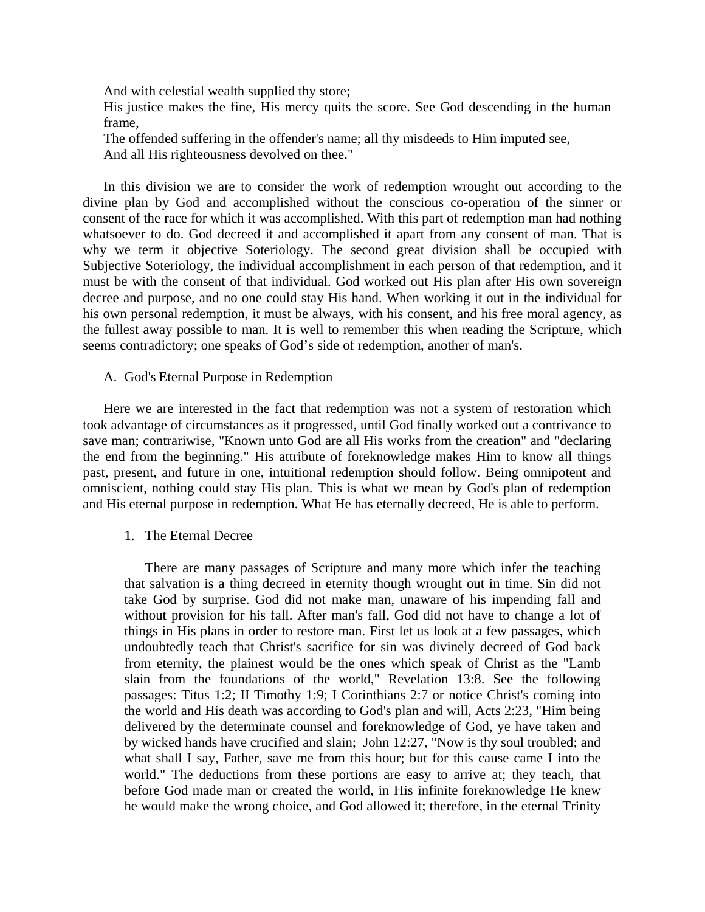And with celestial wealth supplied thy store;
His justice makes the fine, His mercy quits the score. See God descending in the human frame,
The offended suffering in the offender's name; all thy misdeeds to Him imputed see,
And all His righteousness devolved on thee."

In this division we are to consider the work of redemption wrought out according to the divine plan by God and accomplished without the conscious co-operation of the sinner or consent of the race for which it was accomplished. With this part of redemption man had nothing whatsoever to do. God decreed it and accomplished it apart from any consent of man. That is why we term it objective Soteriology. The second great division shall be occupied with Subjective Soteriology, the individual accomplishment in each person of that redemption, and it must be with the consent of that individual. God worked out His plan after His own sovereign decree and purpose, and no one could stay His hand. When working it out in the individual for his own personal redemption, it must be always, with his consent, and his free moral agency, as the fullest away possible to man. It is well to remember this when reading the Scripture, which seems contradictory; one speaks of God's side of redemption, another of man's.

A. God's Eternal Purpose in Redemption

Here we are interested in the fact that redemption was not a system of restoration which took advantage of circumstances as it progressed, until God finally worked out a contrivance to save man; contrariwise, "Known unto God are all His works from the creation" and "declaring the end from the beginning." His attribute of foreknowledge makes Him to know all things past, present, and future in one, intuitional redemption should follow. Being omnipotent and omniscient, nothing could stay His plan. This is what we mean by God's plan of redemption and His eternal purpose in redemption. What He has eternally decreed, He is able to perform.

1. The Eternal Decree

There are many passages of Scripture and many more which infer the teaching that salvation is a thing decreed in eternity though wrought out in time. Sin did not take God by surprise. God did not make man, unaware of his impending fall and without provision for his fall. After man's fall, God did not have to change a lot of things in His plans in order to restore man. First let us look at a few passages, which undoubtedly teach that Christ's sacrifice for sin was divinely decreed of God back from eternity, the plainest would be the ones which speak of Christ as the "Lamb slain from the foundations of the world," Revelation 13:8. See the following passages: Titus 1:2; II Timothy 1:9; I Corinthians 2:7 or notice Christ's coming into the world and His death was according to God's plan and will, Acts 2:23, "Him being delivered by the determinate counsel and foreknowledge of God, ye have taken and by wicked hands have crucified and slain; John 12:27, "Now is thy soul troubled; and what shall I say, Father, save me from this hour; but for this cause came I into the world." The deductions from these portions are easy to arrive at; they teach, that before God made man or created the world, in His infinite foreknowledge He knew he would make the wrong choice, and God allowed it; therefore, in the eternal Trinity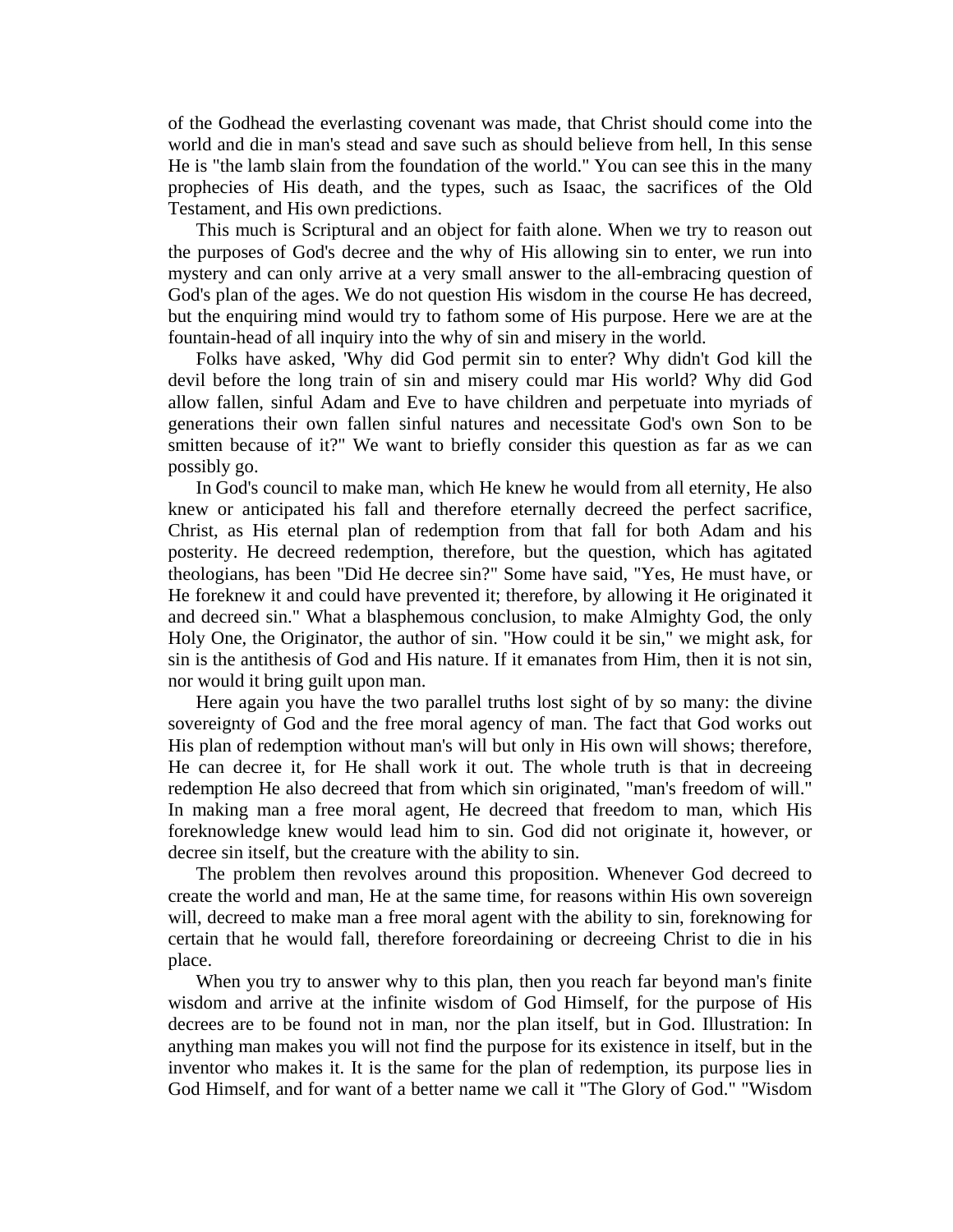of the Godhead the everlasting covenant was made, that Christ should come into the world and die in man's stead and save such as should believe from hell, In this sense He is "the lamb slain from the foundation of the world." You can see this in the many prophecies of His death, and the types, such as Isaac, the sacrifices of the Old Testament, and His own predictions.

This much is Scriptural and an object for faith alone. When we try to reason out the purposes of God's decree and the why of His allowing sin to enter, we run into mystery and can only arrive at a very small answer to the all-embracing question of God's plan of the ages. We do not question His wisdom in the course He has decreed, but the enquiring mind would try to fathom some of His purpose. Here we are at the fountain-head of all inquiry into the why of sin and misery in the world.

Folks have asked, 'Why did God permit sin to enter? Why didn't God kill the devil before the long train of sin and misery could mar His world? Why did God allow fallen, sinful Adam and Eve to have children and perpetuate into myriads of generations their own fallen sinful natures and necessitate God's own Son to be smitten because of it?" We want to briefly consider this question as far as we can possibly go.

In God's council to make man, which He knew he would from all eternity, He also knew or anticipated his fall and therefore eternally decreed the perfect sacrifice, Christ, as His eternal plan of redemption from that fall for both Adam and his posterity. He decreed redemption, therefore, but the question, which has agitated theologians, has been "Did He decree sin?" Some have said, "Yes, He must have, or He foreknew it and could have prevented it; therefore, by allowing it He originated it and decreed sin." What a blasphemous conclusion, to make Almighty God, the only Holy One, the Originator, the author of sin. "How could it be sin," we might ask, for sin is the antithesis of God and His nature. If it emanates from Him, then it is not sin, nor would it bring guilt upon man.

Here again you have the two parallel truths lost sight of by so many: the divine sovereignty of God and the free moral agency of man. The fact that God works out His plan of redemption without man's will but only in His own will shows; therefore, He can decree it, for He shall work it out. The whole truth is that in decreeing redemption He also decreed that from which sin originated, "man's freedom of will." In making man a free moral agent, He decreed that freedom to man, which His foreknowledge knew would lead him to sin. God did not originate it, however, or decree sin itself, but the creature with the ability to sin.

The problem then revolves around this proposition. Whenever God decreed to create the world and man, He at the same time, for reasons within His own sovereign will, decreed to make man a free moral agent with the ability to sin, foreknowing for certain that he would fall, therefore foreordaining or decreeing Christ to die in his place.

When you try to answer why to this plan, then you reach far beyond man's finite wisdom and arrive at the infinite wisdom of God Himself, for the purpose of His decrees are to be found not in man, nor the plan itself, but in God. Illustration: In anything man makes you will not find the purpose for its existence in itself, but in the inventor who makes it. It is the same for the plan of redemption, its purpose lies in God Himself, and for want of a better name we call it "The Glory of God." "Wisdom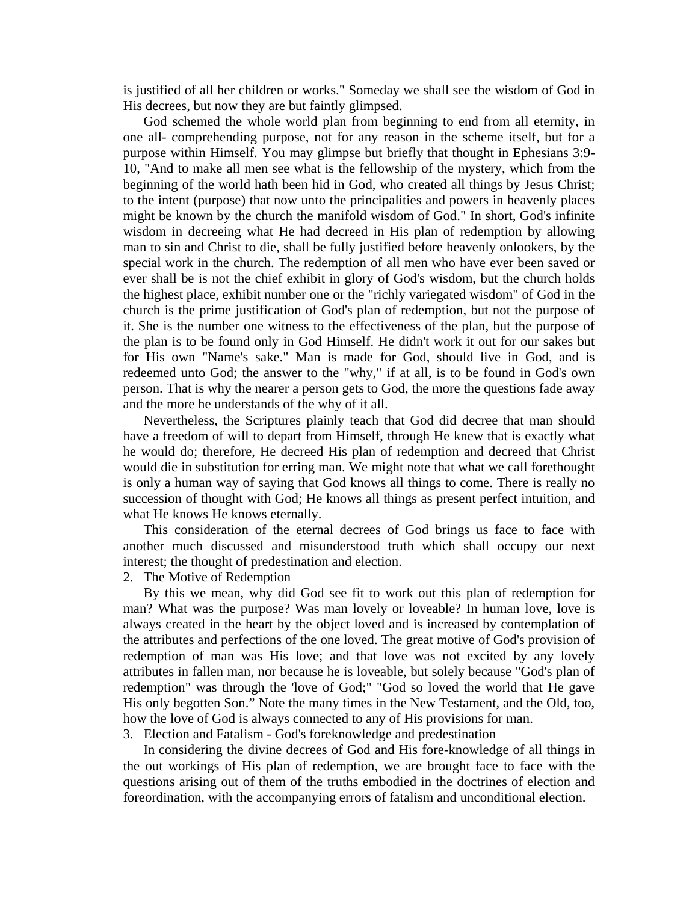is justified of all her children or works." Someday we shall see the wisdom of God in His decrees, but now they are but faintly glimpsed.

God schemed the whole world plan from beginning to end from all eternity, in one all- comprehending purpose, not for any reason in the scheme itself, but for a purpose within Himself. You may glimpse but briefly that thought in Ephesians 3:9-10, "And to make all men see what is the fellowship of the mystery, which from the beginning of the world hath been hid in God, who created all things by Jesus Christ; to the intent (purpose) that now unto the principalities and powers in heavenly places might be known by the church the manifold wisdom of God." In short, God's infinite wisdom in decreeing what He had decreed in His plan of redemption by allowing man to sin and Christ to die, shall be fully justified before heavenly onlookers, by the special work in the church. The redemption of all men who have ever been saved or ever shall be is not the chief exhibit in glory of God's wisdom, but the church holds the highest place, exhibit number one or the "richly variegated wisdom" of God in the church is the prime justification of God's plan of redemption, but not the purpose of it. She is the number one witness to the effectiveness of the plan, but the purpose of the plan is to be found only in God Himself. He didn't work it out for our sakes but for His own "Name's sake." Man is made for God, should live in God, and is redeemed unto God; the answer to the "why," if at all, is to be found in God's own person. That is why the nearer a person gets to God, the more the questions fade away and the more he understands of the why of it all.

Nevertheless, the Scriptures plainly teach that God did decree that man should have a freedom of will to depart from Himself, through He knew that is exactly what he would do; therefore, He decreed His plan of redemption and decreed that Christ would die in substitution for erring man. We might note that what we call forethought is only a human way of saying that God knows all things to come. There is really no succession of thought with God; He knows all things as present perfect intuition, and what He knows He knows eternally.

This consideration of the eternal decrees of God brings us face to face with another much discussed and misunderstood truth which shall occupy our next interest; the thought of predestination and election.

2. The Motive of Redemption

By this we mean, why did God see fit to work out this plan of redemption for man? What was the purpose? Was man lovely or loveable? In human love, love is always created in the heart by the object loved and is increased by contemplation of the attributes and perfections of the one loved. The great motive of God's provision of redemption of man was His love; and that love was not excited by any lovely attributes in fallen man, nor because he is loveable, but solely because "God's plan of redemption" was through the 'love of God;" "God so loved the world that He gave His only begotten Son." Note the many times in the New Testament, and the Old, too, how the love of God is always connected to any of His provisions for man.

3. Election and Fatalism - God's foreknowledge and predestination

In considering the divine decrees of God and His fore-knowledge of all things in the out workings of His plan of redemption, we are brought face to face with the questions arising out of them of the truths embodied in the doctrines of election and foreordination, with the accompanying errors of fatalism and unconditional election.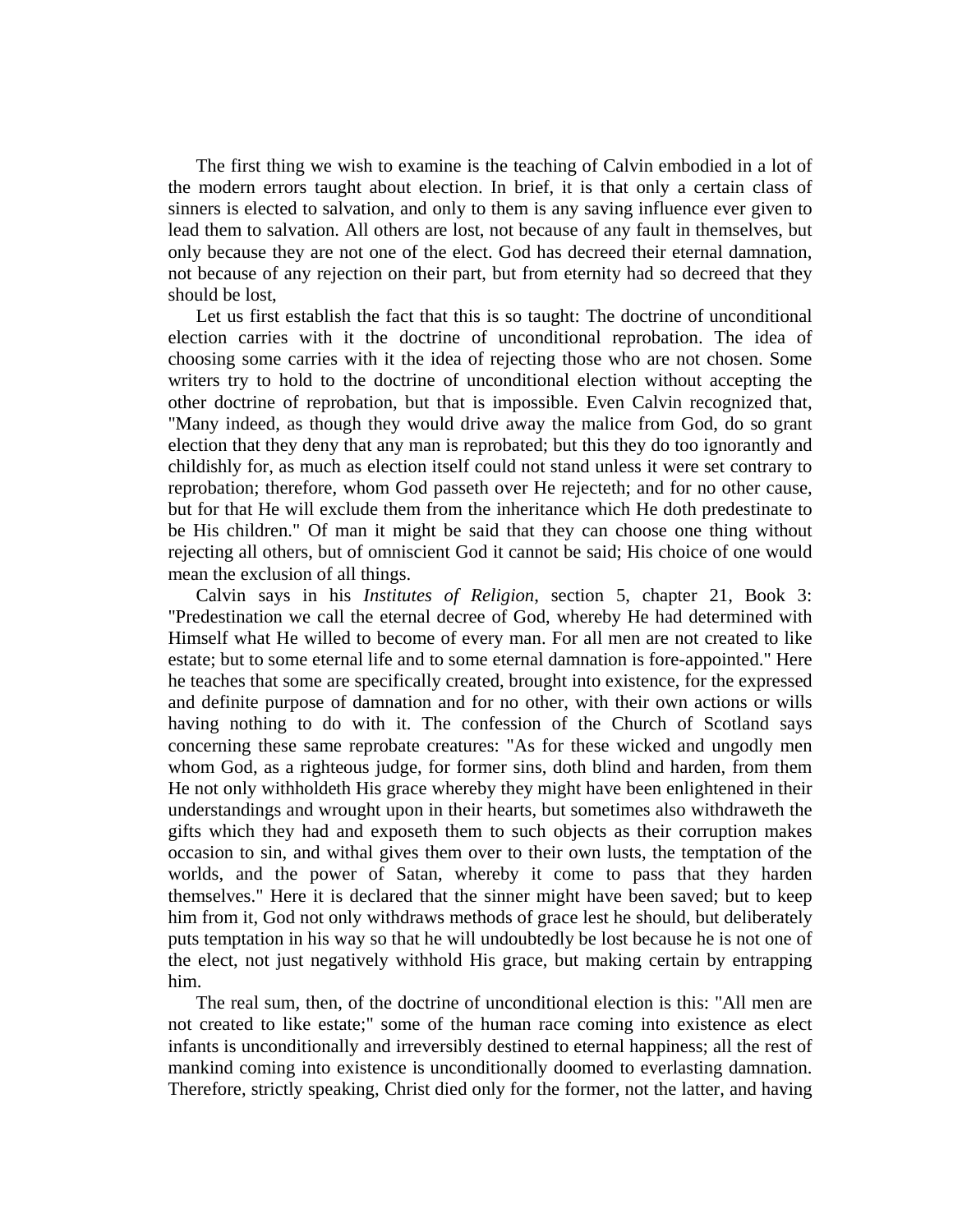The first thing we wish to examine is the teaching of Calvin embodied in a lot of the modern errors taught about election. In brief, it is that only a certain class of sinners is elected to salvation, and only to them is any saving influence ever given to lead them to salvation. All others are lost, not because of any fault in themselves, but only because they are not one of the elect. God has decreed their eternal damnation, not because of any rejection on their part, but from eternity had so decreed that they should be lost,

Let us first establish the fact that this is so taught: The doctrine of unconditional election carries with it the doctrine of unconditional reprobation. The idea of choosing some carries with it the idea of rejecting those who are not chosen. Some writers try to hold to the doctrine of unconditional election without accepting the other doctrine of reprobation, but that is impossible. Even Calvin recognized that, "Many indeed, as though they would drive away the malice from God, do so grant election that they deny that any man is reprobated; but this they do too ignorantly and childishly for, as much as election itself could not stand unless it were set contrary to reprobation; therefore, whom God passeth over He rejecteth; and for no other cause, but for that He will exclude them from the inheritance which He doth predestinate to be His children." Of man it might be said that they can choose one thing without rejecting all others, but of omniscient God it cannot be said; His choice of one would mean the exclusion of all things.

Calvin says in his *Institutes of Religion*, section 5, chapter 21, Book 3: "Predestination we call the eternal decree of God, whereby He had determined with Himself what He willed to become of every man. For all men are not created to like estate; but to some eternal life and to some eternal damnation is fore-appointed." Here he teaches that some are specifically created, brought into existence, for the expressed and definite purpose of damnation and for no other, with their own actions or wills having nothing to do with it. The confession of the Church of Scotland says concerning these same reprobate creatures: "As for these wicked and ungodly men whom God, as a righteous judge, for former sins, doth blind and harden, from them He not only withholdeth His grace whereby they might have been enlightened in their understandings and wrought upon in their hearts, but sometimes also withdraweth the gifts which they had and exposeth them to such objects as their corruption makes occasion to sin, and withal gives them over to their own lusts, the temptation of the worlds, and the power of Satan, whereby it come to pass that they harden themselves." Here it is declared that the sinner might have been saved; but to keep him from it, God not only withdraws methods of grace lest he should, but deliberately puts temptation in his way so that he will undoubtedly be lost because he is not one of the elect, not just negatively withhold His grace, but making certain by entrapping him.

The real sum, then, of the doctrine of unconditional election is this: "All men are not created to like estate;" some of the human race coming into existence as elect infants is unconditionally and irreversibly destined to eternal happiness; all the rest of mankind coming into existence is unconditionally doomed to everlasting damnation. Therefore, strictly speaking, Christ died only for the former, not the latter, and having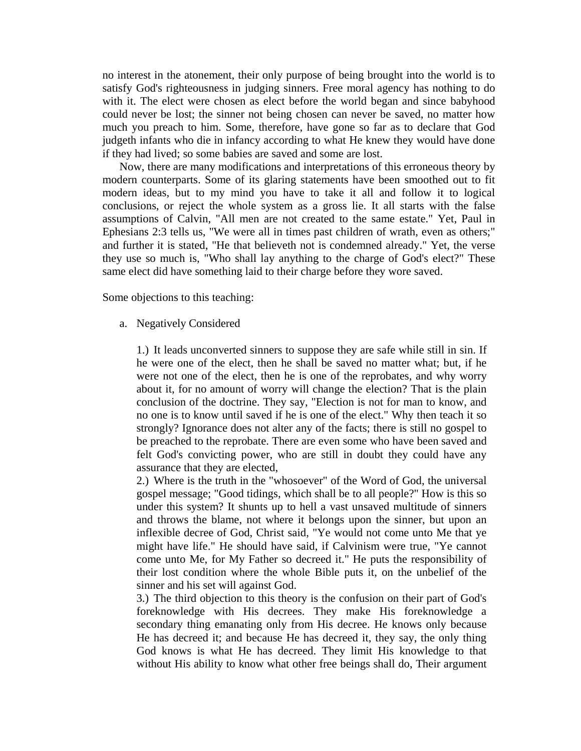no interest in the atonement, their only purpose of being brought into the world is to satisfy God's righteousness in judging sinners. Free moral agency has nothing to do with it. The elect were chosen as elect before the world began and since babyhood could never be lost; the sinner not being chosen can never be saved, no matter how much you preach to him. Some, therefore, have gone so far as to declare that God judgeth infants who die in infancy according to what He knew they would have done if they had lived; so some babies are saved and some are lost.

Now, there are many modifications and interpretations of this erroneous theory by modern counterparts. Some of its glaring statements have been smoothed out to fit modern ideas, but to my mind you have to take it all and follow it to logical conclusions, or reject the whole system as a gross lie. It all starts with the false assumptions of Calvin, "All men are not created to the same estate." Yet, Paul in Ephesians 2:3 tells us, "We were all in times past children of wrath, even as others;" and further it is stated, "He that believeth not is condemned already." Yet, the verse they use so much is, "Who shall lay anything to the charge of God's elect?" These same elect did have something laid to their charge before they wore saved.

Some objections to this teaching:

a. Negatively Considered

1.) It leads unconverted sinners to suppose they are safe while still in sin. If he were one of the elect, then he shall be saved no matter what; but, if he were not one of the elect, then he is one of the reprobates, and why worry about it, for no amount of worry will change the election? That is the plain conclusion of the doctrine. They say, "Election is not for man to know, and no one is to know until saved if he is one of the elect." Why then teach it so strongly? Ignorance does not alter any of the facts; there is still no gospel to be preached to the reprobate. There are even some who have been saved and felt God's convicting power, who are still in doubt they could have any assurance that they are elected,

2.) Where is the truth in the "whosoever" of the Word of God, the universal gospel message; "Good tidings, which shall be to all people?" How is this so under this system? It shunts up to hell a vast unsaved multitude of sinners and throws the blame, not where it belongs upon the sinner, but upon an inflexible decree of God, Christ said, "Ye would not come unto Me that ye might have life." He should have said, if Calvinism were true, "Ye cannot come unto Me, for My Father so decreed it." He puts the responsibility of their lost condition where the whole Bible puts it, on the unbelief of the sinner and his set will against God.

3.) The third objection to this theory is the confusion on their part of God's foreknowledge with His decrees. They make His foreknowledge a secondary thing emanating only from His decree. He knows only because He has decreed it; and because He has decreed it, they say, the only thing God knows is what He has decreed. They limit His knowledge to that without His ability to know what other free beings shall do, Their argument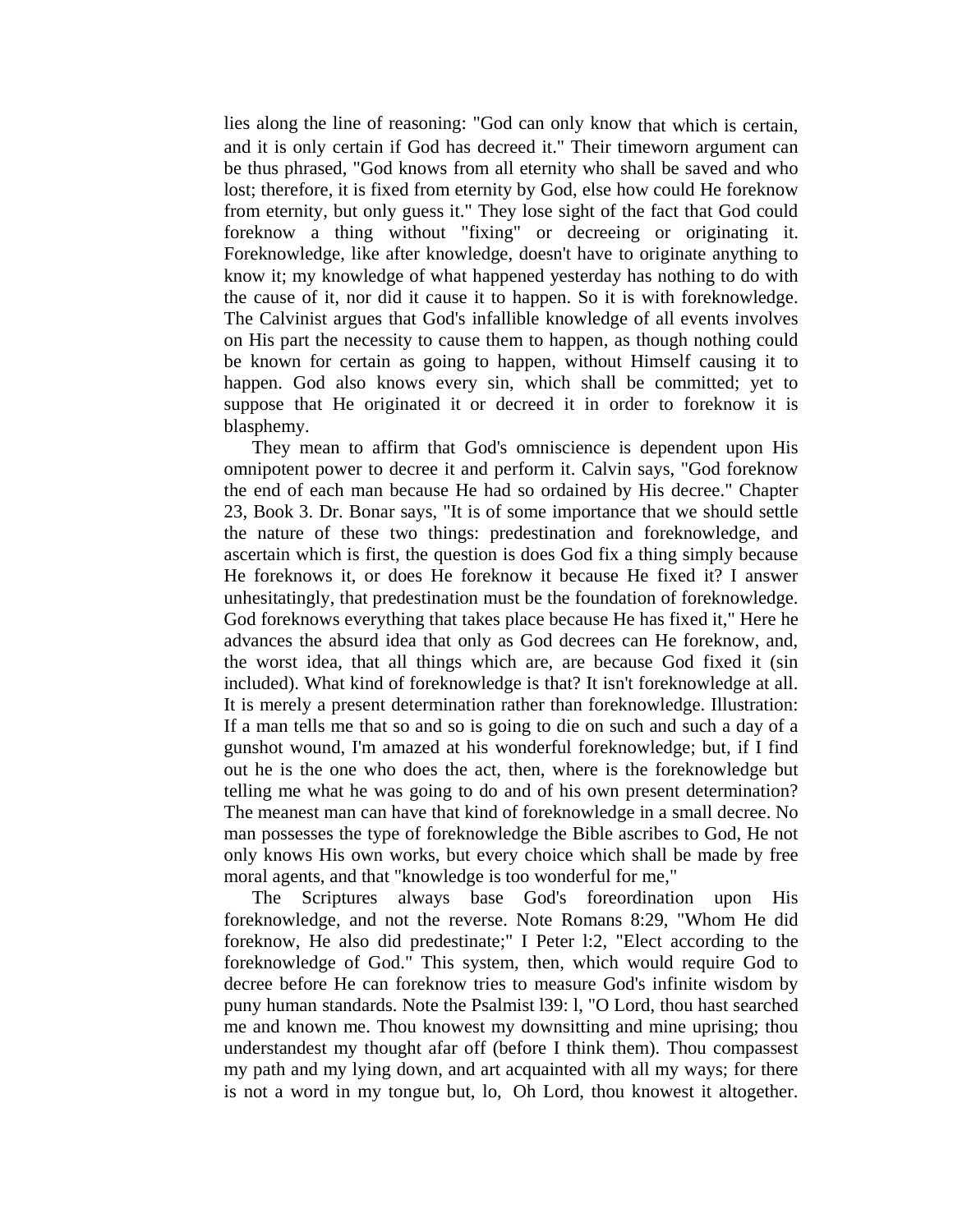lies along the line of reasoning: "God can only know that which is certain, and it is only certain if God has decreed it." Their timeworn argument can be thus phrased, "God knows from all eternity who shall be saved and who lost; therefore, it is fixed from eternity by God, else how could He foreknow from eternity, but only guess it." They lose sight of the fact that God could foreknow a thing without "fixing" or decreeing or originating it. Foreknowledge, like after knowledge, doesn't have to originate anything to know it; my knowledge of what happened yesterday has nothing to do with the cause of it, nor did it cause it to happen. So it is with foreknowledge. The Calvinist argues that God's infallible knowledge of all events involves on His part the necessity to cause them to happen, as though nothing could be known for certain as going to happen, without Himself causing it to happen. God also knows every sin, which shall be committed; yet to suppose that He originated it or decreed it in order to foreknow it is blasphemy.

They mean to affirm that God's omniscience is dependent upon His omnipotent power to decree it and perform it. Calvin says, "God foreknow the end of each man because He had so ordained by His decree." Chapter 23, Book 3. Dr. Bonar says, "It is of some importance that we should settle the nature of these two things: predestination and foreknowledge, and ascertain which is first, the question is does God fix a thing simply because He foreknows it, or does He foreknow it because He fixed it? I answer unhesitatingly, that predestination must be the foundation of foreknowledge. God foreknows everything that takes place because He has fixed it," Here he advances the absurd idea that only as God decrees can He foreknow, and, the worst idea, that all things which are, are because God fixed it (sin included). What kind of foreknowledge is that? It isn't foreknowledge at all. It is merely a present determination rather than foreknowledge. Illustration: If a man tells me that so and so is going to die on such and such a day of a gunshot wound, I'm amazed at his wonderful foreknowledge; but, if I find out he is the one who does the act, then, where is the foreknowledge but telling me what he was going to do and of his own present determination? The meanest man can have that kind of foreknowledge in a small decree. No man possesses the type of foreknowledge the Bible ascribes to God, He not only knows His own works, but every choice which shall be made by free moral agents, and that "knowledge is too wonderful for me,"

The Scriptures always base God's foreordination upon His foreknowledge, and not the reverse. Note Romans 8:29, "Whom He did foreknow, He also did predestinate;" I Peter l:2, "Elect according to the foreknowledge of God." This system, then, which would require God to decree before He can foreknow tries to measure God's infinite wisdom by puny human standards. Note the Psalmist l39: l, "O Lord, thou hast searched me and known me. Thou knowest my downsitting and mine uprising; thou understandest my thought afar off (before I think them). Thou compassest my path and my lying down, and art acquainted with all my ways; for there is not a word in my tongue but, lo, Oh Lord, thou knowest it altogether.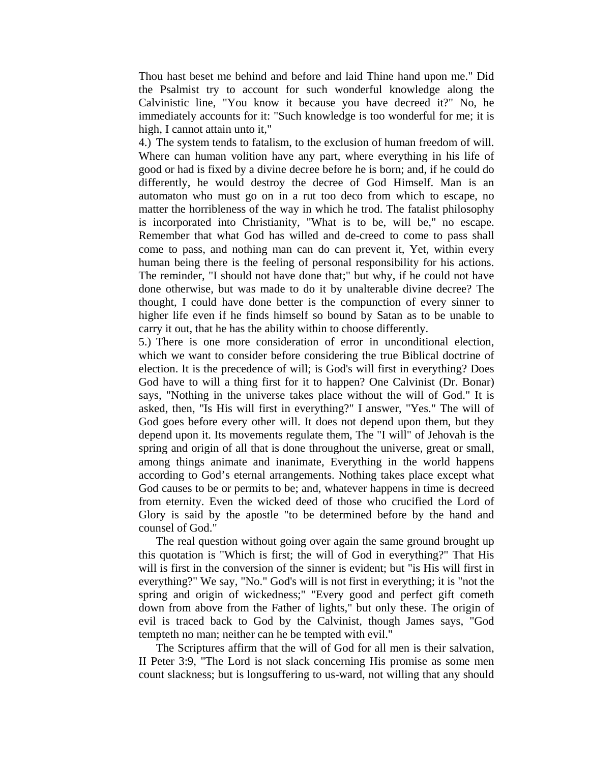Thou hast beset me behind and before and laid Thine hand upon me." Did the Psalmist try to account for such wonderful knowledge along the Calvinistic line, "You know it because you have decreed it?" No, he immediately accounts for it: "Such knowledge is too wonderful for me; it is high, I cannot attain unto it,"

4.) The system tends to fatalism, to the exclusion of human freedom of will. Where can human volition have any part, where everything in his life of good or had is fixed by a divine decree before he is born; and, if he could do differently, he would destroy the decree of God Himself. Man is an automaton who must go on in a rut too deco from which to escape, no matter the horribleness of the way in which he trod. The fatalist philosophy is incorporated into Christianity, "What is to be, will be," no escape. Remember that what God has willed and de-creed to come to pass shall come to pass, and nothing man can do can prevent it, Yet, within every human being there is the feeling of personal responsibility for his actions. The reminder, "I should not have done that;" but why, if he could not have done otherwise, but was made to do it by unalterable divine decree? The thought, I could have done better is the compunction of every sinner to higher life even if he finds himself so bound by Satan as to be unable to carry it out, that he has the ability within to choose differently.

5.) There is one more consideration of error in unconditional election, which we want to consider before considering the true Biblical doctrine of election. It is the precedence of will; is God's will first in everything? Does God have to will a thing first for it to happen? One Calvinist (Dr. Bonar) says, "Nothing in the universe takes place without the will of God." It is asked, then, "Is His will first in everything?" I answer, "Yes." The will of God goes before every other will. It does not depend upon them, but they depend upon it. Its movements regulate them, The "I will" of Jehovah is the spring and origin of all that is done throughout the universe, great or small, among things animate and inanimate, Everything in the world happens according to God's eternal arrangements. Nothing takes place except what God causes to be or permits to be; and, whatever happens in time is decreed from eternity. Even the wicked deed of those who crucified the Lord of Glory is said by the apostle "to be determined before by the hand and counsel of God."

The real question without going over again the same ground brought up this quotation is "Which is first; the will of God in everything?" That His will is first in the conversion of the sinner is evident; but "is His will first in everything?" We say, "No." God's will is not first in everything; it is "not the spring and origin of wickedness;" "Every good and perfect gift cometh down from above from the Father of lights," but only these. The origin of evil is traced back to God by the Calvinist, though James says, "God tempteth no man; neither can he be tempted with evil."

The Scriptures affirm that the will of God for all men is their salvation, II Peter 3:9, "The Lord is not slack concerning His promise as some men count slackness; but is longsuffering to us-ward, not willing that any should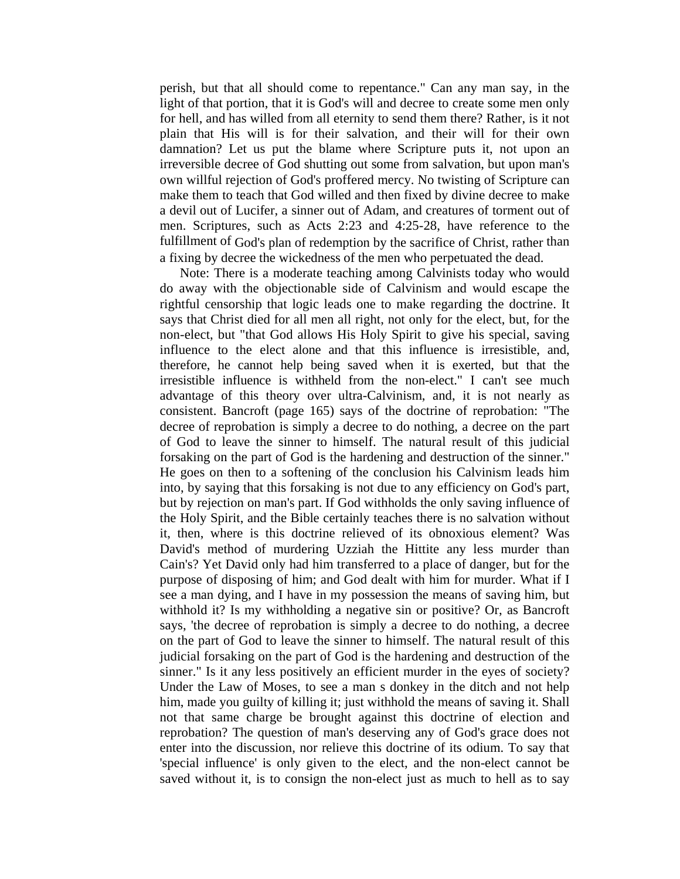perish, but that all should come to repentance." Can any man say, in the light of that portion, that it is God's will and decree to create some men only for hell, and has willed from all eternity to send them there? Rather, is it not plain that His will is for their salvation, and their will for their own damnation? Let us put the blame where Scripture puts it, not upon an irreversible decree of God shutting out some from salvation, but upon man's own willful rejection of God's proffered mercy. No twisting of Scripture can make them to teach that God willed and then fixed by divine decree to make a devil out of Lucifer, a sinner out of Adam, and creatures of torment out of men. Scriptures, such as Acts 2:23 and 4:25-28, have reference to the fulfillment of God's plan of redemption by the sacrifice of Christ, rather than a fixing by decree the wickedness of the men who perpetuated the dead.

Note: There is a moderate teaching among Calvinists today who would do away with the objectionable side of Calvinism and would escape the rightful censorship that logic leads one to make regarding the doctrine. It says that Christ died for all men all right, not only for the elect, but, for the non-elect, but "that God allows His Holy Spirit to give his special, saving influence to the elect alone and that this influence is irresistible, and, therefore, he cannot help being saved when it is exerted, but that the irresistible influence is withheld from the non-elect." I can't see much advantage of this theory over ultra-Calvinism, and, it is not nearly as consistent. Bancroft (page 165) says of the doctrine of reprobation: "The decree of reprobation is simply a decree to do nothing, a decree on the part of God to leave the sinner to himself. The natural result of this judicial forsaking on the part of God is the hardening and destruction of the sinner." He goes on then to a softening of the conclusion his Calvinism leads him into, by saying that this forsaking is not due to any efficiency on God's part, but by rejection on man's part. If God withholds the only saving influence of the Holy Spirit, and the Bible certainly teaches there is no salvation without it, then, where is this doctrine relieved of its obnoxious element? Was David's method of murdering Uzziah the Hittite any less murder than Cain's? Yet David only had him transferred to a place of danger, but for the purpose of disposing of him; and God dealt with him for murder. What if I see a man dying, and I have in my possession the means of saving him, but withhold it? Is my withholding a negative sin or positive? Or, as Bancroft says, 'the decree of reprobation is simply a decree to do nothing, a decree on the part of God to leave the sinner to himself. The natural result of this judicial forsaking on the part of God is the hardening and destruction of the sinner." Is it any less positively an efficient murder in the eyes of society? Under the Law of Moses, to see a man s donkey in the ditch and not help him, made you guilty of killing it; just withhold the means of saving it. Shall not that same charge be brought against this doctrine of election and reprobation? The question of man's deserving any of God's grace does not enter into the discussion, nor relieve this doctrine of its odium. To say that 'special influence' is only given to the elect, and the non-elect cannot be saved without it, is to consign the non-elect just as much to hell as to say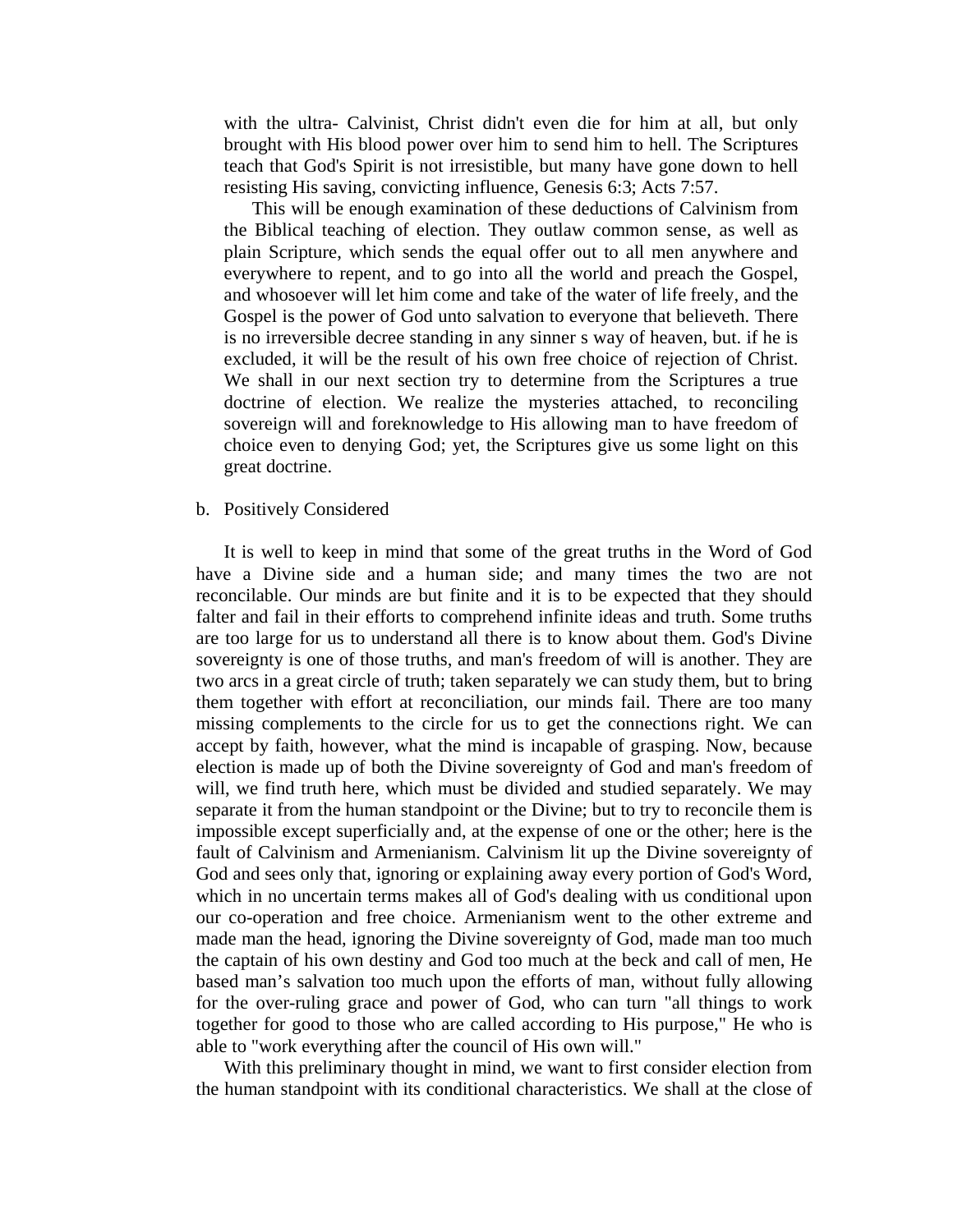with the ultra- Calvinist, Christ didn't even die for him at all, but only brought with His blood power over him to send him to hell. The Scriptures teach that God's Spirit is not irresistible, but many have gone down to hell resisting His saving, convicting influence, Genesis 6:3; Acts 7:57.

This will be enough examination of these deductions of Calvinism from the Biblical teaching of election. They outlaw common sense, as well as plain Scripture, which sends the equal offer out to all men anywhere and everywhere to repent, and to go into all the world and preach the Gospel, and whosoever will let him come and take of the water of life freely, and the Gospel is the power of God unto salvation to everyone that believeth. There is no irreversible decree standing in any sinner s way of heaven, but. if he is excluded, it will be the result of his own free choice of rejection of Christ. We shall in our next section try to determine from the Scriptures a true doctrine of election. We realize the mysteries attached, to reconciling sovereign will and foreknowledge to His allowing man to have freedom of choice even to denying God; yet, the Scriptures give us some light on this great doctrine.

b. Positively Considered

It is well to keep in mind that some of the great truths in the Word of God have a Divine side and a human side; and many times the two are not reconcilable. Our minds are but finite and it is to be expected that they should falter and fail in their efforts to comprehend infinite ideas and truth. Some truths are too large for us to understand all there is to know about them. God's Divine sovereignty is one of those truths, and man's freedom of will is another. They are two arcs in a great circle of truth; taken separately we can study them, but to bring them together with effort at reconciliation, our minds fail. There are too many missing complements to the circle for us to get the connections right. We can accept by faith, however, what the mind is incapable of grasping. Now, because election is made up of both the Divine sovereignty of God and man's freedom of will, we find truth here, which must be divided and studied separately. We may separate it from the human standpoint or the Divine; but to try to reconcile them is impossible except superficially and, at the expense of one or the other; here is the fault of Calvinism and Armenianism. Calvinism lit up the Divine sovereignty of God and sees only that, ignoring or explaining away every portion of God's Word, which in no uncertain terms makes all of God's dealing with us conditional upon our co-operation and free choice. Armenianism went to the other extreme and made man the head, ignoring the Divine sovereignty of God, made man too much the captain of his own destiny and God too much at the beck and call of men, He based man's salvation too much upon the efforts of man, without fully allowing for the over-ruling grace and power of God, who can turn "all things to work together for good to those who are called according to His purpose," He who is able to "work everything after the council of His own will."

With this preliminary thought in mind, we want to first consider election from the human standpoint with its conditional characteristics. We shall at the close of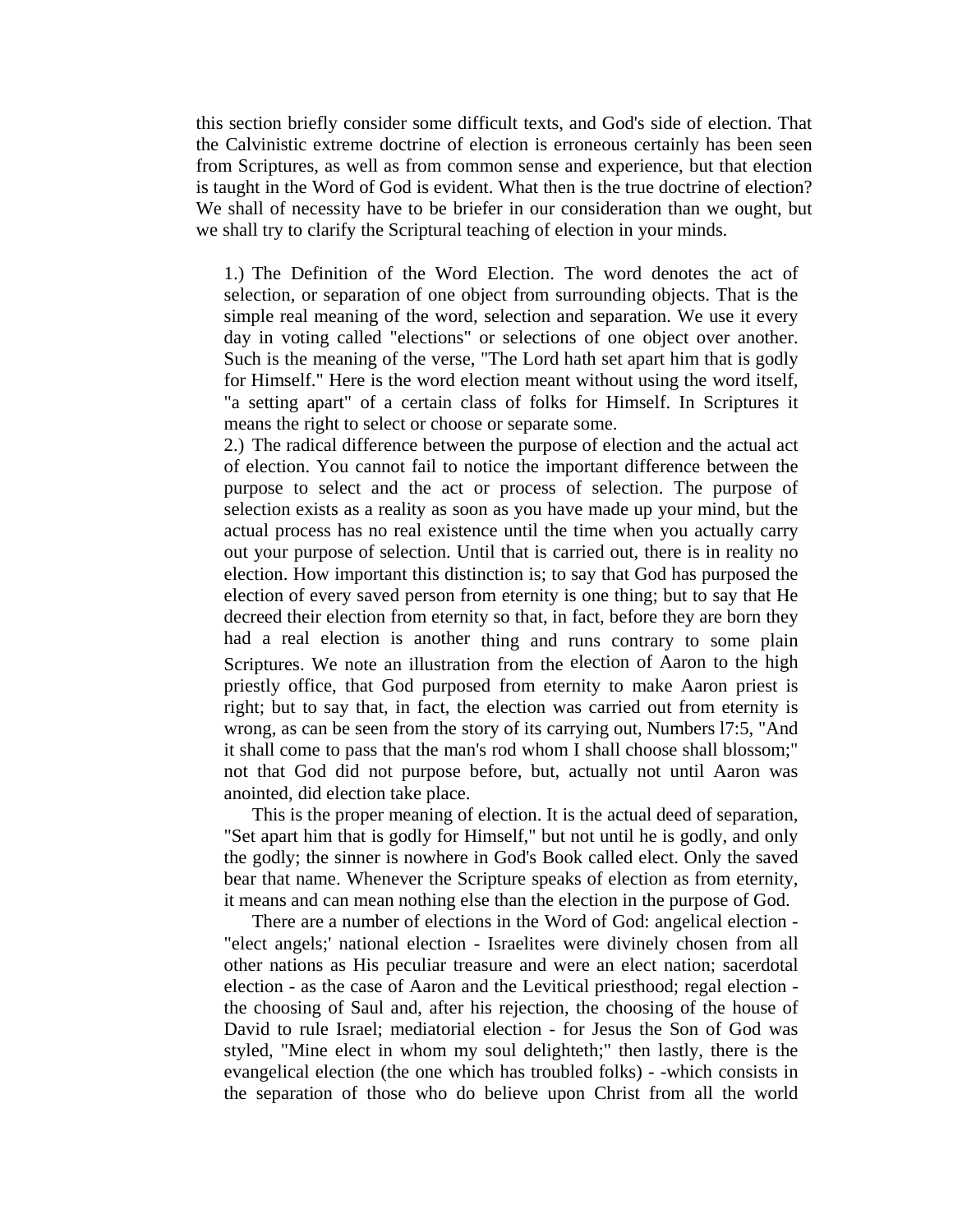this section briefly consider some difficult texts, and God's side of election. That the Calvinistic extreme doctrine of election is erroneous certainly has been seen from Scriptures, as well as from common sense and experience, but that election is taught in the Word of God is evident. What then is the true doctrine of election? We shall of necessity have to be briefer in our consideration than we ought, but we shall try to clarify the Scriptural teaching of election in your minds.

1.) The Definition of the Word Election. The word denotes the act of selection, or separation of one object from surrounding objects. That is the simple real meaning of the word, selection and separation. We use it every day in voting called "elections" or selections of one object over another. Such is the meaning of the verse, "The Lord hath set apart him that is godly for Himself." Here is the word election meant without using the word itself, "a setting apart" of a certain class of folks for Himself. In Scriptures it means the right to select or choose or separate some.

2.) The radical difference between the purpose of election and the actual act of election. You cannot fail to notice the important difference between the purpose to select and the act or process of selection. The purpose of selection exists as a reality as soon as you have made up your mind, but the actual process has no real existence until the time when you actually carry out your purpose of selection. Until that is carried out, there is in reality no election. How important this distinction is; to say that God has purposed the election of every saved person from eternity is one thing; but to say that He decreed their election from eternity so that, in fact, before they are born they had a real election is another thing and runs contrary to some plain Scriptures. We note an illustration from the election of Aaron to the high priestly office, that God purposed from eternity to make Aaron priest is right; but to say that, in fact, the election was carried out from eternity is wrong, as can be seen from the story of its carrying out, Numbers l7:5, "And it shall come to pass that the man's rod whom I shall choose shall blossom;" not that God did not purpose before, but, actually not until Aaron was anointed, did election take place.

This is the proper meaning of election. It is the actual deed of separation, "Set apart him that is godly for Himself," but not until he is godly, and only the godly; the sinner is nowhere in God's Book called elect. Only the saved bear that name. Whenever the Scripture speaks of election as from eternity, it means and can mean nothing else than the election in the purpose of God.

There are a number of elections in the Word of God: angelical election - "elect angels;' national election - Israelites were divinely chosen from all other nations as His peculiar treasure and were an elect nation; sacerdotal election - as the case of Aaron and the Levitical priesthood; regal election - the choosing of Saul and, after his rejection, the choosing of the house of David to rule Israel; mediatorial election - for Jesus the Son of God was styled, "Mine elect in whom my soul delighteth;" then lastly, there is the evangelical election (the one which has troubled folks) - -which consists in the separation of those who do believe upon Christ from all the world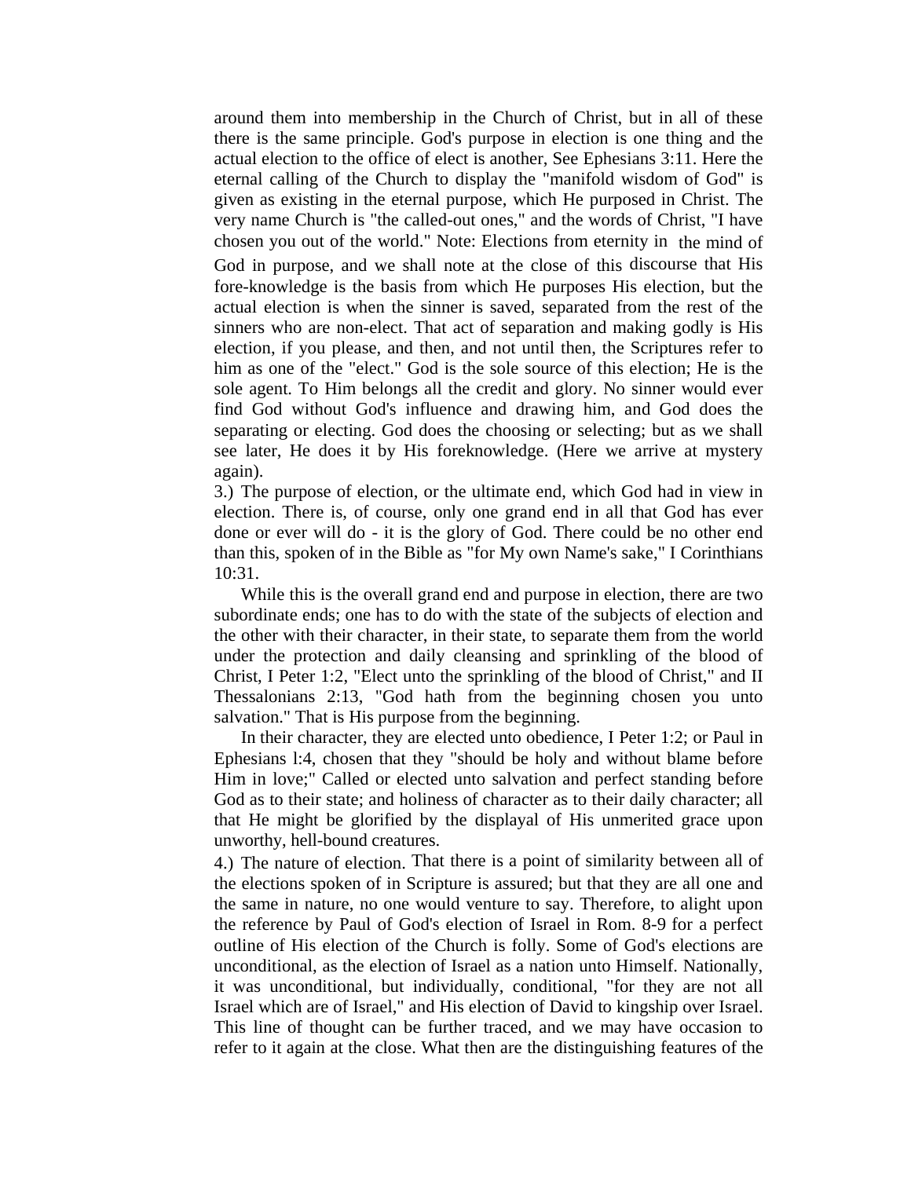around them into membership in the Church of Christ, but in all of these there is the same principle. God's purpose in election is one thing and the actual election to the office of elect is another, See Ephesians 3:11. Here the eternal calling of the Church to display the "manifold wisdom of God" is given as existing in the eternal purpose, which He purposed in Christ. The very name Church is "the called-out ones," and the words of Christ, "I have chosen you out of the world." Note: Elections from eternity in the mind of God in purpose, and we shall note at the close of this discourse that His fore-knowledge is the basis from which He purposes His election, but the actual election is when the sinner is saved, separated from the rest of the sinners who are non-elect. That act of separation and making godly is His election, if you please, and then, and not until then, the Scriptures refer to him as one of the "elect." God is the sole source of this election; He is the sole agent. To Him belongs all the credit and glory. No sinner would ever find God without God's influence and drawing him, and God does the separating or electing. God does the choosing or selecting; but as we shall see later, He does it by His foreknowledge. (Here we arrive at mystery again).

3.) The purpose of election, or the ultimate end, which God had in view in election. There is, of course, only one grand end in all that God has ever done or ever will do - it is the glory of God. There could be no other end than this, spoken of in the Bible as "for My own Name's sake," I Corinthians 10:31.

While this is the overall grand end and purpose in election, there are two subordinate ends; one has to do with the state of the subjects of election and the other with their character, in their state, to separate them from the world under the protection and daily cleansing and sprinkling of the blood of Christ, I Peter 1:2, "Elect unto the sprinkling of the blood of Christ," and II Thessalonians 2:13, "God hath from the beginning chosen you unto salvation." That is His purpose from the beginning.

In their character, they are elected unto obedience, I Peter 1:2; or Paul in Ephesians l:4, chosen that they "should be holy and without blame before Him in love;" Called or elected unto salvation and perfect standing before God as to their state; and holiness of character as to their daily character; all that He might be glorified by the displayal of His unmerited grace upon unworthy, hell-bound creatures.

4.) The nature of election. That there is a point of similarity between all of the elections spoken of in Scripture is assured; but that they are all one and the same in nature, no one would venture to say. Therefore, to alight upon the reference by Paul of God's election of Israel in Rom. 8-9 for a perfect outline of His election of the Church is folly. Some of God's elections are unconditional, as the election of Israel as a nation unto Himself. Nationally, it was unconditional, but individually, conditional, "for they are not all Israel which are of Israel," and His election of David to kingship over Israel. This line of thought can be further traced, and we may have occasion to refer to it again at the close. What then are the distinguishing features of the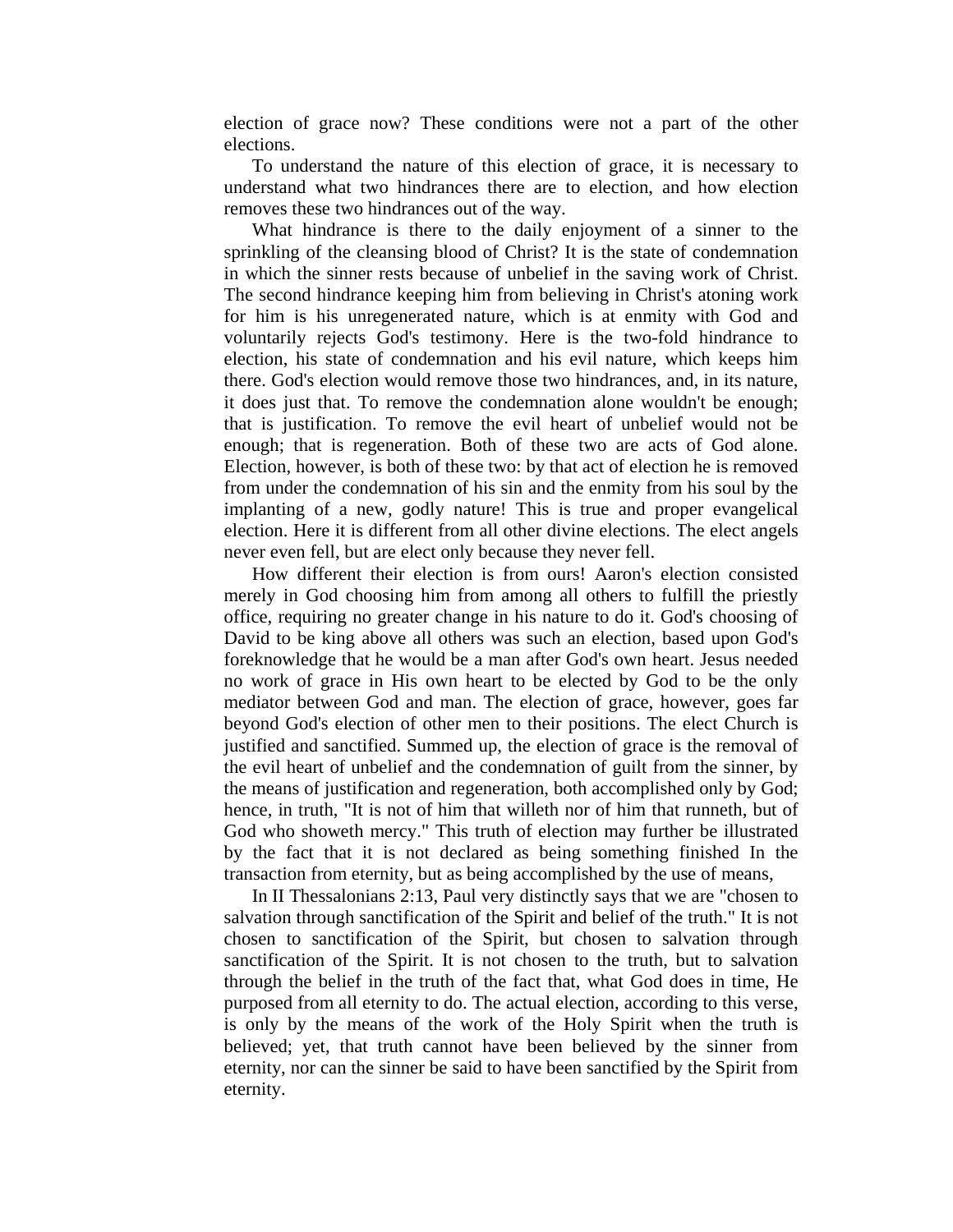election of grace now? These conditions were not a part of the other elections.

To understand the nature of this election of grace, it is necessary to understand what two hindrances there are to election, and how election removes these two hindrances out of the way.

What hindrance is there to the daily enjoyment of a sinner to the sprinkling of the cleansing blood of Christ? It is the state of condemnation in which the sinner rests because of unbelief in the saving work of Christ. The second hindrance keeping him from believing in Christ's atoning work for him is his unregenerated nature, which is at enmity with God and voluntarily rejects God's testimony. Here is the two-fold hindrance to election, his state of condemnation and his evil nature, which keeps him there. God's election would remove those two hindrances, and, in its nature, it does just that. To remove the condemnation alone wouldn't be enough; that is justification. To remove the evil heart of unbelief would not be enough; that is regeneration. Both of these two are acts of God alone. Election, however, is both of these two: by that act of election he is removed from under the condemnation of his sin and the enmity from his soul by the implanting of a new, godly nature! This is true and proper evangelical election. Here it is different from all other divine elections. The elect angels never even fell, but are elect only because they never fell.

How different their election is from ours! Aaron's election consisted merely in God choosing him from among all others to fulfill the priestly office, requiring no greater change in his nature to do it. God's choosing of David to be king above all others was such an election, based upon God's foreknowledge that he would be a man after God's own heart. Jesus needed no work of grace in His own heart to be elected by God to be the only mediator between God and man. The election of grace, however, goes far beyond God's election of other men to their positions. The elect Church is justified and sanctified. Summed up, the election of grace is the removal of the evil heart of unbelief and the condemnation of guilt from the sinner, by the means of justification and regeneration, both accomplished only by God; hence, in truth, "It is not of him that willeth nor of him that runneth, but of God who showeth mercy." This truth of election may further be illustrated by the fact that it is not declared as being something finished In the transaction from eternity, but as being accomplished by the use of means,

In II Thessalonians 2:13, Paul very distinctly says that we are "chosen to salvation through sanctification of the Spirit and belief of the truth." It is not chosen to sanctification of the Spirit, but chosen to salvation through sanctification of the Spirit. It is not chosen to the truth, but to salvation through the belief in the truth of the fact that, what God does in time, He purposed from all eternity to do. The actual election, according to this verse, is only by the means of the work of the Holy Spirit when the truth is believed; yet, that truth cannot have been believed by the sinner from eternity, nor can the sinner be said to have been sanctified by the Spirit from eternity.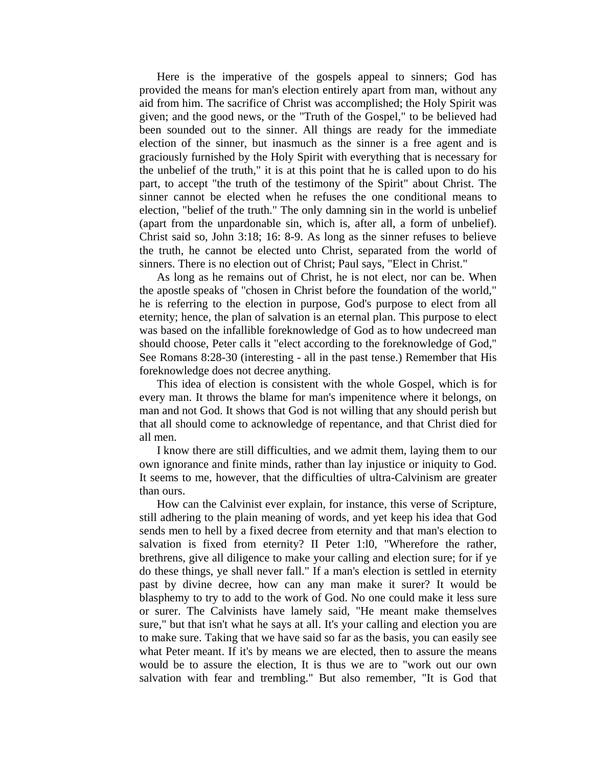Here is the imperative of the gospels appeal to sinners; God has provided the means for man's election entirely apart from man, without any aid from him. The sacrifice of Christ was accomplished; the Holy Spirit was given; and the good news, or the "Truth of the Gospel," to be believed had been sounded out to the sinner. All things are ready for the immediate election of the sinner, but inasmuch as the sinner is a free agent and is graciously furnished by the Holy Spirit with everything that is necessary for the unbelief of the truth," it is at this point that he is called upon to do his part, to accept "the truth of the testimony of the Spirit" about Christ. The sinner cannot be elected when he refuses the one conditional means to election, "belief of the truth." The only damning sin in the world is unbelief (apart from the unpardonable sin, which is, after all, a form of unbelief). Christ said so, John 3:18; 16: 8-9. As long as the sinner refuses to believe the truth, he cannot be elected unto Christ, separated from the world of sinners. There is no election out of Christ; Paul says, "Elect in Christ."

As long as he remains out of Christ, he is not elect, nor can be. When the apostle speaks of "chosen in Christ before the foundation of the world," he is referring to the election in purpose, God's purpose to elect from all eternity; hence, the plan of salvation is an eternal plan. This purpose to elect was based on the infallible foreknowledge of God as to how undecreed man should choose, Peter calls it "elect according to the foreknowledge of God," See Romans 8:28-30 (interesting - all in the past tense.) Remember that His foreknowledge does not decree anything.

This idea of election is consistent with the whole Gospel, which is for every man. It throws the blame for man's impenitence where it belongs, on man and not God. It shows that God is not willing that any should perish but that all should come to acknowledge of repentance, and that Christ died for all men.

I know there are still difficulties, and we admit them, laying them to our own ignorance and finite minds, rather than lay injustice or iniquity to God. It seems to me, however, that the difficulties of ultra-Calvinism are greater than ours.

How can the Calvinist ever explain, for instance, this verse of Scripture, still adhering to the plain meaning of words, and yet keep his idea that God sends men to hell by a fixed decree from eternity and that man's election to salvation is fixed from eternity? II Peter 1:l0, "Wherefore the rather, brethrens, give all diligence to make your calling and election sure; for if ye do these things, ye shall never fall." If a man's election is settled in eternity past by divine decree, how can any man make it surer? It would be blasphemy to try to add to the work of God. No one could make it less sure or surer. The Calvinists have lamely said, "He meant make themselves sure," but that isn't what he says at all. It's your calling and election you are to make sure. Taking that we have said so far as the basis, you can easily see what Peter meant. If it's by means we are elected, then to assure the means would be to assure the election, It is thus we are to "work out our own salvation with fear and trembling." But also remember, "It is God that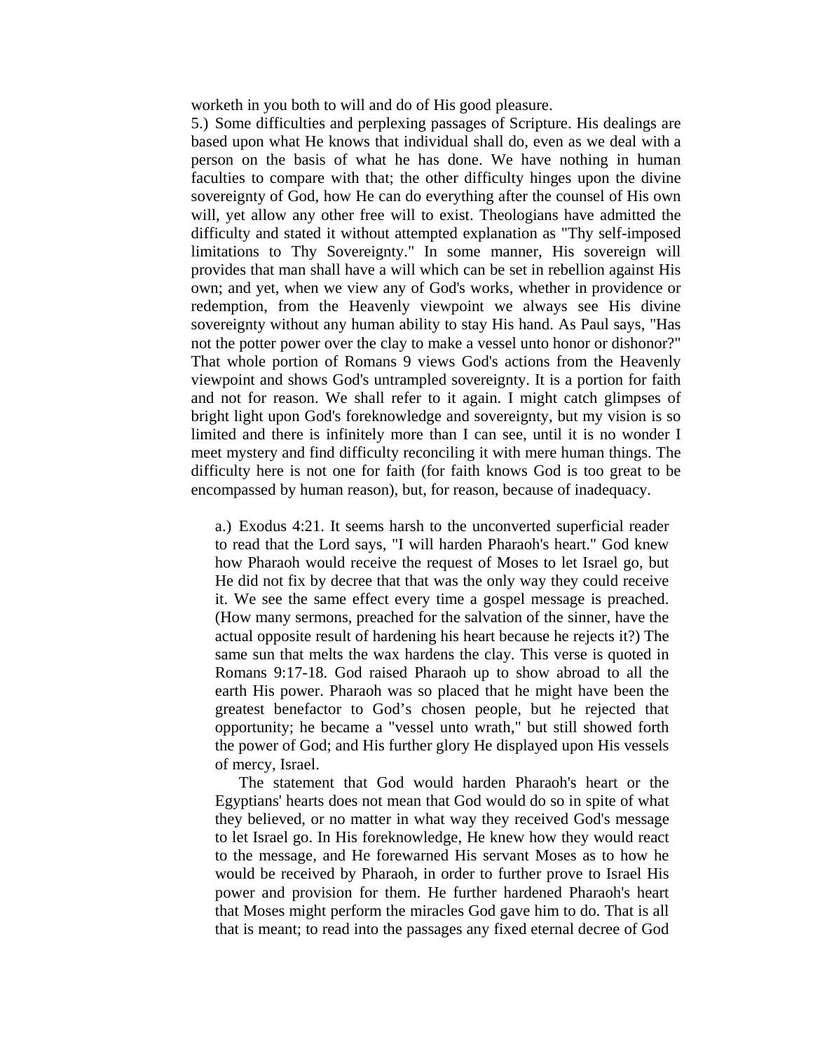worketh in you both to will and do of His good pleasure.

5.) Some difficulties and perplexing passages of Scripture. His dealings are based upon what He knows that individual shall do, even as we deal with a person on the basis of what he has done. We have nothing in human faculties to compare with that; the other difficulty hinges upon the divine sovereignty of God, how He can do everything after the counsel of His own will, yet allow any other free will to exist. Theologians have admitted the difficulty and stated it without attempted explanation as "Thy self-imposed limitations to Thy Sovereignty." In some manner, His sovereign will provides that man shall have a will which can be set in rebellion against His own; and yet, when we view any of God's works, whether in providence or redemption, from the Heavenly viewpoint we always see His divine sovereignty without any human ability to stay His hand. As Paul says, "Has not the potter power over the clay to make a vessel unto honor or dishonor?" That whole portion of Romans 9 views God's actions from the Heavenly viewpoint and shows God's untrampled sovereignty. It is a portion for faith and not for reason. We shall refer to it again. I might catch glimpses of bright light upon God's foreknowledge and sovereignty, but my vision is so limited and there is infinitely more than I can see, until it is no wonder I meet mystery and find difficulty reconciling it with mere human things. The difficulty here is not one for faith (for faith knows God is too great to be encompassed by human reason), but, for reason, because of inadequacy.

a.) Exodus 4:21. It seems harsh to the unconverted superficial reader to read that the Lord says, "I will harden Pharaoh's heart." God knew how Pharaoh would receive the request of Moses to let Israel go, but He did not fix by decree that that was the only way they could receive it. We see the same effect every time a gospel message is preached. (How many sermons, preached for the salvation of the sinner, have the actual opposite result of hardening his heart because he rejects it?) The same sun that melts the wax hardens the clay. This verse is quoted in Romans 9:17-18. God raised Pharaoh up to show abroad to all the earth His power. Pharaoh was so placed that he might have been the greatest benefactor to God's chosen people, but he rejected that opportunity; he became a "vessel unto wrath," but still showed forth the power of God; and His further glory He displayed upon His vessels of mercy, Israel.

The statement that God would harden Pharaoh's heart or the Egyptians' hearts does not mean that God would do so in spite of what they believed, or no matter in what way they received God's message to let Israel go. In His foreknowledge, He knew how they would react to the message, and He forewarned His servant Moses as to how he would be received by Pharaoh, in order to further prove to Israel His power and provision for them. He further hardened Pharaoh's heart that Moses might perform the miracles God gave him to do. That is all that is meant; to read into the passages any fixed eternal decree of God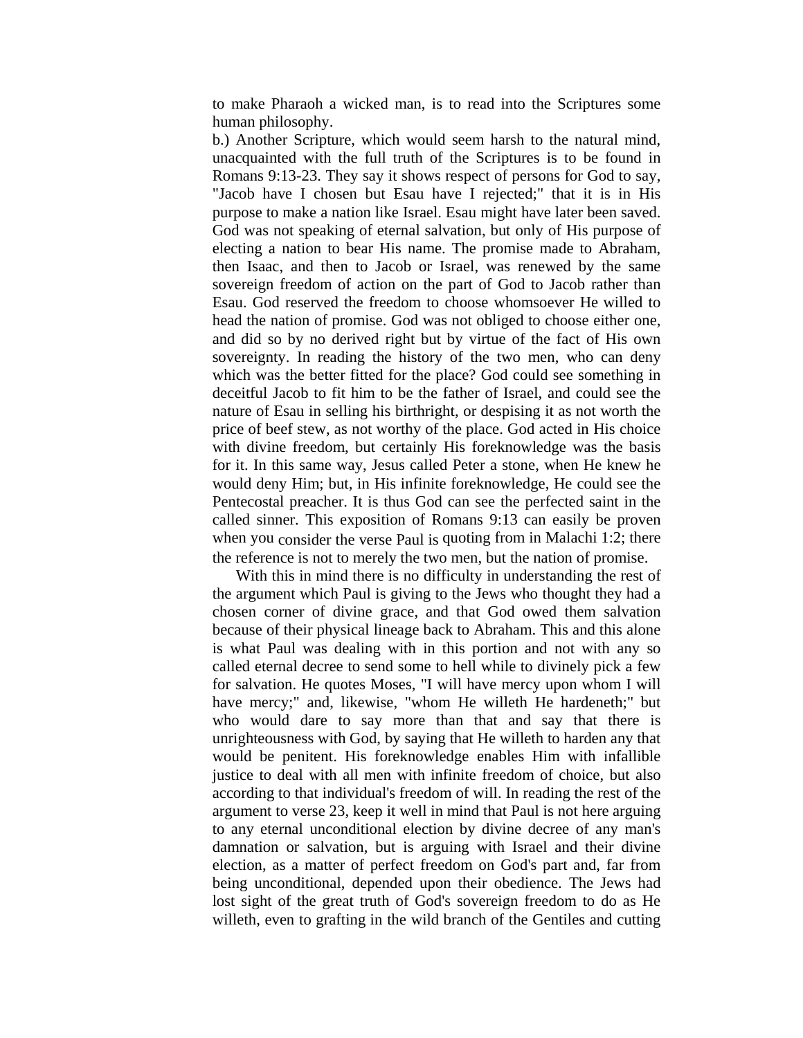to make Pharaoh a wicked man, is to read into the Scriptures some human philosophy.

b.) Another Scripture, which would seem harsh to the natural mind, unacquainted with the full truth of the Scriptures is to be found in Romans 9:13-23. They say it shows respect of persons for God to say, "Jacob have I chosen but Esau have I rejected;" that it is in His purpose to make a nation like Israel. Esau might have later been saved. God was not speaking of eternal salvation, but only of His purpose of electing a nation to bear His name. The promise made to Abraham, then Isaac, and then to Jacob or Israel, was renewed by the same sovereign freedom of action on the part of God to Jacob rather than Esau. God reserved the freedom to choose whomsoever He willed to head the nation of promise. God was not obliged to choose either one, and did so by no derived right but by virtue of the fact of His own sovereignty. In reading the history of the two men, who can deny which was the better fitted for the place? God could see something in deceitful Jacob to fit him to be the father of Israel, and could see the nature of Esau in selling his birthright, or despising it as not worth the price of beef stew, as not worthy of the place. God acted in His choice with divine freedom, but certainly His foreknowledge was the basis for it. In this same way, Jesus called Peter a stone, when He knew he would deny Him; but, in His infinite foreknowledge, He could see the Pentecostal preacher. It is thus God can see the perfected saint in the called sinner. This exposition of Romans 9:13 can easily be proven when you consider the verse Paul is quoting from in Malachi 1:2; there the reference is not to merely the two men, but the nation of promise.

With this in mind there is no difficulty in understanding the rest of the argument which Paul is giving to the Jews who thought they had a chosen corner of divine grace, and that God owed them salvation because of their physical lineage back to Abraham. This and this alone is what Paul was dealing with in this portion and not with any so called eternal decree to send some to hell while to divinely pick a few for salvation. He quotes Moses, "I will have mercy upon whom I will have mercy;" and, likewise, "whom He willeth He hardeneth;" but who would dare to say more than that and say that there is unrighteousness with God, by saying that He willeth to harden any that would be penitent. His foreknowledge enables Him with infallible justice to deal with all men with infinite freedom of choice, but also according to that individual's freedom of will. In reading the rest of the argument to verse 23, keep it well in mind that Paul is not here arguing to any eternal unconditional election by divine decree of any man's damnation or salvation, but is arguing with Israel and their divine election, as a matter of perfect freedom on God's part and, far from being unconditional, depended upon their obedience. The Jews had lost sight of the great truth of God's sovereign freedom to do as He willeth, even to grafting in the wild branch of the Gentiles and cutting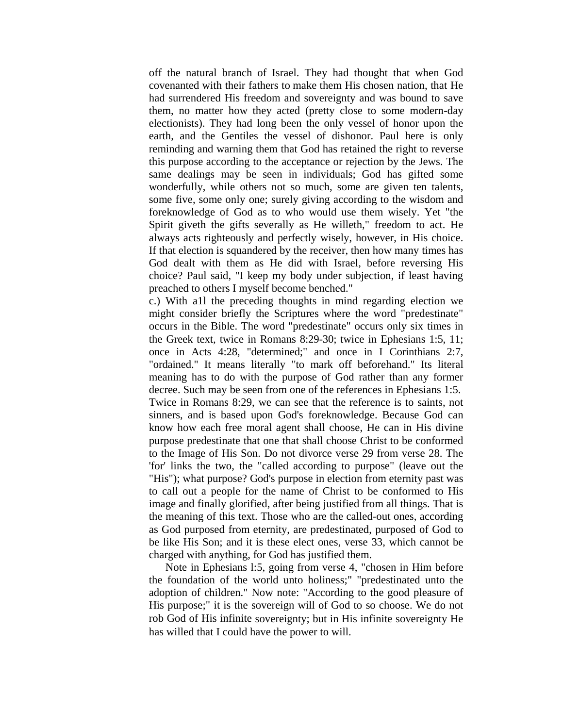off the natural branch of Israel. They had thought that when God covenanted with their fathers to make them His chosen nation, that He had surrendered His freedom and sovereignty and was bound to save them, no matter how they acted (pretty close to some modern-day electionists). They had long been the only vessel of honor upon the earth, and the Gentiles the vessel of dishonor. Paul here is only reminding and warning them that God has retained the right to reverse this purpose according to the acceptance or rejection by the Jews. The same dealings may be seen in individuals; God has gifted some wonderfully, while others not so much, some are given ten talents, some five, some only one; surely giving according to the wisdom and foreknowledge of God as to who would use them wisely. Yet "the Spirit giveth the gifts severally as He willeth," freedom to act. He always acts righteously and perfectly wisely, however, in His choice. If that election is squandered by the receiver, then how many times has God dealt with them as He did with Israel, before reversing His choice? Paul said, "I keep my body under subjection, if least having preached to others I myself become benched."

c.) With a1l the preceding thoughts in mind regarding election we might consider briefly the Scriptures where the word "predestinate" occurs in the Bible. The word "predestinate" occurs only six times in the Greek text, twice in Romans 8:29-30; twice in Ephesians 1:5, 11; once in Acts 4:28, "determined;" and once in I Corinthians 2:7, "ordained." It means literally "to mark off beforehand." Its literal meaning has to do with the purpose of God rather than any former decree. Such may be seen from one of the references in Ephesians 1:5. Twice in Romans 8:29, we can see that the reference is to saints, not sinners, and is based upon God's foreknowledge. Because God can know how each free moral agent shall choose, He can in His divine purpose predestinate that one that shall choose Christ to be conformed to the Image of His Son. Do not divorce verse 29 from verse 28. The 'for' links the two, the "called according to purpose" (leave out the "His"); what purpose? God's purpose in election from eternity past was to call out a people for the name of Christ to be conformed to His image and finally glorified, after being justified from all things. That is the meaning of this text. Those who are the called-out ones, according as God purposed from eternity, are predestinated, purposed of God to be like His Son; and it is these elect ones, verse 33, which cannot be charged with anything, for God has justified them.

Note in Ephesians l:5, going from verse 4, "chosen in Him before the foundation of the world unto holiness;" "predestinated unto the adoption of children." Now note: "According to the good pleasure of His purpose;" it is the sovereign will of God to so choose. We do not rob God of His infinite sovereignty; but in His infinite sovereignty He has willed that I could have the power to will.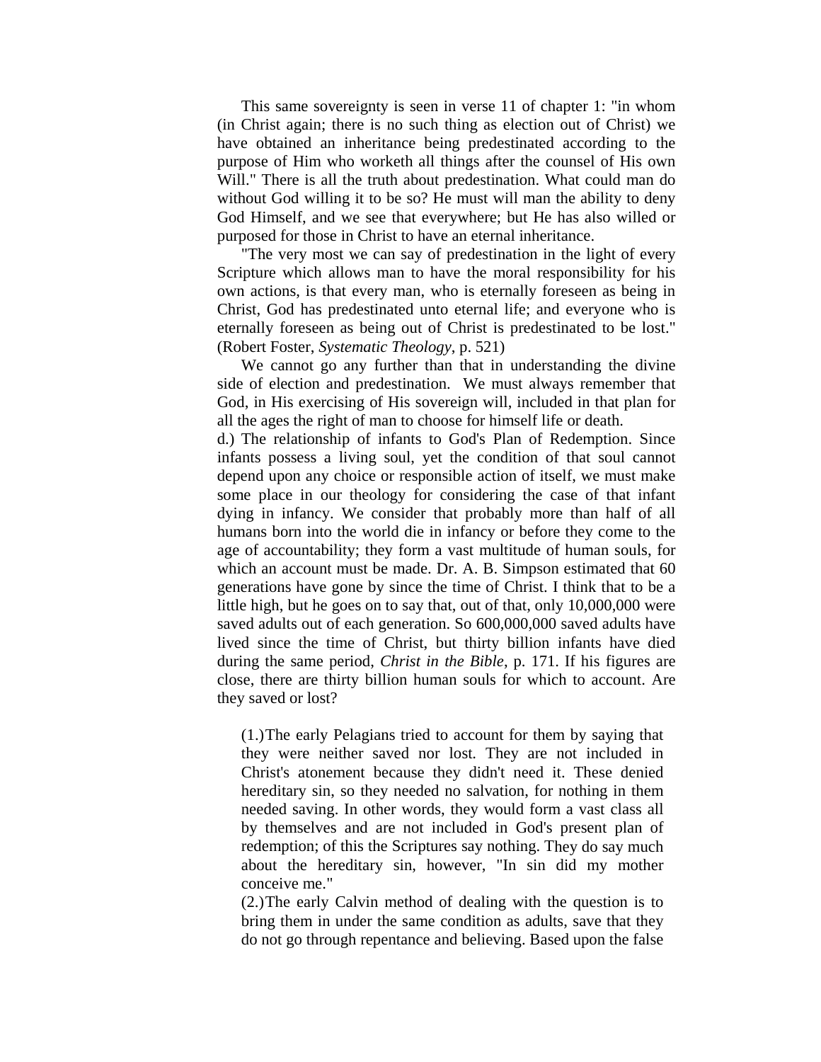This same sovereignty is seen in verse 11 of chapter 1: "in whom (in Christ again; there is no such thing as election out of Christ) we have obtained an inheritance being predestinated according to the purpose of Him who worketh all things after the counsel of His own Will." There is all the truth about predestination. What could man do without God willing it to be so? He must will man the ability to deny God Himself, and we see that everywhere; but He has also willed or purposed for those in Christ to have an eternal inheritance.

"The very most we can say of predestination in the light of every Scripture which allows man to have the moral responsibility for his own actions, is that every man, who is eternally foreseen as being in Christ, God has predestinated unto eternal life; and everyone who is eternally foreseen as being out of Christ is predestinated to be lost." (Robert Foster, *Systematic Theology*, p. 521)

We cannot go any further than that in understanding the divine side of election and predestination. We must always remember that God, in His exercising of His sovereign will, included in that plan for all the ages the right of man to choose for himself life or death.

d.) The relationship of infants to God's Plan of Redemption. Since infants possess a living soul, yet the condition of that soul cannot depend upon any choice or responsible action of itself, we must make some place in our theology for considering the case of that infant dying in infancy. We consider that probably more than half of all humans born into the world die in infancy or before they come to the age of accountability; they form a vast multitude of human souls, for which an account must be made. Dr. A. B. Simpson estimated that 60 generations have gone by since the time of Christ. I think that to be a little high, but he goes on to say that, out of that, only 10,000,000 were saved adults out of each generation. So 600,000,000 saved adults have lived since the time of Christ, but thirty billion infants have died during the same period, *Christ in the Bible*, p. 171. If his figures are close, there are thirty billion human souls for which to account. Are they saved or lost?

(1.) The early Pelagians tried to account for them by saying that they were neither saved nor lost. They are not included in Christ's atonement because they didn't need it. These denied hereditary sin, so they needed no salvation, for nothing in them needed saving. In other words, they would form a vast class all by themselves and are not included in God's present plan of redemption; of this the Scriptures say nothing. They do say much about the hereditary sin, however, "In sin did my mother conceive me."

(2.) The early Calvin method of dealing with the question is to bring them in under the same condition as adults, save that they do not go through repentance and believing. Based upon the false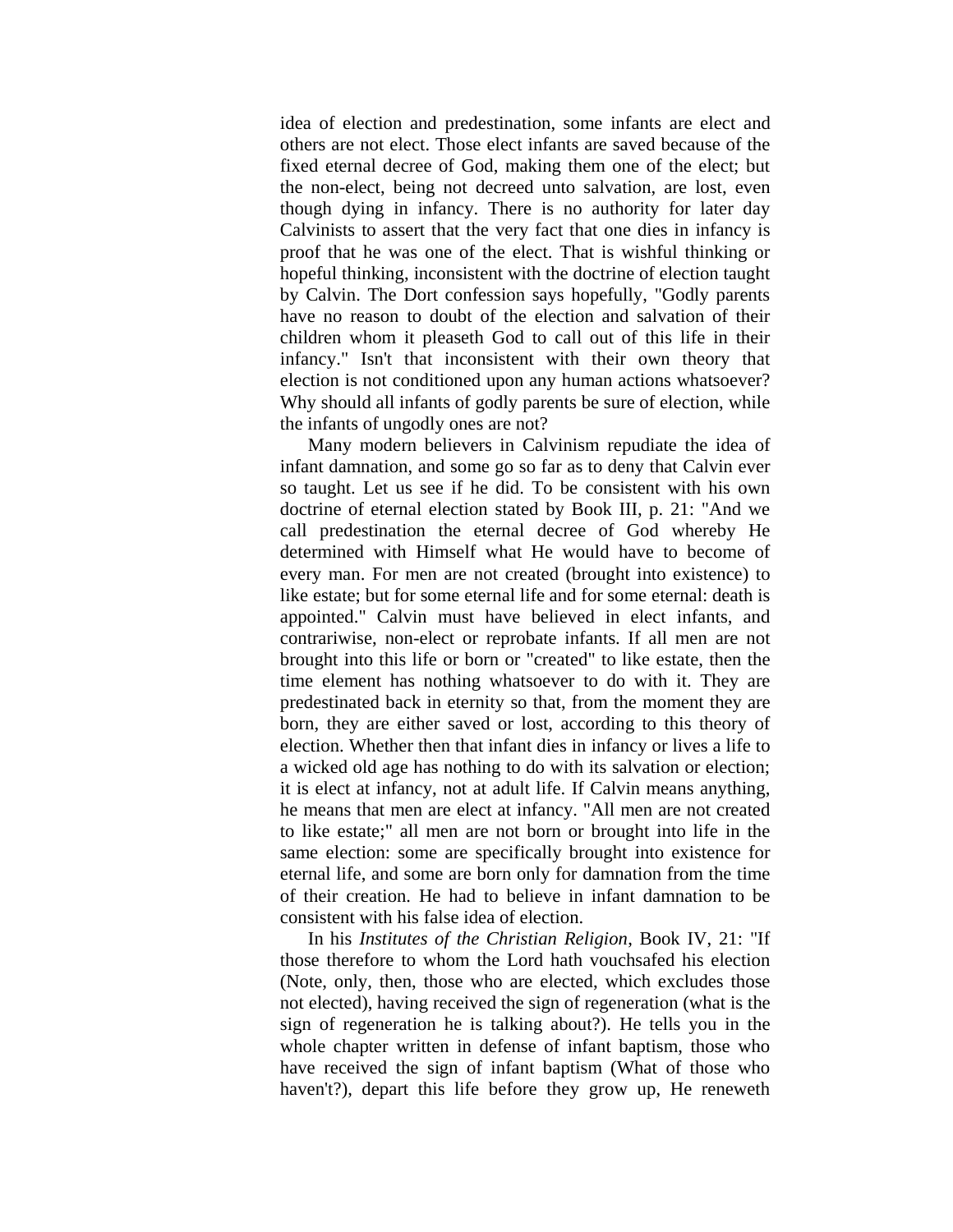idea of election and predestination, some infants are elect and others are not elect. Those elect infants are saved because of the fixed eternal decree of God, making them one of the elect; but the non-elect, being not decreed unto salvation, are lost, even though dying in infancy. There is no authority for later day Calvinists to assert that the very fact that one dies in infancy is proof that he was one of the elect. That is wishful thinking or hopeful thinking, inconsistent with the doctrine of election taught by Calvin. The Dort confession says hopefully, "Godly parents have no reason to doubt of the election and salvation of their children whom it pleaseth God to call out of this life in their infancy." Isn't that inconsistent with their own theory that election is not conditioned upon any human actions whatsoever? Why should all infants of godly parents be sure of election, while the infants of ungodly ones are not?

Many modern believers in Calvinism repudiate the idea of infant damnation, and some go so far as to deny that Calvin ever so taught. Let us see if he did. To be consistent with his own doctrine of eternal election stated by Book III, p. 21: "And we call predestination the eternal decree of God whereby He determined with Himself what He would have to become of every man. For men are not created (brought into existence) to like estate; but for some eternal life and for some eternal: death is appointed." Calvin must have believed in elect infants, and contrariwise, non-elect or reprobate infants. If all men are not brought into this life or born or "created" to like estate, then the time element has nothing whatsoever to do with it. They are predestinated back in eternity so that, from the moment they are born, they are either saved or lost, according to this theory of election. Whether then that infant dies in infancy or lives a life to a wicked old age has nothing to do with its salvation or election; it is elect at infancy, not at adult life. If Calvin means anything, he means that men are elect at infancy. "All men are not created to like estate;" all men are not born or brought into life in the same election: some are specifically brought into existence for eternal life, and some are born only for damnation from the time of their creation. He had to believe in infant damnation to be consistent with his false idea of election.

In his *Institutes of the Christian Religion*, Book IV, 21: "If those therefore to whom the Lord hath vouchsafed his election (Note, only, then, those who are elected, which excludes those not elected), having received the sign of regeneration (what is the sign of regeneration he is talking about?). He tells you in the whole chapter written in defense of infant baptism, those who have received the sign of infant baptism (What of those who haven't?), depart this life before they grow up, He reneweth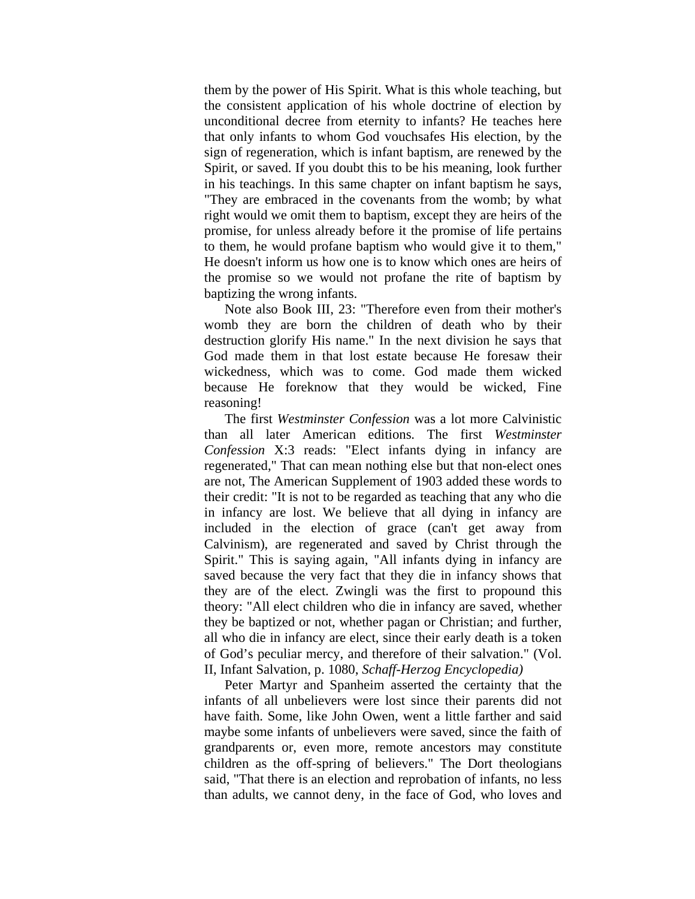them by the power of His Spirit. What is this whole teaching, but the consistent application of his whole doctrine of election by unconditional decree from eternity to infants? He teaches here that only infants to whom God vouchsafes His election, by the sign of regeneration, which is infant baptism, are renewed by the Spirit, or saved. If you doubt this to be his meaning, look further in his teachings. In this same chapter on infant baptism he says, "They are embraced in the covenants from the womb; by what right would we omit them to baptism, except they are heirs of the promise, for unless already before it the promise of life pertains to them, he would profane baptism who would give it to them," He doesn't inform us how one is to know which ones are heirs of the promise so we would not profane the rite of baptism by baptizing the wrong infants.

Note also Book III, 23: "Therefore even from their mother's womb they are born the children of death who by their destruction glorify His name." In the next division he says that God made them in that lost estate because He foresaw their wickedness, which was to come. God made them wicked because He foreknow that they would be wicked, Fine reasoning!

The first *Westminster Confession* was a lot more Calvinistic than all later American editions. The first *Westminster Confession* X:3 reads: "Elect infants dying in infancy are regenerated," That can mean nothing else but that non-elect ones are not, The American Supplement of 1903 added these words to their credit: "It is not to be regarded as teaching that any who die in infancy are lost. We believe that all dying in infancy are included in the election of grace (can't get away from Calvinism), are regenerated and saved by Christ through the Spirit." This is saying again, "All infants dying in infancy are saved because the very fact that they die in infancy shows that they are of the elect. Zwingli was the first to propound this theory: "All elect children who die in infancy are saved, whether they be baptized or not, whether pagan or Christian; and further, all who die in infancy are elect, since their early death is a token of God's peculiar mercy, and therefore of their salvation." (Vol. II, Infant Salvation, p. 1080, *Schaff-Herzog Encyclopedia)*

Peter Martyr and Spanheim asserted the certainty that the infants of all unbelievers were lost since their parents did not have faith. Some, like John Owen, went a little farther and said maybe some infants of unbelievers were saved, since the faith of grandparents or, even more, remote ancestors may constitute children as the off-spring of believers." The Dort theologians said, "That there is an election and reprobation of infants, no less than adults, we cannot deny, in the face of God, who loves and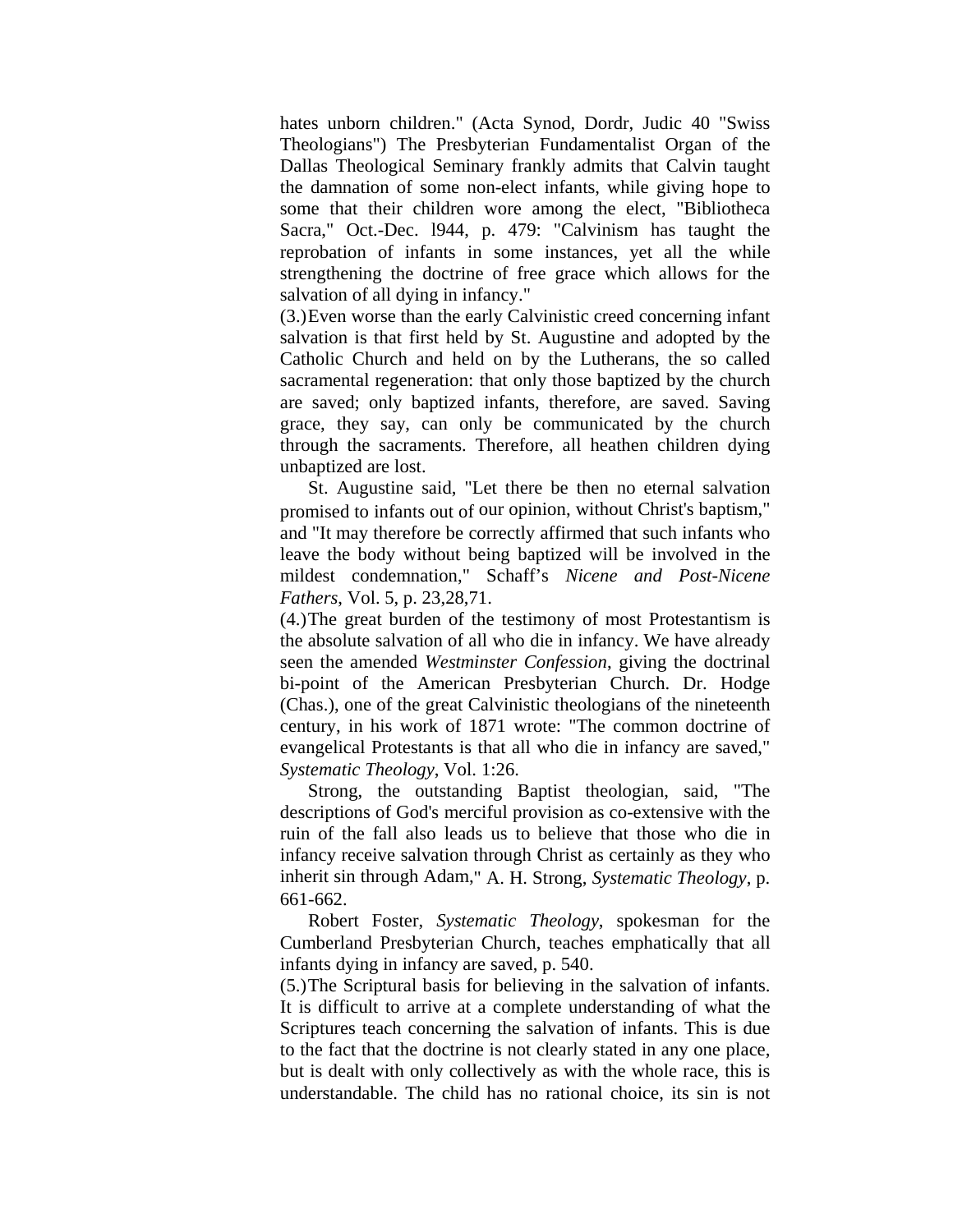hates unborn children." (Acta Synod, Dordr, Judic 40 "Swiss Theologians") The Presbyterian Fundamentalist Organ of the Dallas Theological Seminary frankly admits that Calvin taught the damnation of some non-elect infants, while giving hope to some that their children wore among the elect, "Bibliotheca Sacra," Oct.-Dec. l944, p. 479: "Calvinism has taught the reprobation of infants in some instances, yet all the while strengthening the doctrine of free grace which allows for the salvation of all dying in infancy."

(3.) Even worse than the early Calvinistic creed concerning infant salvation is that first held by St. Augustine and adopted by the Catholic Church and held on by the Lutherans, the so called sacramental regeneration: that only those baptized by the church are saved; only baptized infants, therefore, are saved. Saving grace, they say, can only be communicated by the church through the sacraments. Therefore, all heathen children dying unbaptized are lost.

St. Augustine said, "Let there be then no eternal salvation promised to infants out of our opinion, without Christ's baptism," and "It may therefore be correctly affirmed that such infants who leave the body without being baptized will be involved in the mildest condemnation," Schaff's *Nicene and Post-Nicene Fathers*, Vol. 5, p. 23,28,71.

(4.) The great burden of the testimony of most Protestantism is the absolute salvation of all who die in infancy. We have already seen the amended *Westminster Confession*, giving the doctrinal bi-point of the American Presbyterian Church. Dr. Hodge (Chas.), one of the great Calvinistic theologians of the nineteenth century, in his work of 1871 wrote: "The common doctrine of evangelical Protestants is that all who die in infancy are saved," *Systematic Theology*, Vol. 1:26.

Strong, the outstanding Baptist theologian, said, "The descriptions of God's merciful provision as co-extensive with the ruin of the fall also leads us to believe that those who die in infancy receive salvation through Christ as certainly as they who inherit sin through Adam," A. H. Strong, *Systematic Theology*, p. 661-662.

Robert Foster, *Systematic Theology*, spokesman for the Cumberland Presbyterian Church, teaches emphatically that all infants dying in infancy are saved, p. 540.

(5.) The Scriptural basis for believing in the salvation of infants. It is difficult to arrive at a complete understanding of what the Scriptures teach concerning the salvation of infants. This is due to the fact that the doctrine is not clearly stated in any one place, but is dealt with only collectively as with the whole race, this is understandable. The child has no rational choice, its sin is not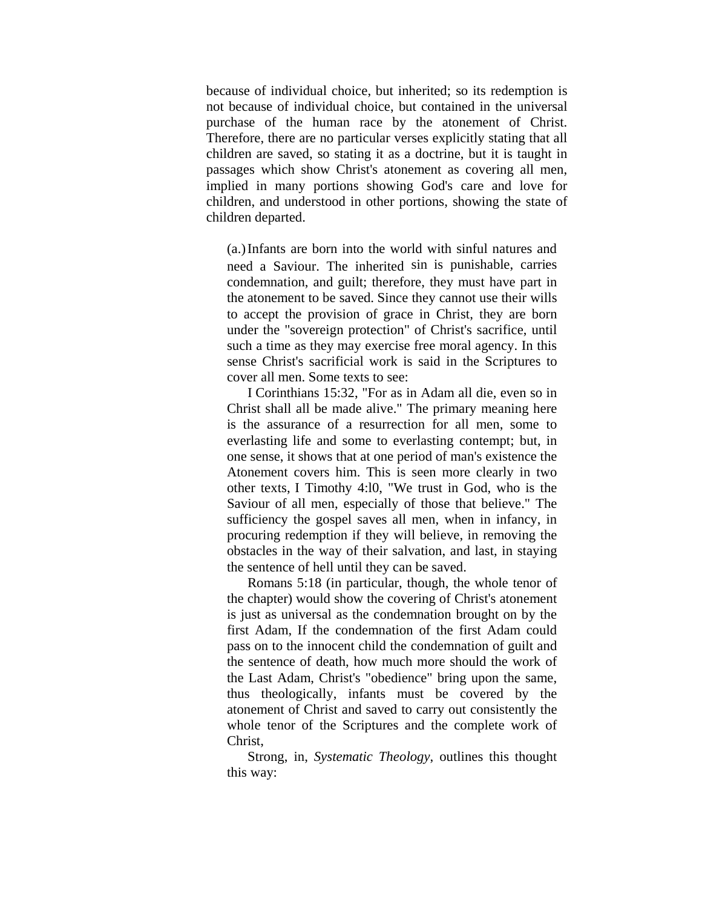because of individual choice, but inherited; so its redemption is not because of individual choice, but contained in the universal purchase of the human race by the atonement of Christ. Therefore, there are no particular verses explicitly stating that all children are saved, so stating it as a doctrine, but it is taught in passages which show Christ's atonement as covering all men, implied in many portions showing God's care and love for children, and understood in other portions, showing the state of children departed.

(a.) Infants are born into the world with sinful natures and need a Saviour. The inherited sin is punishable, carries condemnation, and guilt; therefore, they must have part in the atonement to be saved. Since they cannot use their wills to accept the provision of grace in Christ, they are born under the "sovereign protection" of Christ's sacrifice, until such a time as they may exercise free moral agency. In this sense Christ's sacrificial work is said in the Scriptures to cover all men. Some texts to see:

I Corinthians 15:32, "For as in Adam all die, even so in Christ shall all be made alive." The primary meaning here is the assurance of a resurrection for all men, some to everlasting life and some to everlasting contempt; but, in one sense, it shows that at one period of man's existence the Atonement covers him. This is seen more clearly in two other texts, I Timothy 4:l0, "We trust in God, who is the Saviour of all men, especially of those that believe." The sufficiency the gospel saves all men, when in infancy, in procuring redemption if they will believe, in removing the obstacles in the way of their salvation, and last, in staying the sentence of hell until they can be saved.

Romans 5:18 (in particular, though, the whole tenor of the chapter) would show the covering of Christ's atonement is just as universal as the condemnation brought on by the first Adam, If the condemnation of the first Adam could pass on to the innocent child the condemnation of guilt and the sentence of death, how much more should the work of the Last Adam, Christ's "obedience" bring upon the same, thus theologically, infants must be covered by the atonement of Christ and saved to carry out consistently the whole tenor of the Scriptures and the complete work of Christ,

Strong, in, *Systematic Theology*, outlines this thought this way: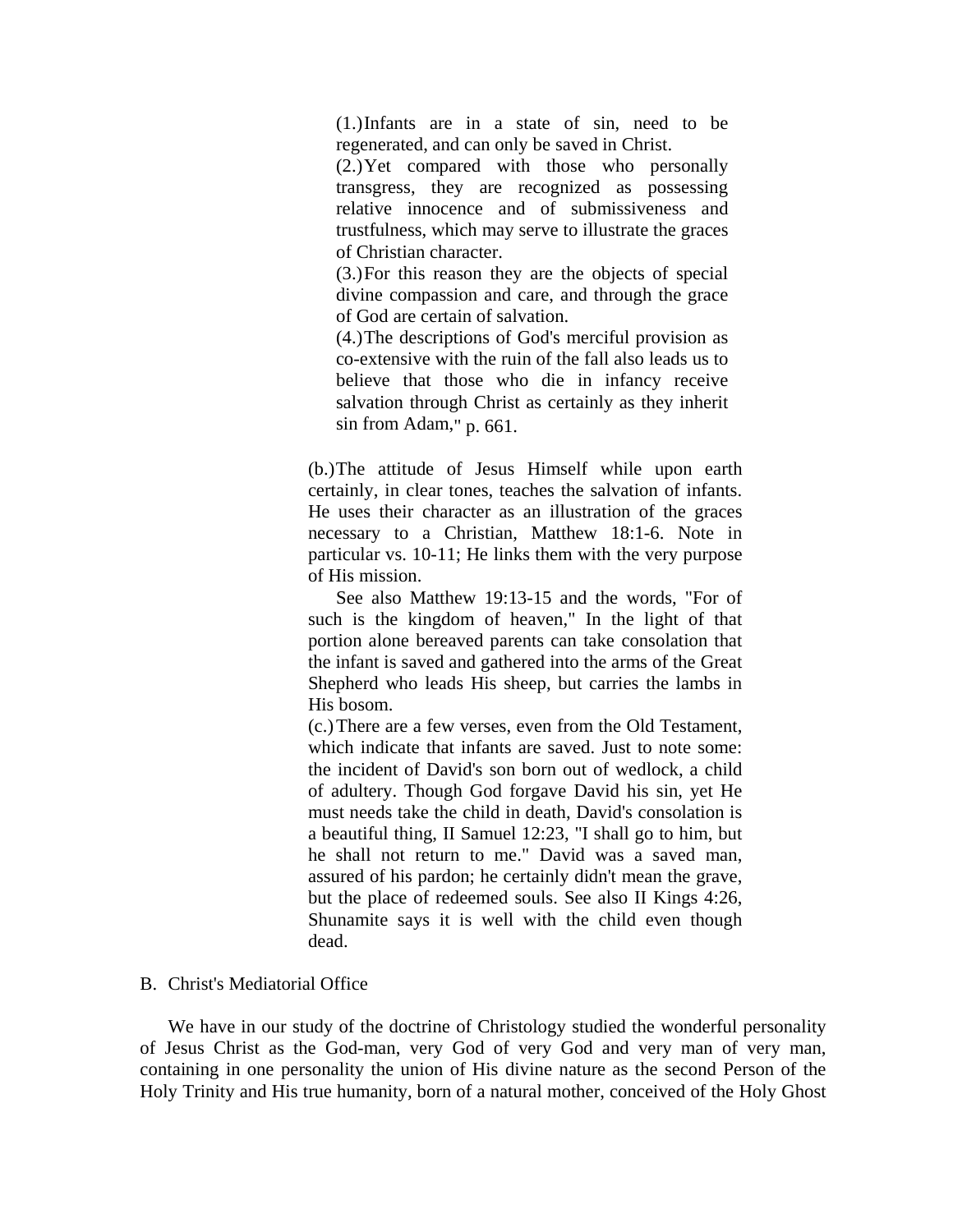(1.) Infants are in a state of sin, need to be regenerated, and can only be saved in Christ.

(2.) Yet compared with those who personally transgress, they are recognized as possessing relative innocence and of submissiveness and trustfulness, which may serve to illustrate the graces of Christian character.

(3.) For this reason they are the objects of special divine compassion and care, and through the grace of God are certain of salvation.

(4.) The descriptions of God's merciful provision as co-extensive with the ruin of the fall also leads us to believe that those who die in infancy receive salvation through Christ as certainly as they inherit sin from Adam," p. 661.

(b.) The attitude of Jesus Himself while upon earth certainly, in clear tones, teaches the salvation of infants. He uses their character as an illustration of the graces necessary to a Christian, Matthew 18:1-6. Note in particular vs. 10-11; He links them with the very purpose of His mission.

See also Matthew 19:13-15 and the words, "For of such is the kingdom of heaven," In the light of that portion alone bereaved parents can take consolation that the infant is saved and gathered into the arms of the Great Shepherd who leads His sheep, but carries the lambs in His bosom.

(c.) There are a few verses, even from the Old Testament, which indicate that infants are saved. Just to note some: the incident of David's son born out of wedlock, a child of adultery. Though God forgave David his sin, yet He must needs take the child in death, David's consolation is a beautiful thing, II Samuel 12:23, "I shall go to him, but he shall not return to me." David was a saved man, assured of his pardon; he certainly didn't mean the grave, but the place of redeemed souls. See also II Kings 4:26, Shunamite says it is well with the child even though dead.

## B. Christ's Mediatorial Office

We have in our study of the doctrine of Christology studied the wonderful personality of Jesus Christ as the God-man, very God of very God and very man of very man, containing in one personality the union of His divine nature as the second Person of the Holy Trinity and His true humanity, born of a natural mother, conceived of the Holy Ghost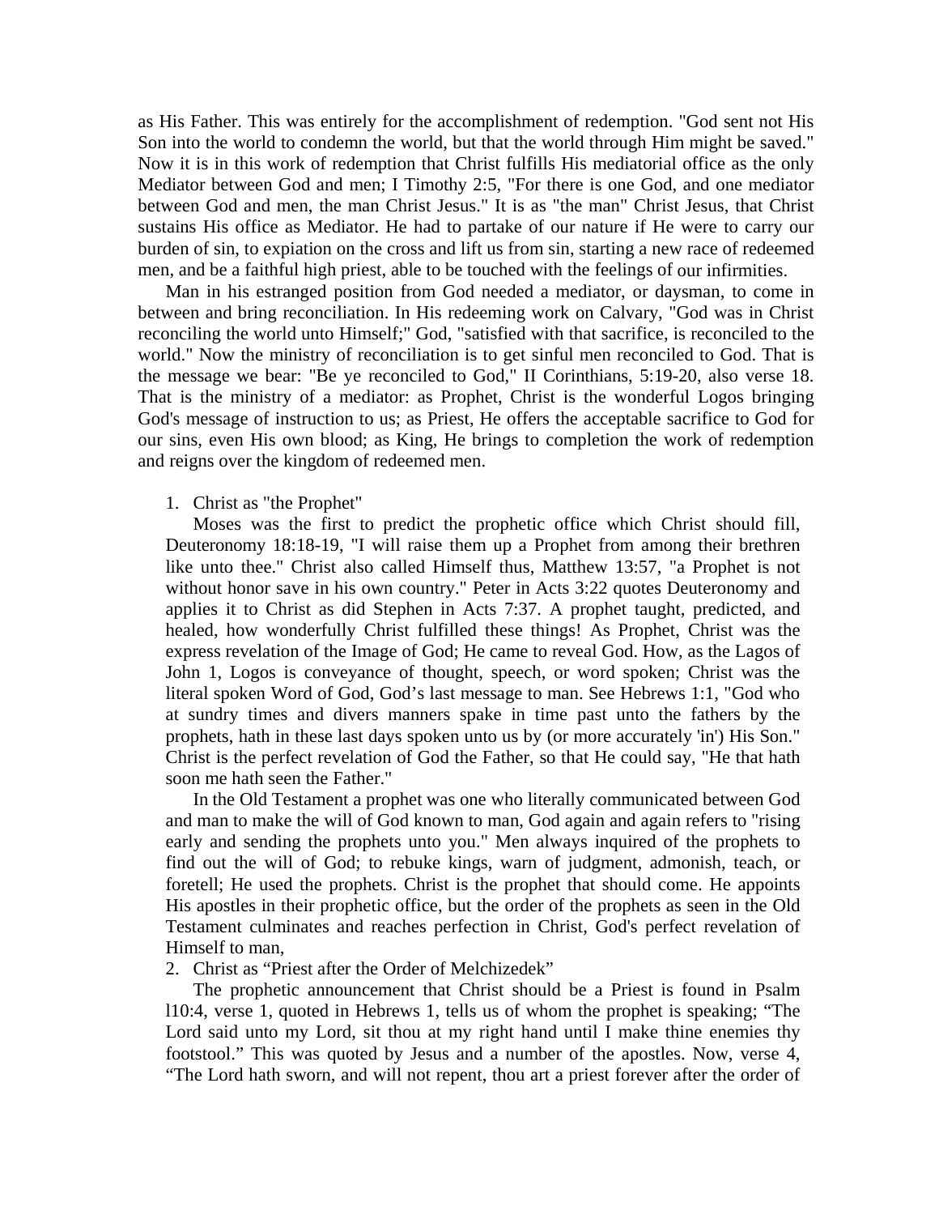as His Father. This was entirely for the accomplishment of redemption. "God sent not His Son into the world to condemn the world, but that the world through Him might be saved." Now it is in this work of redemption that Christ fulfills His mediatorial office as the only Mediator between God and men; I Timothy 2:5, "For there is one God, and one mediator between God and men, the man Christ Jesus." It is as "the man" Christ Jesus, that Christ sustains His office as Mediator. He had to partake of our nature if He were to carry our burden of sin, to expiation on the cross and lift us from sin, starting a new race of redeemed men, and be a faithful high priest, able to be touched with the feelings of our infirmities.

Man in his estranged position from God needed a mediator, or daysman, to come in between and bring reconciliation. In His redeeming work on Calvary, "God was in Christ reconciling the world unto Himself;" God, "satisfied with that sacrifice, is reconciled to the world." Now the ministry of reconciliation is to get sinful men reconciled to God. That is the message we bear: "Be ye reconciled to God," II Corinthians, 5:19-20, also verse 18. That is the ministry of a mediator: as Prophet, Christ is the wonderful Logos bringing God's message of instruction to us; as Priest, He offers the acceptable sacrifice to God for our sins, even His own blood; as King, He brings to completion the work of redemption and reigns over the kingdom of redeemed men.

1. Christ as "the Prophet"

   Moses was the first to predict the prophetic office which Christ should fill, Deuteronomy 18:18-19, "I will raise them up a Prophet from among their brethren like unto thee." Christ also called Himself thus, Matthew 13:57, "a Prophet is not without honor save in his own country." Peter in Acts 3:22 quotes Deuteronomy and applies it to Christ as did Stephen in Acts 7:37. A prophet taught, predicted, and healed, how wonderfully Christ fulfilled these things! As Prophet, Christ was the express revelation of the Image of God; He came to reveal God. How, as the Lagos of John 1, Logos is conveyance of thought, speech, or word spoken; Christ was the literal spoken Word of God, God's last message to man. See Hebrews 1:1, "God who at sundry times and divers manners spake in time past unto the fathers by the prophets, hath in these last days spoken unto us by (or more accurately 'in') His Son." Christ is the perfect revelation of God the Father, so that He could say, "He that hath soon me hath seen the Father."

   In the Old Testament a prophet was one who literally communicated between God and man to make the will of God known to man, God again and again refers to "rising early and sending the prophets unto you." Men always inquired of the prophets to find out the will of God; to rebuke kings, warn of judgment, admonish, teach, or foretell; He used the prophets. Christ is the prophet that should come. He appoints His apostles in their prophetic office, but the order of the prophets as seen in the Old Testament culminates and reaches perfection in Christ, God's perfect revelation of Himself to man,

2. Christ as "Priest after the Order of Melchizedek"

   The prophetic announcement that Christ should be a Priest is found in Psalm l10:4, verse 1, quoted in Hebrews 1, tells us of whom the prophet is speaking; "The Lord said unto my Lord, sit thou at my right hand until I make thine enemies thy footstool." This was quoted by Jesus and a number of the apostles. Now, verse 4, "The Lord hath sworn, and will not repent, thou art a priest forever after the order of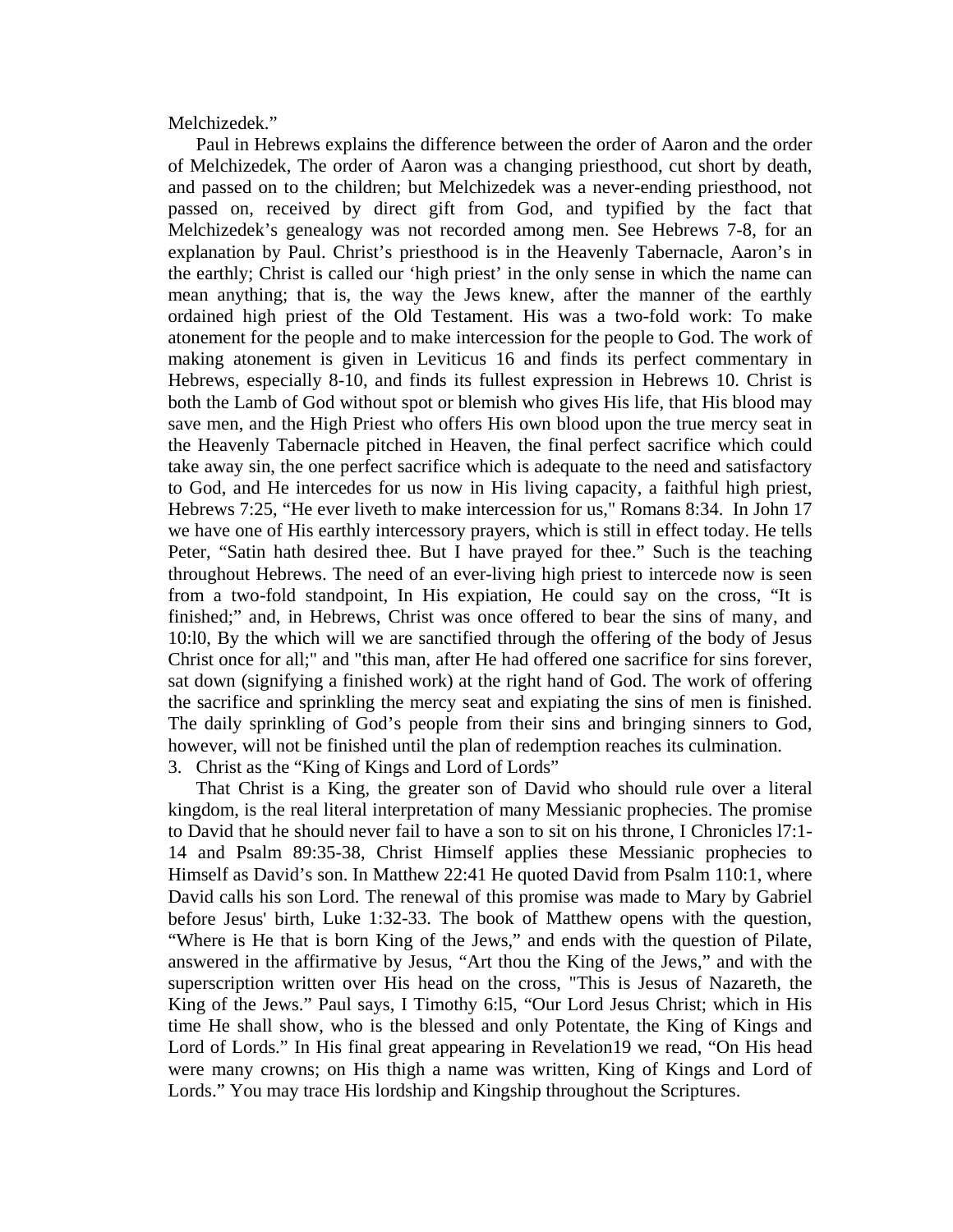Melchizedek."

Paul in Hebrews explains the difference between the order of Aaron and the order of Melchizedek, The order of Aaron was a changing priesthood, cut short by death, and passed on to the children; but Melchizedek was a never-ending priesthood, not passed on, received by direct gift from God, and typified by the fact that Melchizedek's genealogy was not recorded among men. See Hebrews 7-8, for an explanation by Paul. Christ's priesthood is in the Heavenly Tabernacle, Aaron's in the earthly; Christ is called our 'high priest' in the only sense in which the name can mean anything; that is, the way the Jews knew, after the manner of the earthly ordained high priest of the Old Testament. His was a two-fold work: To make atonement for the people and to make intercession for the people to God. The work of making atonement is given in Leviticus 16 and finds its perfect commentary in Hebrews, especially 8-10, and finds its fullest expression in Hebrews 10. Christ is both the Lamb of God without spot or blemish who gives His life, that His blood may save men, and the High Priest who offers His own blood upon the true mercy seat in the Heavenly Tabernacle pitched in Heaven, the final perfect sacrifice which could take away sin, the one perfect sacrifice which is adequate to the need and satisfactory to God, and He intercedes for us now in His living capacity, a faithful high priest, Hebrews 7:25, "He ever liveth to make intercession for us," Romans 8:34. In John 17 we have one of His earthly intercessory prayers, which is still in effect today. He tells Peter, "Satin hath desired thee. But I have prayed for thee." Such is the teaching throughout Hebrews. The need of an ever-living high priest to intercede now is seen from a two-fold standpoint, In His expiation, He could say on the cross, "It is finished;" and, in Hebrews, Christ was once offered to bear the sins of many, and 10:l0, By the which will we are sanctified through the offering of the body of Jesus Christ once for all;" and "this man, after He had offered one sacrifice for sins forever, sat down (signifying a finished work) at the right hand of God. The work of offering the sacrifice and sprinkling the mercy seat and expiating the sins of men is finished. The daily sprinkling of God's people from their sins and bringing sinners to God, however, will not be finished until the plan of redemption reaches its culmination.

3. Christ as the "King of Kings and Lord of Lords"

That Christ is a King, the greater son of David who should rule over a literal kingdom, is the real literal interpretation of many Messianic prophecies. The promise to David that he should never fail to have a son to sit on his throne, I Chronicles l7:1-14 and Psalm 89:35-38, Christ Himself applies these Messianic prophecies to Himself as David's son. In Matthew 22:41 He quoted David from Psalm 110:1, where David calls his son Lord. The renewal of this promise was made to Mary by Gabriel before Jesus' birth, Luke 1:32-33. The book of Matthew opens with the question, "Where is He that is born King of the Jews," and ends with the question of Pilate, answered in the affirmative by Jesus, "Art thou the King of the Jews," and with the superscription written over His head on the cross, "This is Jesus of Nazareth, the King of the Jews." Paul says, I Timothy 6:l5, "Our Lord Jesus Christ; which in His time He shall show, who is the blessed and only Potentate, the King of Kings and Lord of Lords." In His final great appearing in Revelation19 we read, "On His head were many crowns; on His thigh a name was written, King of Kings and Lord of Lords." You may trace His lordship and Kingship throughout the Scriptures.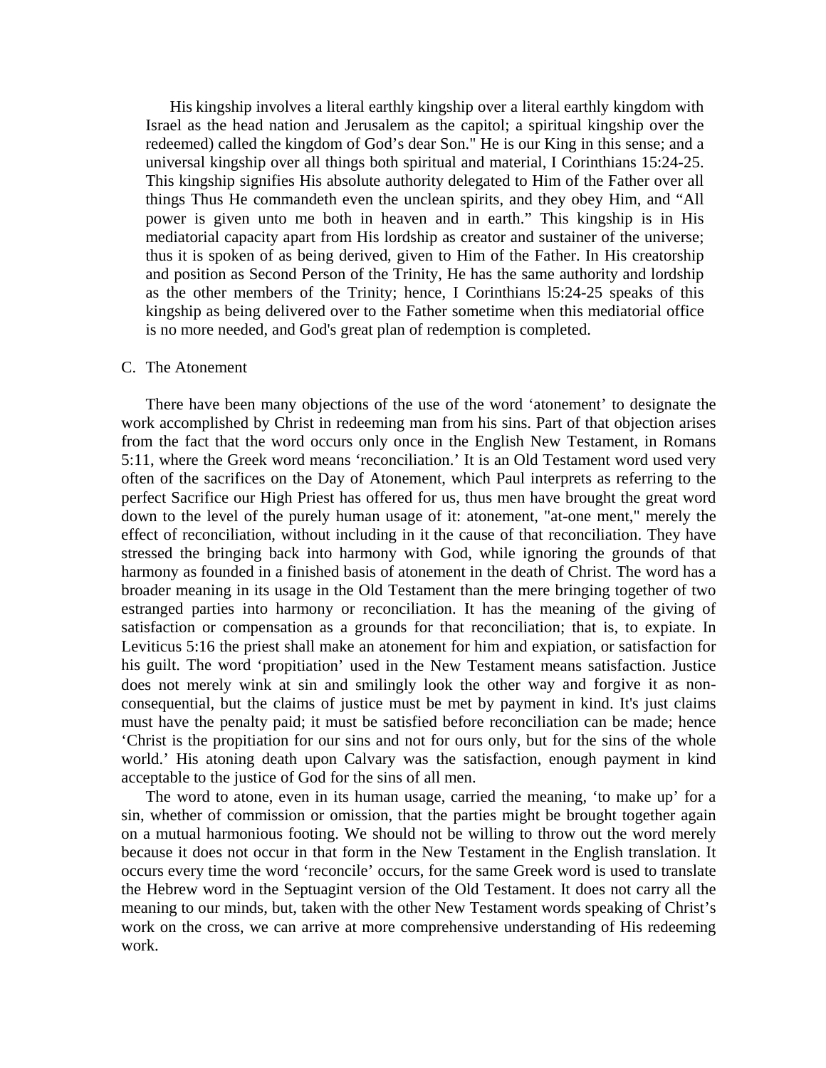His kingship involves a literal earthly kingship over a literal earthly kingdom with Israel as the head nation and Jerusalem as the capitol; a spiritual kingship over the redeemed) called the kingdom of God's dear Son." He is our King in this sense; and a universal kingship over all things both spiritual and material, I Corinthians 15:24-25. This kingship signifies His absolute authority delegated to Him of the Father over all things Thus He commandeth even the unclean spirits, and they obey Him, and "All power is given unto me both in heaven and in earth." This kingship is in His mediatorial capacity apart from His lordship as creator and sustainer of the universe; thus it is spoken of as being derived, given to Him of the Father. In His creatorship and position as Second Person of the Trinity, He has the same authority and lordship as the other members of the Trinity; hence, I Corinthians l5:24-25 speaks of this kingship as being delivered over to the Father sometime when this mediatorial office is no more needed, and God's great plan of redemption is completed.

C. The Atonement

There have been many objections of the use of the word 'atonement' to designate the work accomplished by Christ in redeeming man from his sins. Part of that objection arises from the fact that the word occurs only once in the English New Testament, in Romans 5:11, where the Greek word means 'reconciliation.' It is an Old Testament word used very often of the sacrifices on the Day of Atonement, which Paul interprets as referring to the perfect Sacrifice our High Priest has offered for us, thus men have brought the great word down to the level of the purely human usage of it: atonement, "at-one ment," merely the effect of reconciliation, without including in it the cause of that reconciliation. They have stressed the bringing back into harmony with God, while ignoring the grounds of that harmony as founded in a finished basis of atonement in the death of Christ. The word has a broader meaning in its usage in the Old Testament than the mere bringing together of two estranged parties into harmony or reconciliation. It has the meaning of the giving of satisfaction or compensation as a grounds for that reconciliation; that is, to expiate. In Leviticus 5:16 the priest shall make an atonement for him and expiation, or satisfaction for his guilt. The word 'propitiation' used in the New Testament means satisfaction. Justice does not merely wink at sin and smilingly look the other way and forgive it as non-consequential, but the claims of justice must be met by payment in kind. It's just claims must have the penalty paid; it must be satisfied before reconciliation can be made; hence 'Christ is the propitiation for our sins and not for ours only, but for the sins of the whole world.' His atoning death upon Calvary was the satisfaction, enough payment in kind acceptable to the justice of God for the sins of all men.

The word to atone, even in its human usage, carried the meaning, 'to make up' for a sin, whether of commission or omission, that the parties might be brought together again on a mutual harmonious footing. We should not be willing to throw out the word merely because it does not occur in that form in the New Testament in the English translation. It occurs every time the word 'reconcile' occurs, for the same Greek word is used to translate the Hebrew word in the Septuagint version of the Old Testament. It does not carry all the meaning to our minds, but, taken with the other New Testament words speaking of Christ's work on the cross, we can arrive at more comprehensive understanding of His redeeming work.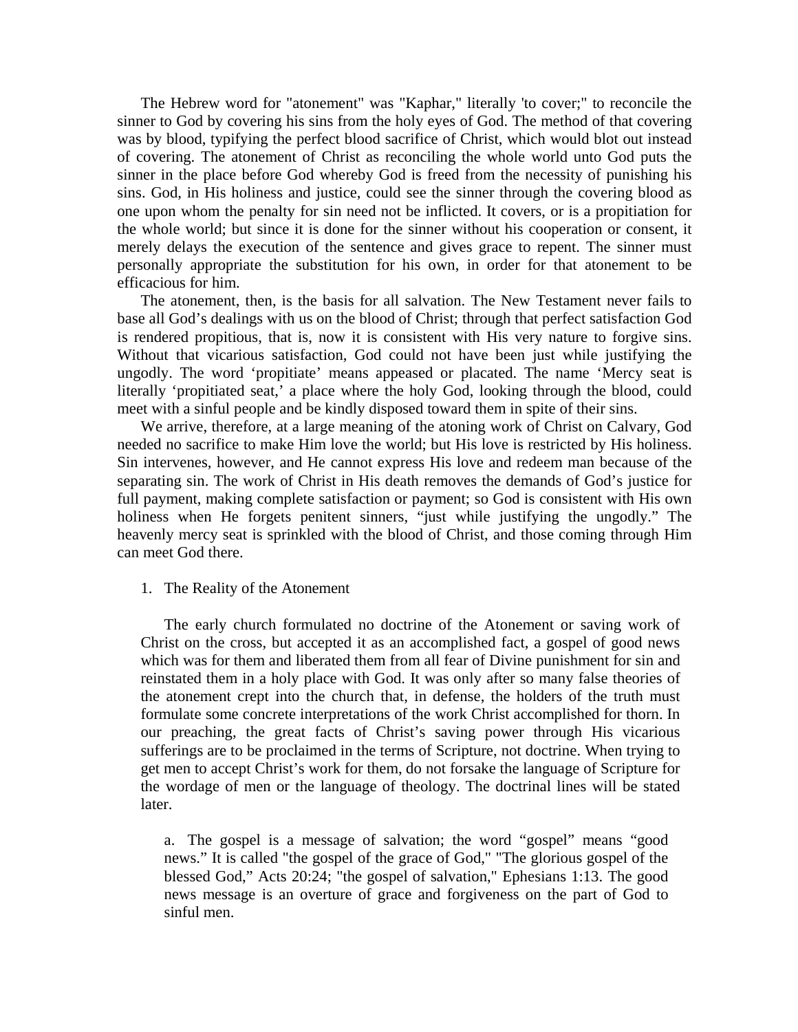The Hebrew word for "atonement" was "Kaphar," literally 'to cover;" to reconcile the sinner to God by covering his sins from the holy eyes of God. The method of that covering was by blood, typifying the perfect blood sacrifice of Christ, which would blot out instead of covering. The atonement of Christ as reconciling the whole world unto God puts the sinner in the place before God whereby God is freed from the necessity of punishing his sins. God, in His holiness and justice, could see the sinner through the covering blood as one upon whom the penalty for sin need not be inflicted. It covers, or is a propitiation for the whole world; but since it is done for the sinner without his cooperation or consent, it merely delays the execution of the sentence and gives grace to repent. The sinner must personally appropriate the substitution for his own, in order for that atonement to be efficacious for him.

The atonement, then, is the basis for all salvation. The New Testament never fails to base all God's dealings with us on the blood of Christ; through that perfect satisfaction God is rendered propitious, that is, now it is consistent with His very nature to forgive sins. Without that vicarious satisfaction, God could not have been just while justifying the ungodly. The word 'propitiate' means appeased or placated. The name 'Mercy seat is literally 'propitiated seat,' a place where the holy God, looking through the blood, could meet with a sinful people and be kindly disposed toward them in spite of their sins.

We arrive, therefore, at a large meaning of the atoning work of Christ on Calvary, God needed no sacrifice to make Him love the world; but His love is restricted by His holiness. Sin intervenes, however, and He cannot express His love and redeem man because of the separating sin. The work of Christ in His death removes the demands of God's justice for full payment, making complete satisfaction or payment; so God is consistent with His own holiness when He forgets penitent sinners, "just while justifying the ungodly." The heavenly mercy seat is sprinkled with the blood of Christ, and those coming through Him can meet God there.

1. The Reality of the Atonement

The early church formulated no doctrine of the Atonement or saving work of Christ on the cross, but accepted it as an accomplished fact, a gospel of good news which was for them and liberated them from all fear of Divine punishment for sin and reinstated them in a holy place with God. It was only after so many false theories of the atonement crept into the church that, in defense, the holders of the truth must formulate some concrete interpretations of the work Christ accomplished for thorn. In our preaching, the great facts of Christ's saving power through His vicarious sufferings are to be proclaimed in the terms of Scripture, not doctrine. When trying to get men to accept Christ's work for them, do not forsake the language of Scripture for the wordage of men or the language of theology. The doctrinal lines will be stated later.

a. The gospel is a message of salvation; the word "gospel" means "good news." It is called "the gospel of the grace of God," "The glorious gospel of the blessed God," Acts 20:24; "the gospel of salvation," Ephesians 1:13. The good news message is an overture of grace and forgiveness on the part of God to sinful men.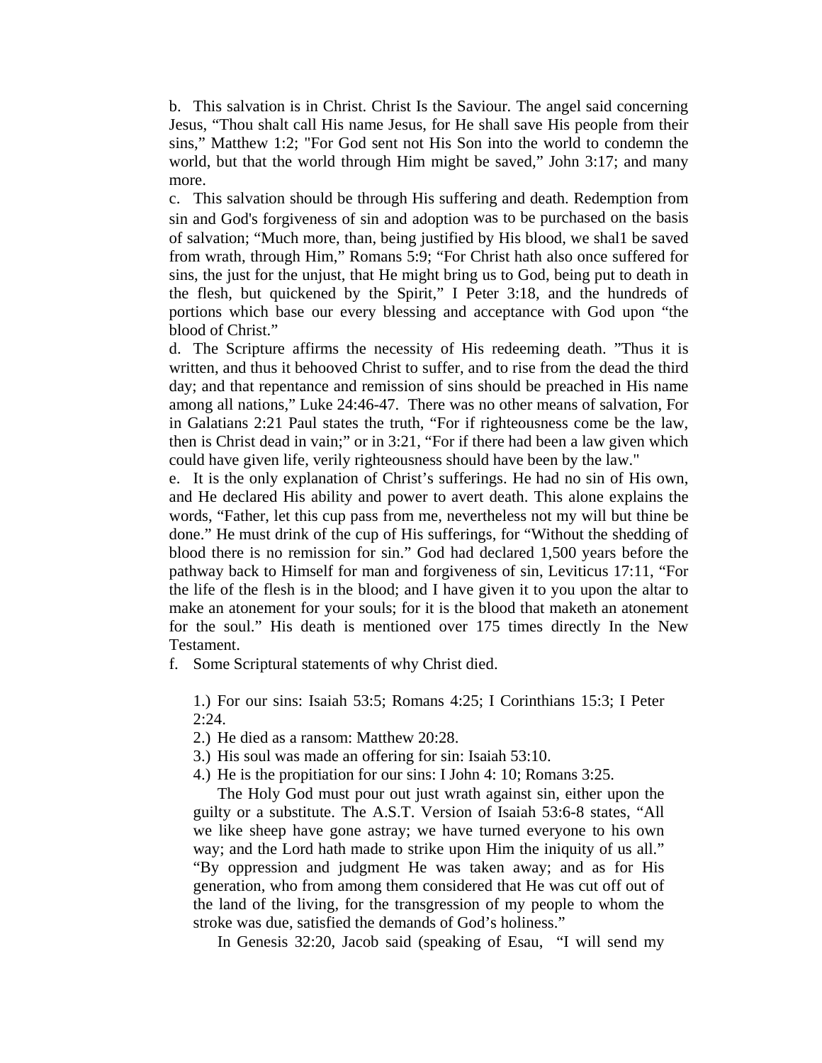b. This salvation is in Christ. Christ Is the Saviour. The angel said concerning Jesus, “Thou shalt call His name Jesus, for He shall save His people from their sins,” Matthew 1:2; "For God sent not His Son into the world to condemn the world, but that the world through Him might be saved,” John 3:17; and many more.

c. This salvation should be through His suffering and death. Redemption from sin and God's forgiveness of sin and adoption was to be purchased on the basis of salvation; “Much more, than, being justified by His blood, we shal1 be saved from wrath, through Him,” Romans 5:9; “For Christ hath also once suffered for sins, the just for the unjust, that He might bring us to God, being put to death in the flesh, but quickened by the Spirit,” I Peter 3:18, and the hundreds of portions which base our every blessing and acceptance with God upon “the blood of Christ.”

d. The Scripture affirms the necessity of His redeeming death. ”Thus it is written, and thus it behooved Christ to suffer, and to rise from the dead the third day; and that repentance and remission of sins should be preached in His name among all nations,” Luke 24:46-47. There was no other means of salvation, For in Galatians 2:21 Paul states the truth, “For if righteousness come be the law, then is Christ dead in vain;” or in 3:21, “For if there had been a law given which could have given life, verily righteousness should have been by the law."

e. It is the only explanation of Christ’s sufferings. He had no sin of His own, and He declared His ability and power to avert death. This alone explains the words, “Father, let this cup pass from me, nevertheless not my will but thine be done.” He must drink of the cup of His sufferings, for “Without the shedding of blood there is no remission for sin.” God had declared 1,500 years before the pathway back to Himself for man and forgiveness of sin, Leviticus 17:11, “For the life of the flesh is in the blood; and I have given it to you upon the altar to make an atonement for your souls; for it is the blood that maketh an atonement for the soul.” His death is mentioned over 175 times directly In the New Testament.

f. Some Scriptural statements of why Christ died.

1.) For our sins: Isaiah 53:5; Romans 4:25; I Corinthians 15:3; I Peter 2:24.
2.) He died as a ransom: Matthew 20:28.
3.) His soul was made an offering for sin: Isaiah 53:10.
4.) He is the propitiation for our sins: I John 4: 10; Romans 3:25.

The Holy God must pour out just wrath against sin, either upon the guilty or a substitute. The A.S.T. Version of Isaiah 53:6-8 states, “All we like sheep have gone astray; we have turned everyone to his own way; and the Lord hath made to strike upon Him the iniquity of us all.” “By oppression and judgment He was taken away; and as for His generation, who from among them considered that He was cut off out of the land of the living, for the transgression of my people to whom the stroke was due, satisfied the demands of God’s holiness.”

In Genesis 32:20, Jacob said (speaking of Esau, “I will send my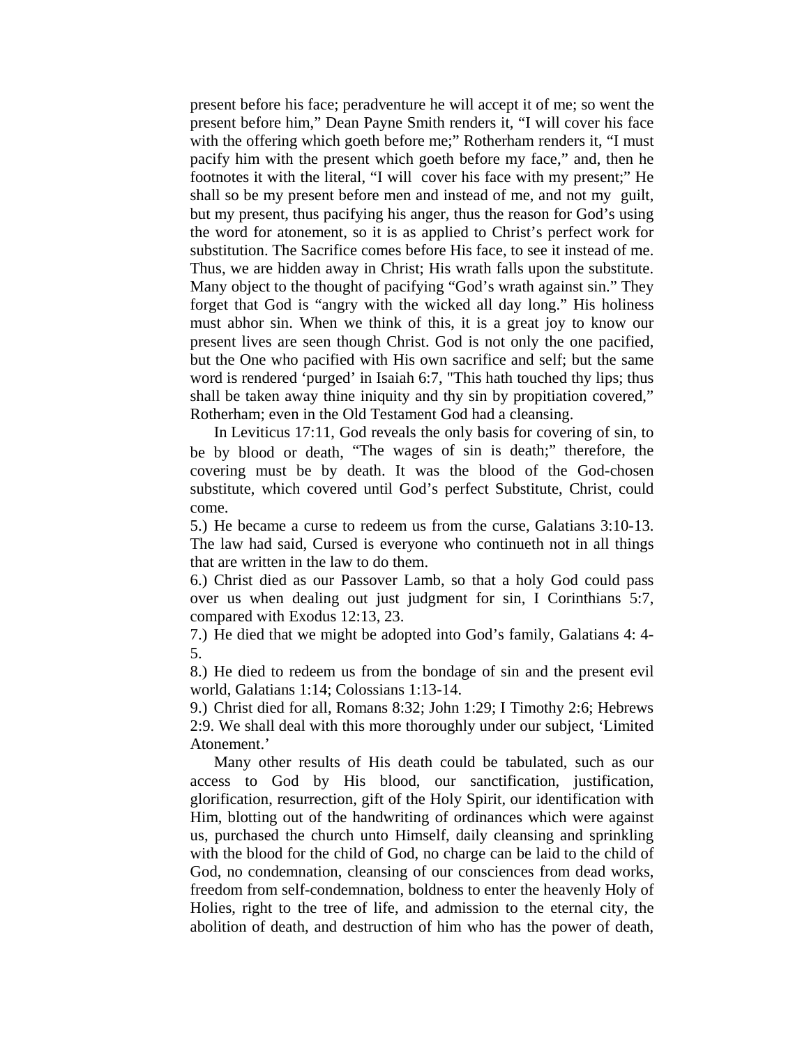present before his face; peradventure he will accept it of me; so went the present before him," Dean Payne Smith renders it, "I will cover his face with the offering which goeth before me;" Rotherham renders it, "I must pacify him with the present which goeth before my face," and, then he footnotes it with the literal, "I will cover his face with my present;" He shall so be my present before men and instead of me, and not my guilt, but my present, thus pacifying his anger, thus the reason for God's using the word for atonement, so it is as applied to Christ's perfect work for substitution. The Sacrifice comes before His face, to see it instead of me. Thus, we are hidden away in Christ; His wrath falls upon the substitute. Many object to the thought of pacifying "God's wrath against sin." They forget that God is "angry with the wicked all day long." His holiness must abhor sin. When we think of this, it is a great joy to know our present lives are seen though Christ. God is not only the one pacified, but the One who pacified with His own sacrifice and self; but the same word is rendered 'purged' in Isaiah 6:7, "This hath touched thy lips; thus shall be taken away thine iniquity and thy sin by propitiation covered," Rotherham; even in the Old Testament God had a cleansing.

In Leviticus 17:11, God reveals the only basis for covering of sin, to be by blood or death, "The wages of sin is death;" therefore, the covering must be by death. It was the blood of the God-chosen substitute, which covered until God's perfect Substitute, Christ, could come.

5.) He became a curse to redeem us from the curse, Galatians 3:10-13. The law had said, Cursed is everyone who continueth not in all things that are written in the law to do them.

6.) Christ died as our Passover Lamb, so that a holy God could pass over us when dealing out just judgment for sin, I Corinthians 5:7, compared with Exodus 12:13, 23.

7.) He died that we might be adopted into God's family, Galatians 4: 4-5.

8.) He died to redeem us from the bondage of sin and the present evil world, Galatians 1:14; Colossians 1:13-14.

9.) Christ died for all, Romans 8:32; John 1:29; I Timothy 2:6; Hebrews 2:9. We shall deal with this more thoroughly under our subject, 'Limited Atonement.'

Many other results of His death could be tabulated, such as our access to God by His blood, our sanctification, justification, glorification, resurrection, gift of the Holy Spirit, our identification with Him, blotting out of the handwriting of ordinances which were against us, purchased the church unto Himself, daily cleansing and sprinkling with the blood for the child of God, no charge can be laid to the child of God, no condemnation, cleansing of our consciences from dead works, freedom from self-condemnation, boldness to enter the heavenly Holy of Holies, right to the tree of life, and admission to the eternal city, the abolition of death, and destruction of him who has the power of death,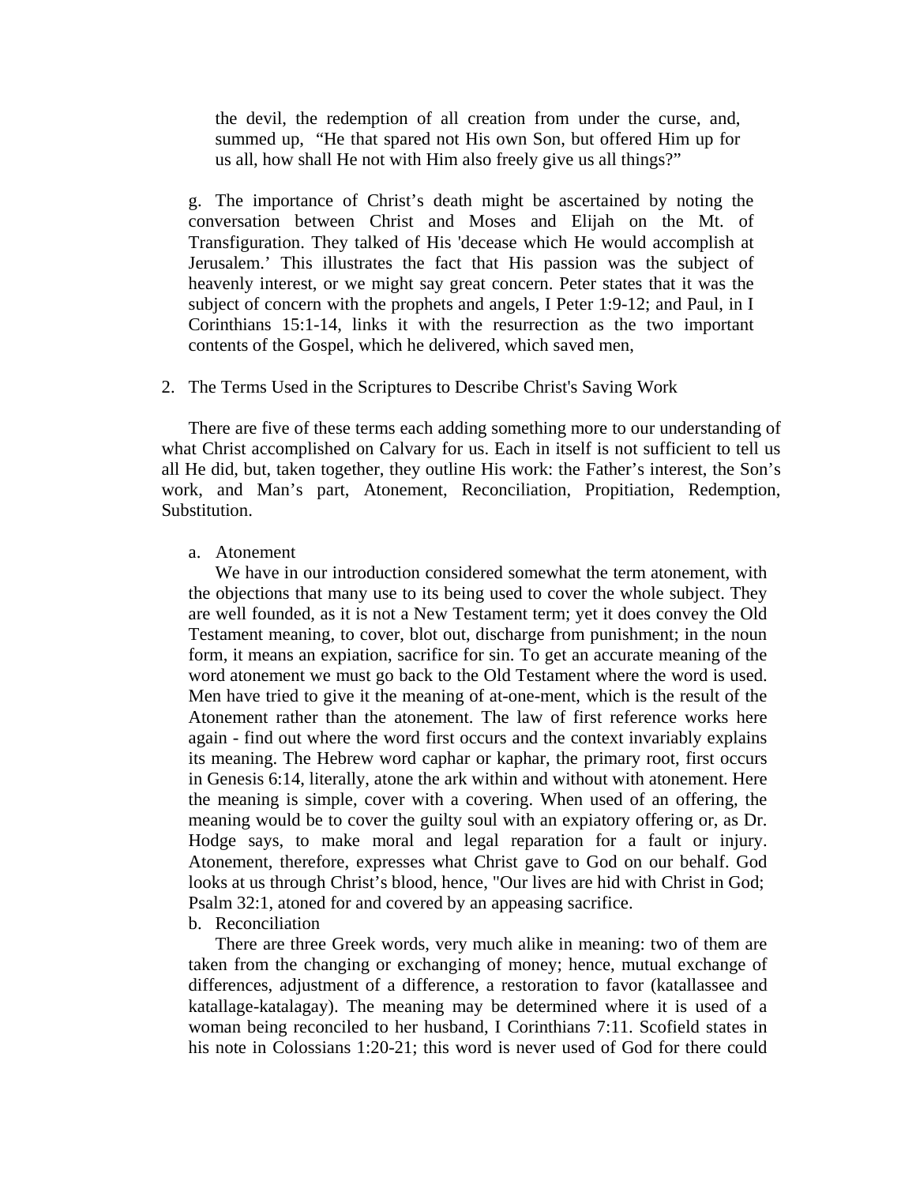the devil, the redemption of all creation from under the curse, and, summed up, "He that spared not His own Son, but offered Him up for us all, how shall He not with Him also freely give us all things?"

g. The importance of Christ's death might be ascertained by noting the conversation between Christ and Moses and Elijah on the Mt. of Transfiguration. They talked of His 'decease which He would accomplish at Jerusalem.' This illustrates the fact that His passion was the subject of heavenly interest, or we might say great concern. Peter states that it was the subject of concern with the prophets and angels, I Peter 1:9-12; and Paul, in I Corinthians 15:1-14, links it with the resurrection as the two important contents of the Gospel, which he delivered, which saved men,

2. The Terms Used in the Scriptures to Describe Christ's Saving Work

There are five of these terms each adding something more to our understanding of what Christ accomplished on Calvary for us. Each in itself is not sufficient to tell us all He did, but, taken together, they outline His work: the Father's interest, the Son's work, and Man's part, Atonement, Reconciliation, Propitiation, Redemption, Substitution.

a. Atonement

We have in our introduction considered somewhat the term atonement, with the objections that many use to its being used to cover the whole subject. They are well founded, as it is not a New Testament term; yet it does convey the Old Testament meaning, to cover, blot out, discharge from punishment; in the noun form, it means an expiation, sacrifice for sin. To get an accurate meaning of the word atonement we must go back to the Old Testament where the word is used. Men have tried to give it the meaning of at-one-ment, which is the result of the Atonement rather than the atonement. The law of first reference works here again - find out where the word first occurs and the context invariably explains its meaning. The Hebrew word caphar or kaphar, the primary root, first occurs in Genesis 6:14, literally, atone the ark within and without with atonement. Here the meaning is simple, cover with a covering. When used of an offering, the meaning would be to cover the guilty soul with an expiatory offering or, as Dr. Hodge says, to make moral and legal reparation for a fault or injury. Atonement, therefore, expresses what Christ gave to God on our behalf. God looks at us through Christ's blood, hence, "Our lives are hid with Christ in God; Psalm 32:1, atoned for and covered by an appeasing sacrifice.

b. Reconciliation

There are three Greek words, very much alike in meaning: two of them are taken from the changing or exchanging of money; hence, mutual exchange of differences, adjustment of a difference, a restoration to favor (katallassee and katallage-katalagay). The meaning may be determined where it is used of a woman being reconciled to her husband, I Corinthians 7:11. Scofield states in his note in Colossians 1:20-21; this word is never used of God for there could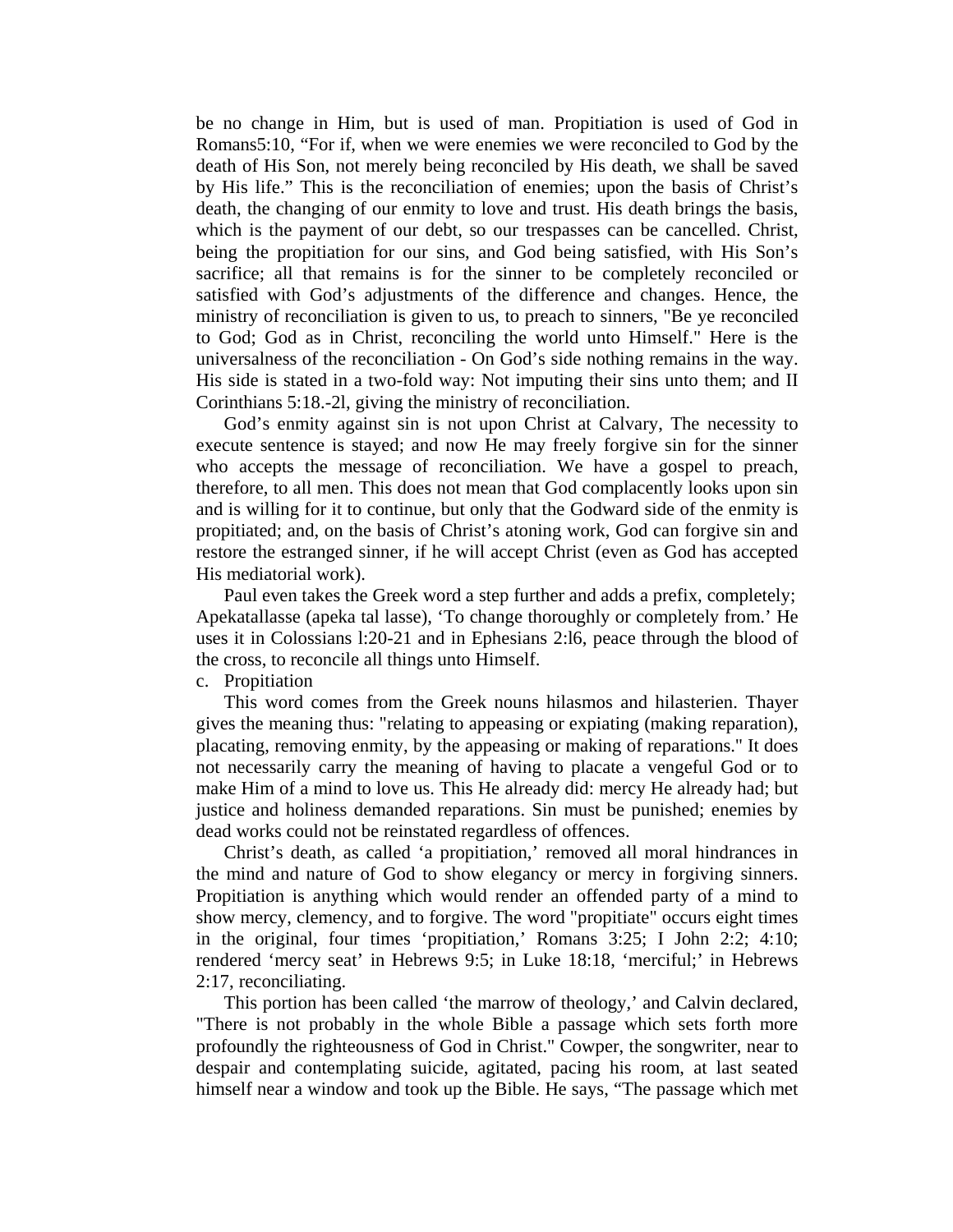be no change in Him, but is used of man. Propitiation is used of God in Romans5:10, “For if, when we were enemies we were reconciled to God by the death of His Son, not merely being reconciled by His death, we shall be saved by His life.” This is the reconciliation of enemies; upon the basis of Christ’s death, the changing of our enmity to love and trust. His death brings the basis, which is the payment of our debt, so our trespasses can be cancelled. Christ, being the propitiation for our sins, and God being satisfied, with His Son’s sacrifice; all that remains is for the sinner to be completely reconciled or satisfied with God’s adjustments of the difference and changes. Hence, the ministry of reconciliation is given to us, to preach to sinners, "Be ye reconciled to God; God as in Christ, reconciling the world unto Himself." Here is the universalness of the reconciliation - On God’s side nothing remains in the way. His side is stated in a two-fold way: Not imputing their sins unto them; and II Corinthians 5:18.-2l, giving the ministry of reconciliation.

God’s enmity against sin is not upon Christ at Calvary, The necessity to execute sentence is stayed; and now He may freely forgive sin for the sinner who accepts the message of reconciliation. We have a gospel to preach, therefore, to all men. This does not mean that God complacently looks upon sin and is willing for it to continue, but only that the Godward side of the enmity is propitiated; and, on the basis of Christ’s atoning work, God can forgive sin and restore the estranged sinner, if he will accept Christ (even as God has accepted His mediatorial work).

Paul even takes the Greek word a step further and adds a prefix, completely; Apekatallasse (apeka tal lasse), ‘To change thoroughly or completely from.’ He uses it in Colossians l:20-21 and in Ephesians 2:l6, peace through the blood of the cross, to reconcile all things unto Himself.

c. Propitiation

This word comes from the Greek nouns hilasmos and hilasterien. Thayer gives the meaning thus: "relating to appeasing or expiating (making reparation), placating, removing enmity, by the appeasing or making of reparations." It does not necessarily carry the meaning of having to placate a vengeful God or to make Him of a mind to love us. This He already did: mercy He already had; but justice and holiness demanded reparations. Sin must be punished; enemies by dead works could not be reinstated regardless of offences.

Christ’s death, as called ‘a propitiation,’ removed all moral hindrances in the mind and nature of God to show elegancy or mercy in forgiving sinners. Propitiation is anything which would render an offended party of a mind to show mercy, clemency, and to forgive. The word "propitiate" occurs eight times in the original, four times ‘propitiation,’ Romans 3:25; I John 2:2; 4:10; rendered ‘mercy seat’ in Hebrews 9:5; in Luke 18:18, ‘merciful;’ in Hebrews 2:17, reconciliating.

This portion has been called ‘the marrow of theology,’ and Calvin declared, "There is not probably in the whole Bible a passage which sets forth more profoundly the righteousness of God in Christ." Cowper, the songwriter, near to despair and contemplating suicide, agitated, pacing his room, at last seated himself near a window and took up the Bible. He says, “The passage which met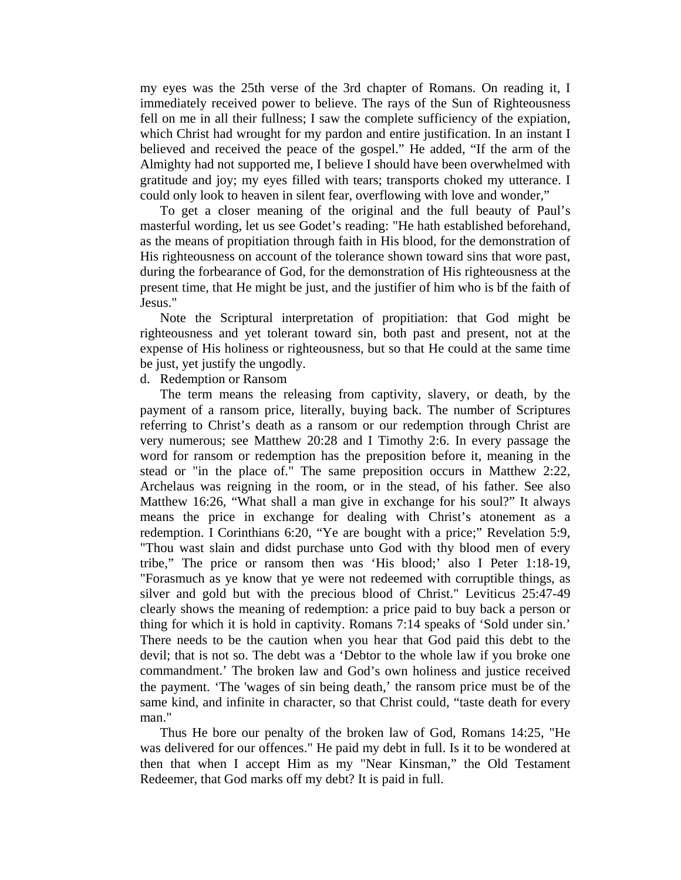my eyes was the 25th verse of the 3rd chapter of Romans. On reading it, I immediately received power to believe. The rays of the Sun of Righteousness fell on me in all their fullness; I saw the complete sufficiency of the expiation, which Christ had wrought for my pardon and entire justification. In an instant I believed and received the peace of the gospel." He added, "If the arm of the Almighty had not supported me, I believe I should have been overwhelmed with gratitude and joy; my eyes filled with tears; transports choked my utterance. I could only look to heaven in silent fear, overflowing with love and wonder,"

To get a closer meaning of the original and the full beauty of Paul's masterful wording, let us see Godet's reading: "He hath established beforehand, as the means of propitiation through faith in His blood, for the demonstration of His righteousness on account of the tolerance shown toward sins that wore past, during the forbearance of God, for the demonstration of His righteousness at the present time, that He might be just, and the justifier of him who is bf the faith of Jesus."

Note the Scriptural interpretation of propitiation: that God might be righteousness and yet tolerant toward sin, both past and present, not at the expense of His holiness or righteousness, but so that He could at the same time be just, yet justify the ungodly.

d. Redemption or Ransom

The term means the releasing from captivity, slavery, or death, by the payment of a ransom price, literally, buying back. The number of Scriptures referring to Christ's death as a ransom or our redemption through Christ are very numerous; see Matthew 20:28 and I Timothy 2:6. In every passage the word for ransom or redemption has the preposition before it, meaning in the stead or "in the place of." The same preposition occurs in Matthew 2:22, Archelaus was reigning in the room, or in the stead, of his father. See also Matthew 16:26, "What shall a man give in exchange for his soul?" It always means the price in exchange for dealing with Christ's atonement as a redemption. I Corinthians 6:20, "Ye are bought with a price;" Revelation 5:9, "Thou wast slain and didst purchase unto God with thy blood men of every tribe," The price or ransom then was 'His blood;' also I Peter 1:18-19, "Forasmuch as ye know that ye were not redeemed with corruptible things, as silver and gold but with the precious blood of Christ." Leviticus 25:47-49 clearly shows the meaning of redemption: a price paid to buy back a person or thing for which it is hold in captivity. Romans 7:14 speaks of 'Sold under sin.' There needs to be the caution when you hear that God paid this debt to the devil; that is not so. The debt was a 'Debtor to the whole law if you broke one commandment.' The broken law and God's own holiness and justice received the payment. 'The 'wages of sin being death,' the ransom price must be of the same kind, and infinite in character, so that Christ could, "taste death for every man."

Thus He bore our penalty of the broken law of God, Romans 14:25, "He was delivered for our offences." He paid my debt in full. Is it to be wondered at then that when I accept Him as my "Near Kinsman," the Old Testament Redeemer, that God marks off my debt? It is paid in full.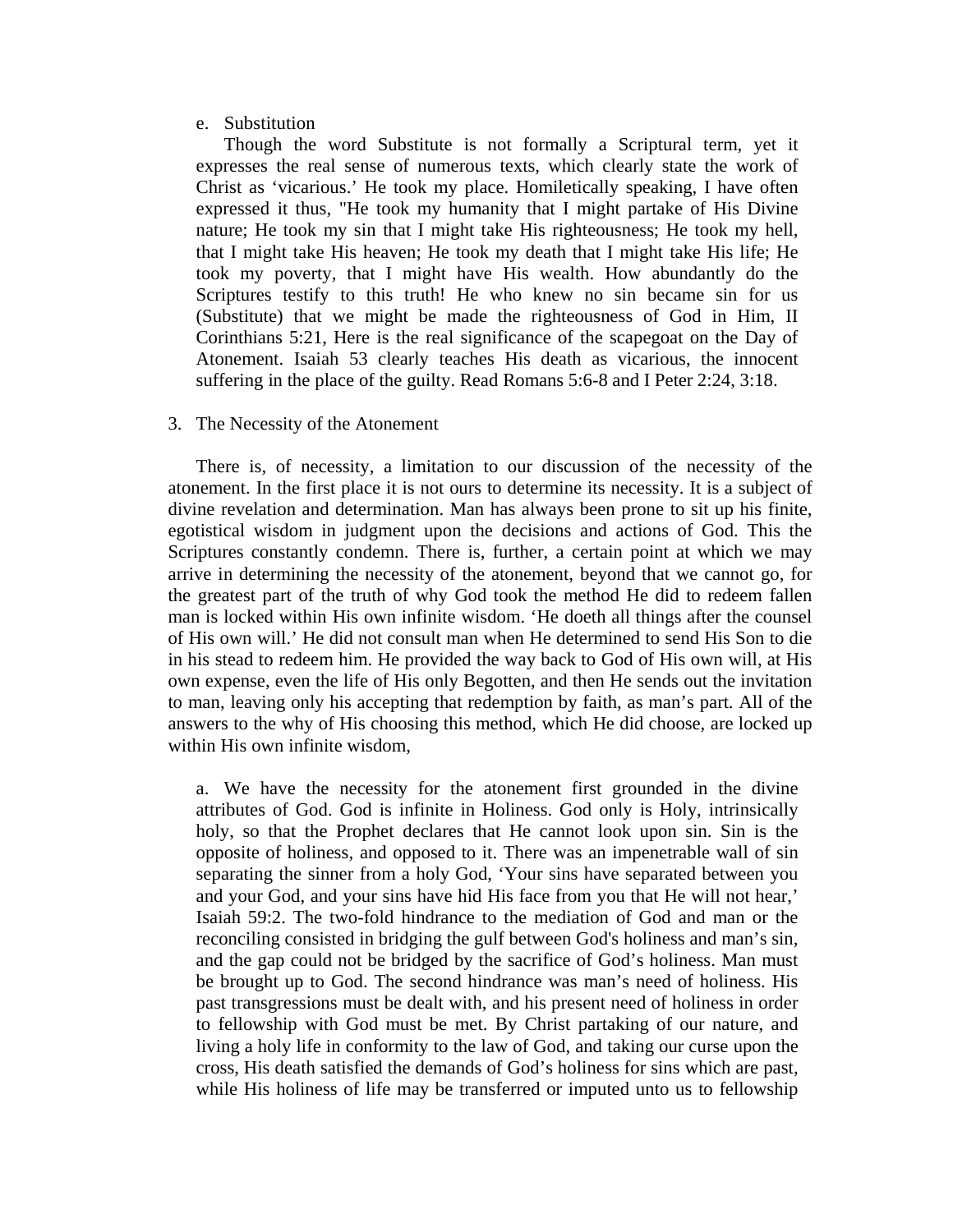e. Substitution

Though the word Substitute is not formally a Scriptural term, yet it expresses the real sense of numerous texts, which clearly state the work of Christ as 'vicarious.' He took my place. Homiletically speaking, I have often expressed it thus, "He took my humanity that I might partake of His Divine nature; He took my sin that I might take His righteousness; He took my hell, that I might take His heaven; He took my death that I might take His life; He took my poverty, that I might have His wealth. How abundantly do the Scriptures testify to this truth! He who knew no sin became sin for us (Substitute) that we might be made the righteousness of God in Him, II Corinthians 5:21, Here is the real significance of the scapegoat on the Day of Atonement. Isaiah 53 clearly teaches His death as vicarious, the innocent suffering in the place of the guilty. Read Romans 5:6-8 and I Peter 2:24, 3:18.

3. The Necessity of the Atonement

There is, of necessity, a limitation to our discussion of the necessity of the atonement. In the first place it is not ours to determine its necessity. It is a subject of divine revelation and determination. Man has always been prone to sit up his finite, egotistical wisdom in judgment upon the decisions and actions of God. This the Scriptures constantly condemn. There is, further, a certain point at which we may arrive in determining the necessity of the atonement, beyond that we cannot go, for the greatest part of the truth of why God took the method He did to redeem fallen man is locked within His own infinite wisdom. 'He doeth all things after the counsel of His own will.' He did not consult man when He determined to send His Son to die in his stead to redeem him. He provided the way back to God of His own will, at His own expense, even the life of His only Begotten, and then He sends out the invitation to man, leaving only his accepting that redemption by faith, as man's part. All of the answers to the why of His choosing this method, which He did choose, are locked up within His own infinite wisdom,

a. We have the necessity for the atonement first grounded in the divine attributes of God. God is infinite in Holiness. God only is Holy, intrinsically holy, so that the Prophet declares that He cannot look upon sin. Sin is the opposite of holiness, and opposed to it. There was an impenetrable wall of sin separating the sinner from a holy God, 'Your sins have separated between you and your God, and your sins have hid His face from you that He will not hear,' Isaiah 59:2. The two-fold hindrance to the mediation of God and man or the reconciling consisted in bridging the gulf between God's holiness and man's sin, and the gap could not be bridged by the sacrifice of God's holiness. Man must be brought up to God. The second hindrance was man's need of holiness. His past transgressions must be dealt with, and his present need of holiness in order to fellowship with God must be met. By Christ partaking of our nature, and living a holy life in conformity to the law of God, and taking our curse upon the cross, His death satisfied the demands of God's holiness for sins which are past, while His holiness of life may be transferred or imputed unto us to fellowship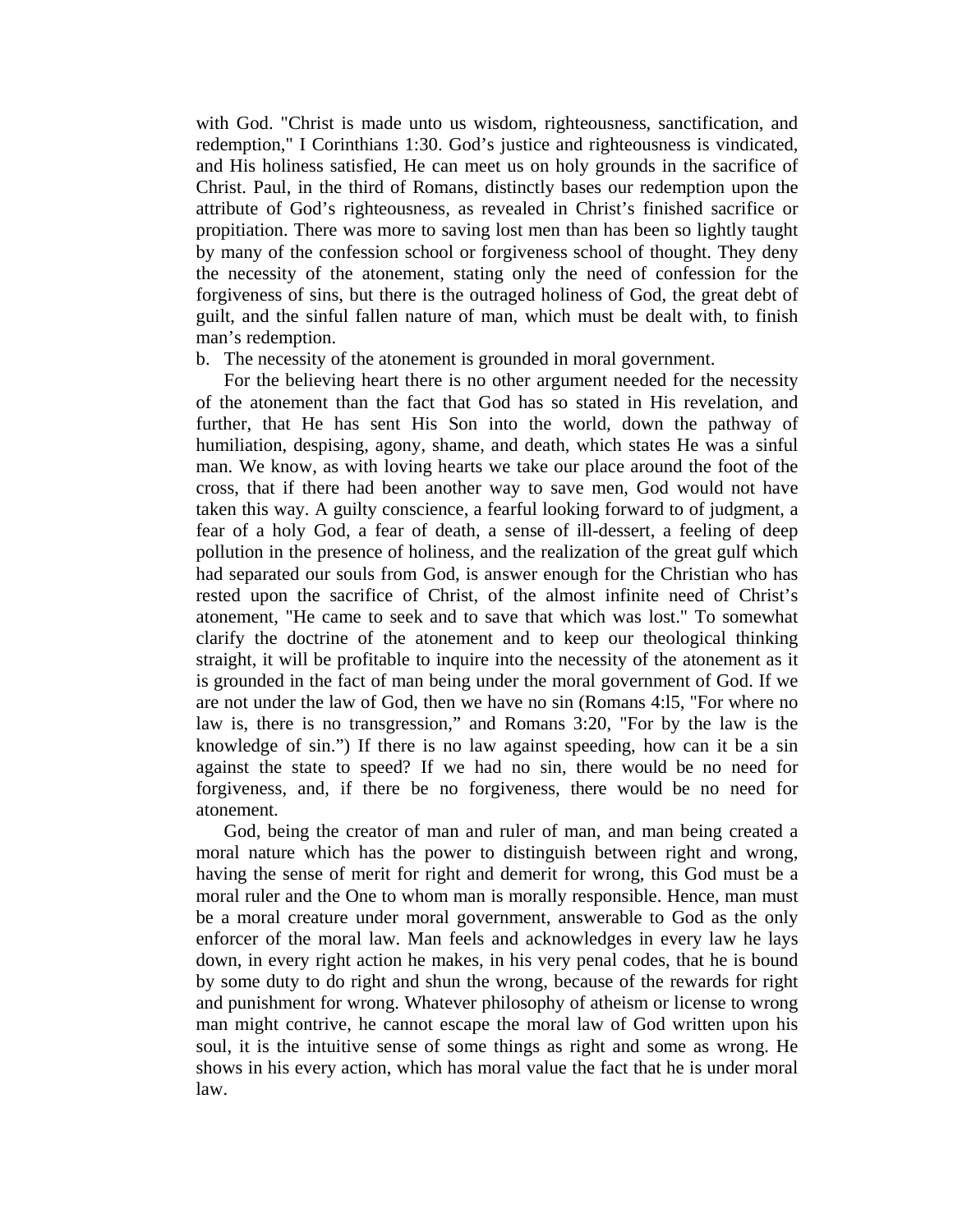with God. "Christ is made unto us wisdom, righteousness, sanctification, and redemption," I Corinthians 1:30. God's justice and righteousness is vindicated, and His holiness satisfied, He can meet us on holy grounds in the sacrifice of Christ. Paul, in the third of Romans, distinctly bases our redemption upon the attribute of God's righteousness, as revealed in Christ's finished sacrifice or propitiation. There was more to saving lost men than has been so lightly taught by many of the confession school or forgiveness school of thought. They deny the necessity of the atonement, stating only the need of confession for the forgiveness of sins, but there is the outraged holiness of God, the great debt of guilt, and the sinful fallen nature of man, which must be dealt with, to finish man's redemption.

b. The necessity of the atonement is grounded in moral government.

For the believing heart there is no other argument needed for the necessity of the atonement than the fact that God has so stated in His revelation, and further, that He has sent His Son into the world, down the pathway of humiliation, despising, agony, shame, and death, which states He was a sinful man. We know, as with loving hearts we take our place around the foot of the cross, that if there had been another way to save men, God would not have taken this way. A guilty conscience, a fearful looking forward to of judgment, a fear of a holy God, a fear of death, a sense of ill-dessert, a feeling of deep pollution in the presence of holiness, and the realization of the great gulf which had separated our souls from God, is answer enough for the Christian who has rested upon the sacrifice of Christ, of the almost infinite need of Christ's atonement, "He came to seek and to save that which was lost." To somewhat clarify the doctrine of the atonement and to keep our theological thinking straight, it will be profitable to inquire into the necessity of the atonement as it is grounded in the fact of man being under the moral government of God. If we are not under the law of God, then we have no sin (Romans 4:l5, "For where no law is, there is no transgression," and Romans 3:20, "For by the law is the knowledge of sin.") If there is no law against speeding, how can it be a sin against the state to speed? If we had no sin, there would be no need for forgiveness, and, if there be no forgiveness, there would be no need for atonement.

God, being the creator of man and ruler of man, and man being created a moral nature which has the power to distinguish between right and wrong, having the sense of merit for right and demerit for wrong, this God must be a moral ruler and the One to whom man is morally responsible. Hence, man must be a moral creature under moral government, answerable to God as the only enforcer of the moral law. Man feels and acknowledges in every law he lays down, in every right action he makes, in his very penal codes, that he is bound by some duty to do right and shun the wrong, because of the rewards for right and punishment for wrong. Whatever philosophy of atheism or license to wrong man might contrive, he cannot escape the moral law of God written upon his soul, it is the intuitive sense of some things as right and some as wrong. He shows in his every action, which has moral value the fact that he is under moral law.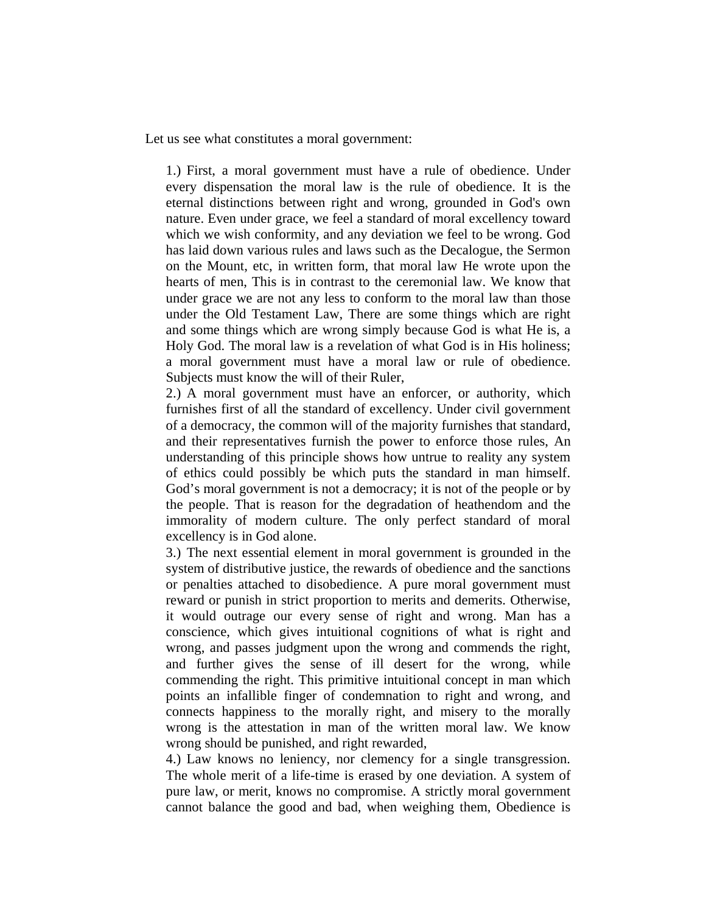Let us see what constitutes a moral government:

1.) First, a moral government must have a rule of obedience. Under every dispensation the moral law is the rule of obedience. It is the eternal distinctions between right and wrong, grounded in God's own nature. Even under grace, we feel a standard of moral excellency toward which we wish conformity, and any deviation we feel to be wrong. God has laid down various rules and laws such as the Decalogue, the Sermon on the Mount, etc, in written form, that moral law He wrote upon the hearts of men, This is in contrast to the ceremonial law. We know that under grace we are not any less to conform to the moral law than those under the Old Testament Law, There are some things which are right and some things which are wrong simply because God is what He is, a Holy God. The moral law is a revelation of what God is in His holiness; a moral government must have a moral law or rule of obedience. Subjects must know the will of their Ruler,

2.) A moral government must have an enforcer, or authority, which furnishes first of all the standard of excellency. Under civil government of a democracy, the common will of the majority furnishes that standard, and their representatives furnish the power to enforce those rules, An understanding of this principle shows how untrue to reality any system of ethics could possibly be which puts the standard in man himself. God's moral government is not a democracy; it is not of the people or by the people. That is reason for the degradation of heathendom and the immorality of modern culture. The only perfect standard of moral excellency is in God alone.

3.) The next essential element in moral government is grounded in the system of distributive justice, the rewards of obedience and the sanctions or penalties attached to disobedience. A pure moral government must reward or punish in strict proportion to merits and demerits. Otherwise, it would outrage our every sense of right and wrong. Man has a conscience, which gives intuitional cognitions of what is right and wrong, and passes judgment upon the wrong and commends the right, and further gives the sense of ill desert for the wrong, while commending the right. This primitive intuitional concept in man which points an infallible finger of condemnation to right and wrong, and connects happiness to the morally right, and misery to the morally wrong is the attestation in man of the written moral law. We know wrong should be punished, and right rewarded,

4.) Law knows no leniency, nor clemency for a single transgression. The whole merit of a life-time is erased by one deviation. A system of pure law, or merit, knows no compromise. A strictly moral government cannot balance the good and bad, when weighing them, Obedience is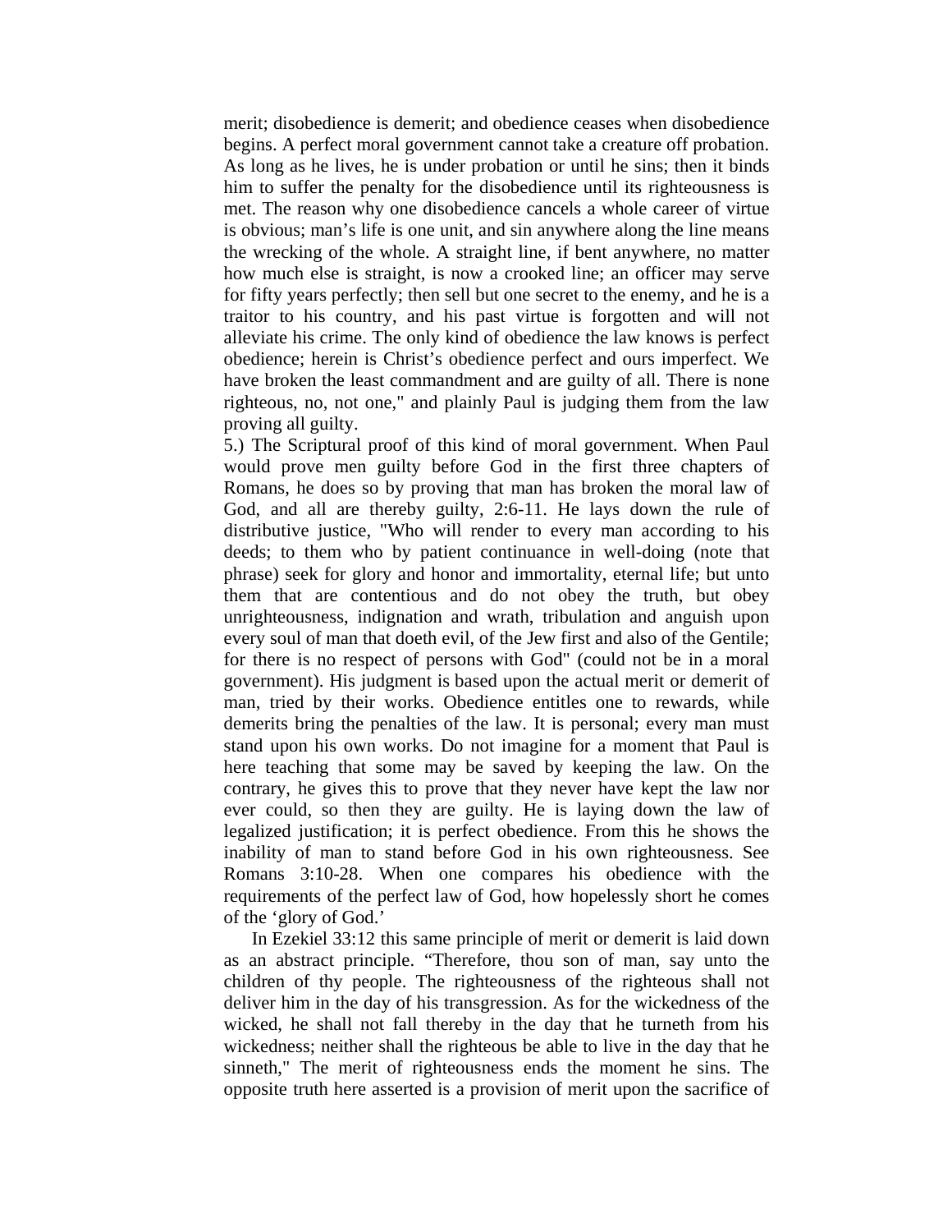merit; disobedience is demerit; and obedience ceases when disobedience begins. A perfect moral government cannot take a creature off probation. As long as he lives, he is under probation or until he sins; then it binds him to suffer the penalty for the disobedience until its righteousness is met. The reason why one disobedience cancels a whole career of virtue is obvious; man's life is one unit, and sin anywhere along the line means the wrecking of the whole. A straight line, if bent anywhere, no matter how much else is straight, is now a crooked line; an officer may serve for fifty years perfectly; then sell but one secret to the enemy, and he is a traitor to his country, and his past virtue is forgotten and will not alleviate his crime. The only kind of obedience the law knows is perfect obedience; herein is Christ's obedience perfect and ours imperfect. We have broken the least commandment and are guilty of all. There is none righteous, no, not one," and plainly Paul is judging them from the law proving all guilty.

5.) The Scriptural proof of this kind of moral government. When Paul would prove men guilty before God in the first three chapters of Romans, he does so by proving that man has broken the moral law of God, and all are thereby guilty, 2:6-11. He lays down the rule of distributive justice, "Who will render to every man according to his deeds; to them who by patient continuance in well-doing (note that phrase) seek for glory and honor and immortality, eternal life; but unto them that are contentious and do not obey the truth, but obey unrighteousness, indignation and wrath, tribulation and anguish upon every soul of man that doeth evil, of the Jew first and also of the Gentile; for there is no respect of persons with God" (could not be in a moral government). His judgment is based upon the actual merit or demerit of man, tried by their works. Obedience entitles one to rewards, while demerits bring the penalties of the law. It is personal; every man must stand upon his own works. Do not imagine for a moment that Paul is here teaching that some may be saved by keeping the law. On the contrary, he gives this to prove that they never have kept the law nor ever could, so then they are guilty. He is laying down the law of legalized justification; it is perfect obedience. From this he shows the inability of man to stand before God in his own righteousness. See Romans 3:10-28. When one compares his obedience with the requirements of the perfect law of God, how hopelessly short he comes of the 'glory of God.'

In Ezekiel 33:12 this same principle of merit or demerit is laid down as an abstract principle. "Therefore, thou son of man, say unto the children of thy people. The righteousness of the righteous shall not deliver him in the day of his transgression. As for the wickedness of the wicked, he shall not fall thereby in the day that he turneth from his wickedness; neither shall the righteous be able to live in the day that he sinneth," The merit of righteousness ends the moment he sins. The opposite truth here asserted is a provision of merit upon the sacrifice of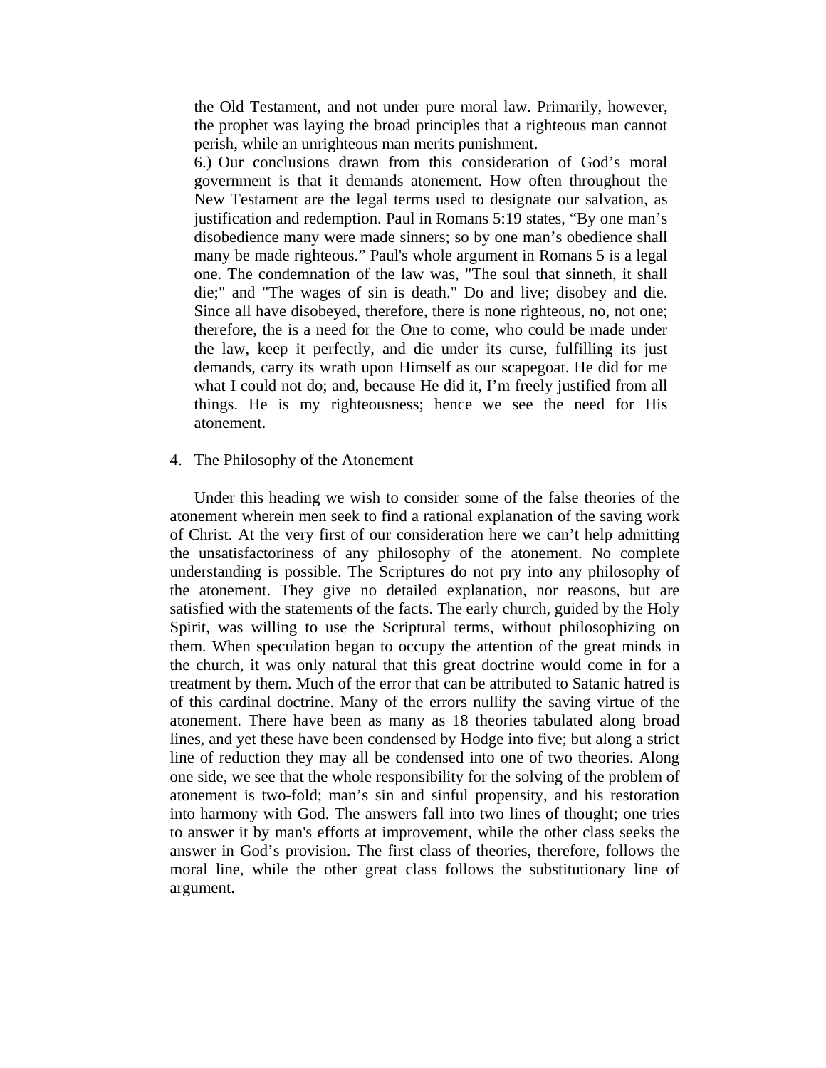the Old Testament, and not under pure moral law. Primarily, however, the prophet was laying the broad principles that a righteous man cannot perish, while an unrighteous man merits punishment.

6.) Our conclusions drawn from this consideration of God's moral government is that it demands atonement. How often throughout the New Testament are the legal terms used to designate our salvation, as justification and redemption. Paul in Romans 5:19 states, "By one man's disobedience many were made sinners; so by one man's obedience shall many be made righteous." Paul's whole argument in Romans 5 is a legal one. The condemnation of the law was, "The soul that sinneth, it shall die;" and "The wages of sin is death." Do and live; disobey and die. Since all have disobeyed, therefore, there is none righteous, no, not one; therefore, the is a need for the One to come, who could be made under the law, keep it perfectly, and die under its curse, fulfilling its just demands, carry its wrath upon Himself as our scapegoat. He did for me what I could not do; and, because He did it, I'm freely justified from all things. He is my righteousness; hence we see the need for His atonement.

4. The Philosophy of the Atonement

Under this heading we wish to consider some of the false theories of the atonement wherein men seek to find a rational explanation of the saving work of Christ. At the very first of our consideration here we can't help admitting the unsatisfactoriness of any philosophy of the atonement. No complete understanding is possible. The Scriptures do not pry into any philosophy of the atonement. They give no detailed explanation, nor reasons, but are satisfied with the statements of the facts. The early church, guided by the Holy Spirit, was willing to use the Scriptural terms, without philosophizing on them. When speculation began to occupy the attention of the great minds in the church, it was only natural that this great doctrine would come in for a treatment by them. Much of the error that can be attributed to Satanic hatred is of this cardinal doctrine. Many of the errors nullify the saving virtue of the atonement. There have been as many as 18 theories tabulated along broad lines, and yet these have been condensed by Hodge into five; but along a strict line of reduction they may all be condensed into one of two theories. Along one side, we see that the whole responsibility for the solving of the problem of atonement is two-fold; man's sin and sinful propensity, and his restoration into harmony with God. The answers fall into two lines of thought; one tries to answer it by man's efforts at improvement, while the other class seeks the answer in God's provision. The first class of theories, therefore, follows the moral line, while the other great class follows the substitutionary line of argument.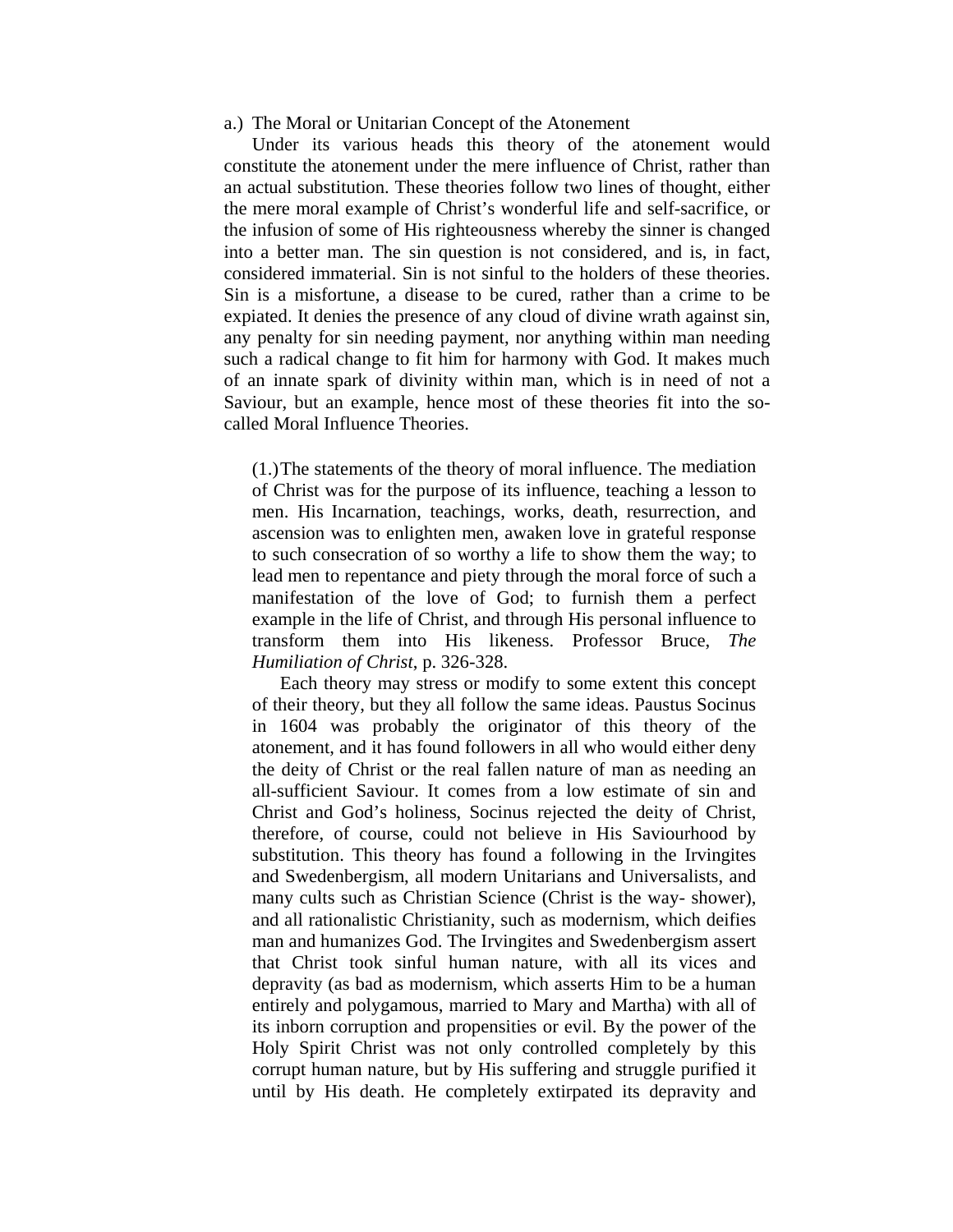a.) The Moral or Unitarian Concept of the Atonement

Under its various heads this theory of the atonement would constitute the atonement under the mere influence of Christ, rather than an actual substitution. These theories follow two lines of thought, either the mere moral example of Christ's wonderful life and self-sacrifice, or the infusion of some of His righteousness whereby the sinner is changed into a better man. The sin question is not considered, and is, in fact, considered immaterial. Sin is not sinful to the holders of these theories. Sin is a misfortune, a disease to be cured, rather than a crime to be expiated. It denies the presence of any cloud of divine wrath against sin, any penalty for sin needing payment, nor anything within man needing such a radical change to fit him for harmony with God. It makes much of an innate spark of divinity within man, which is in need of not a Saviour, but an example, hence most of these theories fit into the so-called Moral Influence Theories.

(1.) The statements of the theory of moral influence. The mediation of Christ was for the purpose of its influence, teaching a lesson to men. His Incarnation, teachings, works, death, resurrection, and ascension was to enlighten men, awaken love in grateful response to such consecration of so worthy a life to show them the way; to lead men to repentance and piety through the moral force of such a manifestation of the love of God; to furnish them a perfect example in the life of Christ, and through His personal influence to transform them into His likeness. Professor Bruce, *The Humiliation of Christ*, p. 326-328.

Each theory may stress or modify to some extent this concept of their theory, but they all follow the same ideas. Paustus Socinus in 1604 was probably the originator of this theory of the atonement, and it has found followers in all who would either deny the deity of Christ or the real fallen nature of man as needing an all-sufficient Saviour. It comes from a low estimate of sin and Christ and God's holiness, Socinus rejected the deity of Christ, therefore, of course, could not believe in His Saviourhood by substitution. This theory has found a following in the Irvingites and Swedenbergism, all modern Unitarians and Universalists, and many cults such as Christian Science (Christ is the way- shower), and all rationalistic Christianity, such as modernism, which deifies man and humanizes God. The Irvingites and Swedenbergism assert that Christ took sinful human nature, with all its vices and depravity (as bad as modernism, which asserts Him to be a human entirely and polygamous, married to Mary and Martha) with all of its inborn corruption and propensities or evil. By the power of the Holy Spirit Christ was not only controlled completely by this corrupt human nature, but by His suffering and struggle purified it until by His death. He completely extirpated its depravity and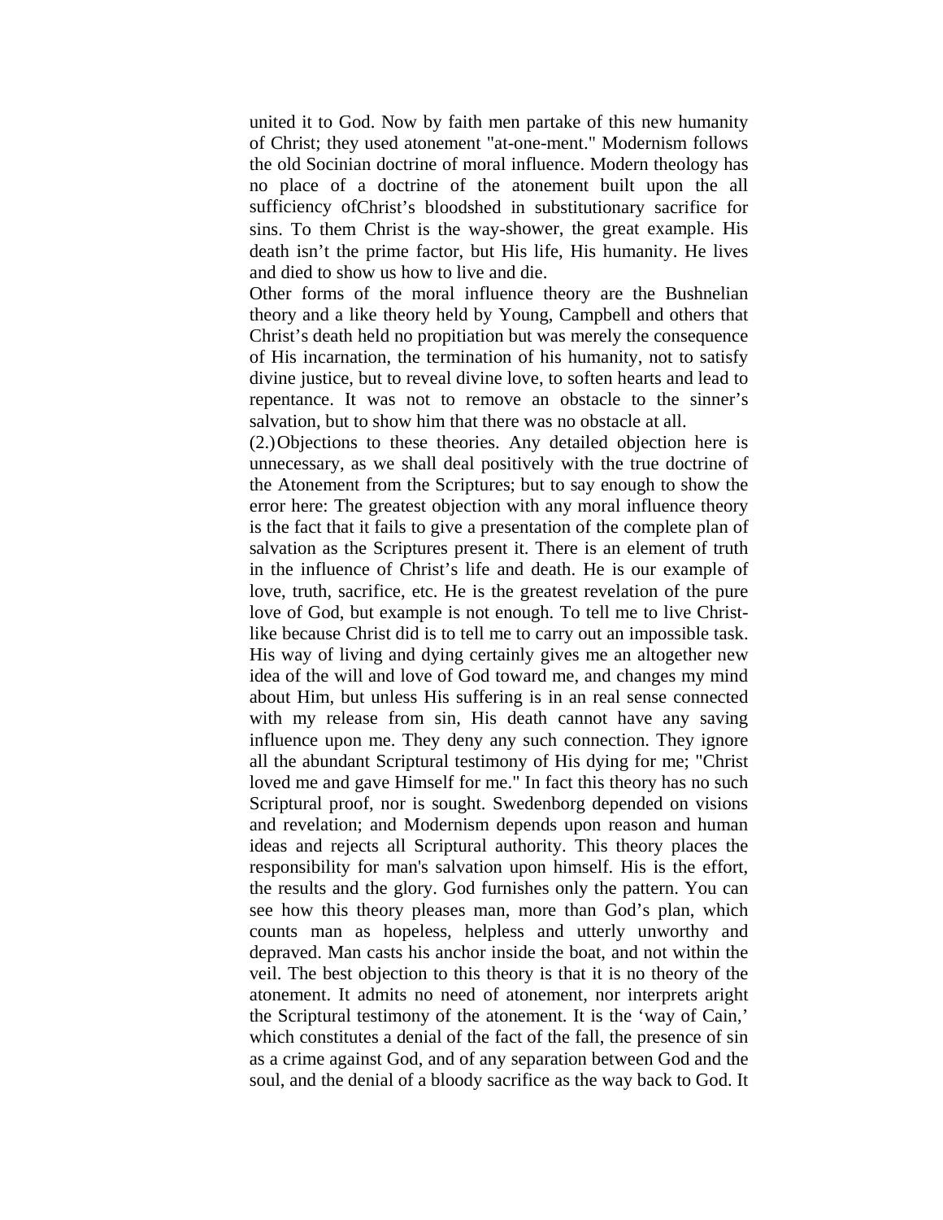united it to God. Now by faith men partake of this new humanity of Christ; they used atonement "at-one-ment." Modernism follows the old Socinian doctrine of moral influence. Modern theology has no place of a doctrine of the atonement built upon the all sufficiency ofChrist’s bloodshed in substitutionary sacrifice for sins. To them Christ is the way-shower, the great example. His death isn’t the prime factor, but His life, His humanity. He lives and died to show us how to live and die.

Other forms of the moral influence theory are the Bushnelian theory and a like theory held by Young, Campbell and others that Christ’s death held no propitiation but was merely the consequence of His incarnation, the termination of his humanity, not to satisfy divine justice, but to reveal divine love, to soften hearts and lead to repentance. It was not to remove an obstacle to the sinner’s salvation, but to show him that there was no obstacle at all.

(2.) Objections to these theories. Any detailed objection here is unnecessary, as we shall deal positively with the true doctrine of the Atonement from the Scriptures; but to say enough to show the error here: The greatest objection with any moral influence theory is the fact that it fails to give a presentation of the complete plan of salvation as the Scriptures present it. There is an element of truth in the influence of Christ’s life and death. He is our example of love, truth, sacrifice, etc. He is the greatest revelation of the pure love of God, but example is not enough. To tell me to live Christ-like because Christ did is to tell me to carry out an impossible task. His way of living and dying certainly gives me an altogether new idea of the will and love of God toward me, and changes my mind about Him, but unless His suffering is in an real sense connected with my release from sin, His death cannot have any saving influence upon me. They deny any such connection. They ignore all the abundant Scriptural testimony of His dying for me; "Christ loved me and gave Himself for me." In fact this theory has no such Scriptural proof, nor is sought. Swedenborg depended on visions and revelation; and Modernism depends upon reason and human ideas and rejects all Scriptural authority. This theory places the responsibility for man's salvation upon himself. His is the effort, the results and the glory. God furnishes only the pattern. You can see how this theory pleases man, more than God’s plan, which counts man as hopeless, helpless and utterly unworthy and depraved. Man casts his anchor inside the boat, and not within the veil. The best objection to this theory is that it is no theory of the atonement. It admits no need of atonement, nor interprets aright the Scriptural testimony of the atonement. It is the ‘way of Cain,’ which constitutes a denial of the fact of the fall, the presence of sin as a crime against God, and of any separation between God and the soul, and the denial of a bloody sacrifice as the way back to God. It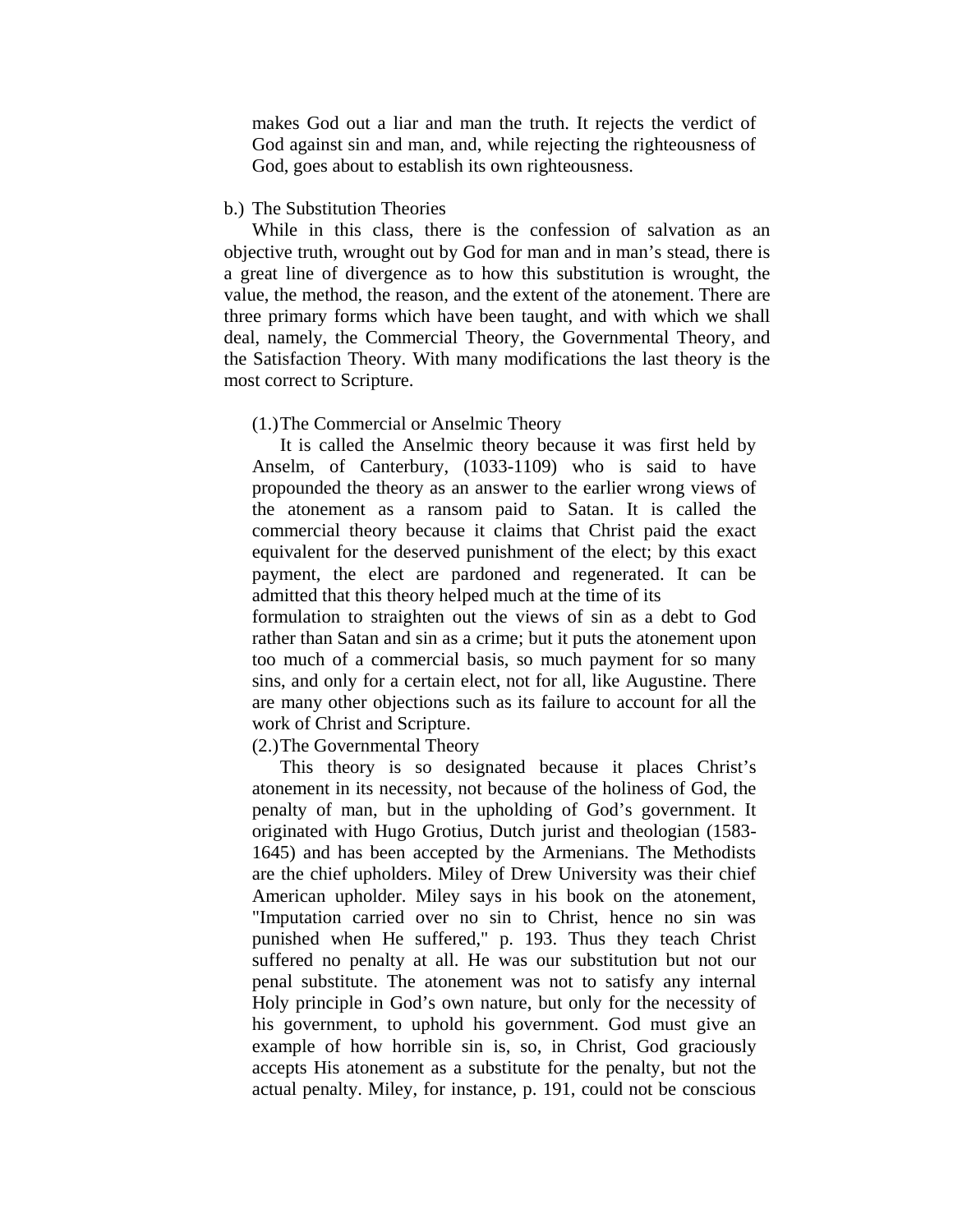makes God out a liar and man the truth. It rejects the verdict of God against sin and man, and, while rejecting the righteousness of God, goes about to establish its own righteousness.

b.) The Substitution Theories

While in this class, there is the confession of salvation as an objective truth, wrought out by God for man and in man's stead, there is a great line of divergence as to how this substitution is wrought, the value, the method, the reason, and the extent of the atonement. There are three primary forms which have been taught, and with which we shall deal, namely, the Commercial Theory, the Governmental Theory, and the Satisfaction Theory. With many modifications the last theory is the most correct to Scripture.

(1.) The Commercial or Anselmic Theory

It is called the Anselmic theory because it was first held by Anselm, of Canterbury, (1033-1109) who is said to have propounded the theory as an answer to the earlier wrong views of the atonement as a ransom paid to Satan. It is called the commercial theory because it claims that Christ paid the exact equivalent for the deserved punishment of the elect; by this exact payment, the elect are pardoned and regenerated. It can be admitted that this theory helped much at the time of its formulation to straighten out the views of sin as a debt to God rather than Satan and sin as a crime; but it puts the atonement upon too much of a commercial basis, so much payment for so many sins, and only for a certain elect, not for all, like Augustine. There are many other objections such as its failure to account for all the work of Christ and Scripture.

(2.) The Governmental Theory

This theory is so designated because it places Christ's atonement in its necessity, not because of the holiness of God, the penalty of man, but in the upholding of God's government. It originated with Hugo Grotius, Dutch jurist and theologian (1583-1645) and has been accepted by the Armenians. The Methodists are the chief upholders. Miley of Drew University was their chief American upholder. Miley says in his book on the atonement, "Imputation carried over no sin to Christ, hence no sin was punished when He suffered," p. 193. Thus they teach Christ suffered no penalty at all. He was our substitution but not our penal substitute. The atonement was not to satisfy any internal Holy principle in God's own nature, but only for the necessity of his government, to uphold his government. God must give an example of how horrible sin is, so, in Christ, God graciously accepts His atonement as a substitute for the penalty, but not the actual penalty. Miley, for instance, p. 191, could not be conscious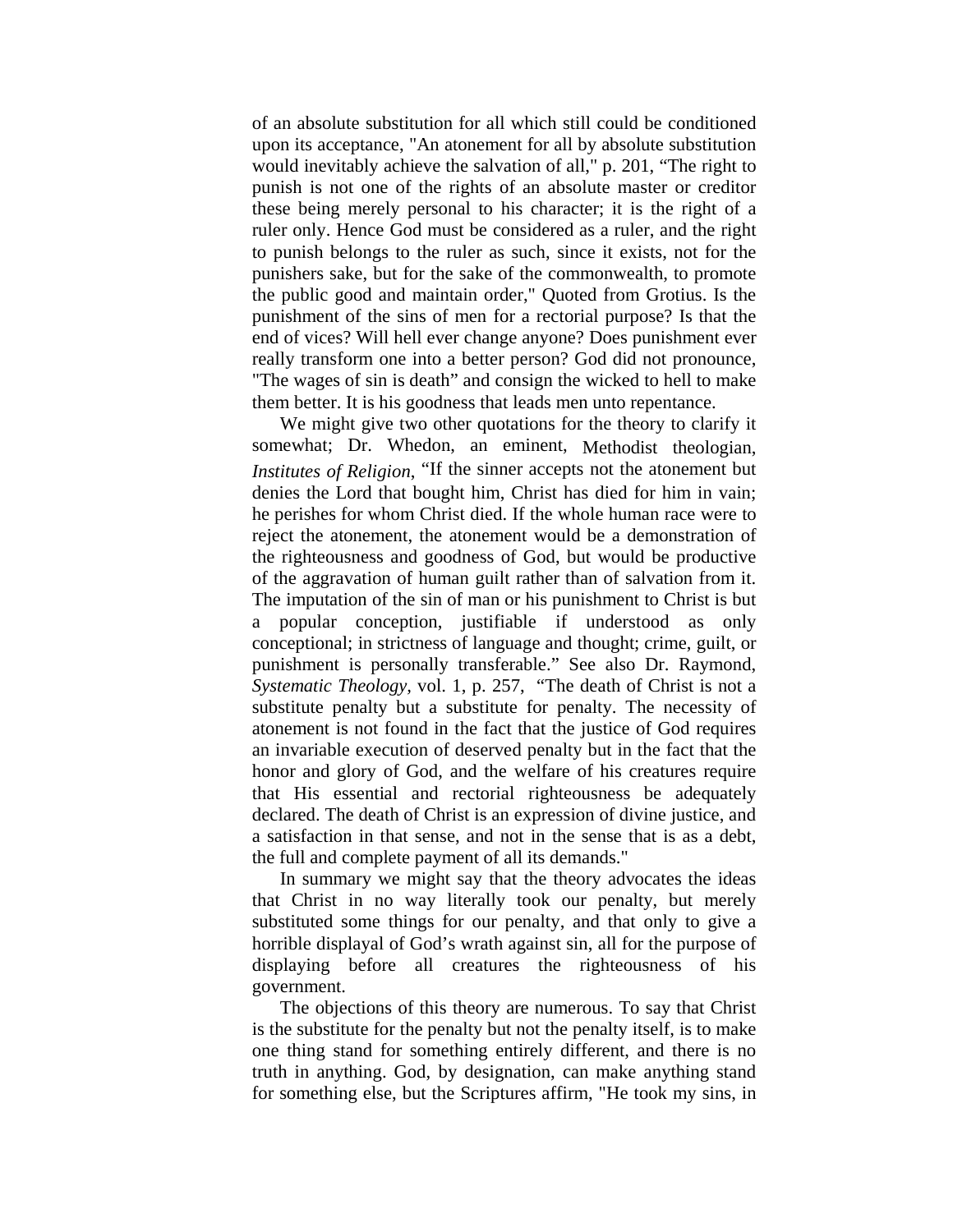of an absolute substitution for all which still could be conditioned upon its acceptance, "An atonement for all by absolute substitution would inevitably achieve the salvation of all," p. 201, “The right to punish is not one of the rights of an absolute master or creditor these being merely personal to his character; it is the right of a ruler only. Hence God must be considered as a ruler, and the right to punish belongs to the ruler as such, since it exists, not for the punishers sake, but for the sake of the commonwealth, to promote the public good and maintain order," Quoted from Grotius. Is the punishment of the sins of men for a rectorial purpose? Is that the end of vices? Will hell ever change anyone? Does punishment ever really transform one into a better person? God did not pronounce, "The wages of sin is death” and consign the wicked to hell to make them better. It is his goodness that leads men unto repentance.

We might give two other quotations for the theory to clarify it somewhat; Dr. Whedon, an eminent, Methodist theologian, *Institutes of Religion*, “If the sinner accepts not the atonement but denies the Lord that bought him, Christ has died for him in vain; he perishes for whom Christ died. If the whole human race were to reject the atonement, the atonement would be a demonstration of the righteousness and goodness of God, but would be productive of the aggravation of human guilt rather than of salvation from it. The imputation of the sin of man or his punishment to Christ is but a popular conception, justifiable if understood as only conceptional; in strictness of language and thought; crime, guilt, or punishment is personally transferable.” See also Dr. Raymond, *Systematic Theology,* vol. 1, p. 257, “The death of Christ is not a substitute penalty but a substitute for penalty. The necessity of atonement is not found in the fact that the justice of God requires an invariable execution of deserved penalty but in the fact that the honor and glory of God, and the welfare of his creatures require that His essential and rectorial righteousness be adequately declared. The death of Christ is an expression of divine justice, and a satisfaction in that sense, and not in the sense that is as a debt, the full and complete payment of all its demands."

In summary we might say that the theory advocates the ideas that Christ in no way literally took our penalty, but merely substituted some things for our penalty, and that only to give a horrible displayal of God’s wrath against sin, all for the purpose of displaying before all creatures the righteousness of his government.

The objections of this theory are numerous. To say that Christ is the substitute for the penalty but not the penalty itself, is to make one thing stand for something entirely different, and there is no truth in anything. God, by designation, can make anything stand for something else, but the Scriptures affirm, "He took my sins, in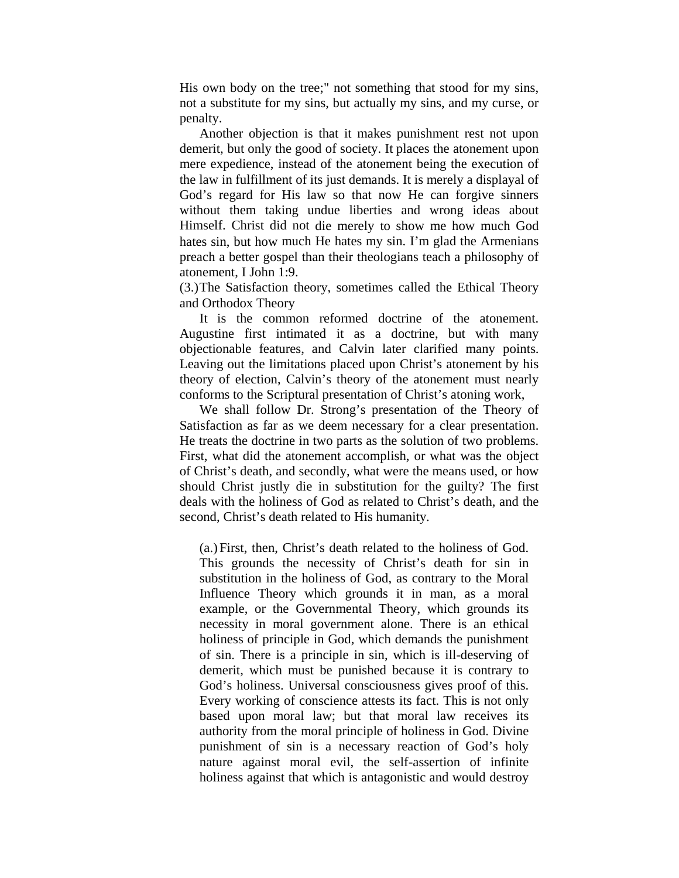His own body on the tree;" not something that stood for my sins, not a substitute for my sins, but actually my sins, and my curse, or penalty.

Another objection is that it makes punishment rest not upon demerit, but only the good of society. It places the atonement upon mere expedience, instead of the atonement being the execution of the law in fulfillment of its just demands. It is merely a displayal of God's regard for His law so that now He can forgive sinners without them taking undue liberties and wrong ideas about Himself. Christ did not die merely to show me how much God hates sin, but how much He hates my sin. I'm glad the Armenians preach a better gospel than their theologians teach a philosophy of atonement, I John 1:9.

(3.) The Satisfaction theory, sometimes called the Ethical Theory and Orthodox Theory

It is the common reformed doctrine of the atonement. Augustine first intimated it as a doctrine, but with many objectionable features, and Calvin later clarified many points. Leaving out the limitations placed upon Christ's atonement by his theory of election, Calvin's theory of the atonement must nearly conforms to the Scriptural presentation of Christ's atoning work,

We shall follow Dr. Strong's presentation of the Theory of Satisfaction as far as we deem necessary for a clear presentation. He treats the doctrine in two parts as the solution of two problems. First, what did the atonement accomplish, or what was the object of Christ's death, and secondly, what were the means used, or how should Christ justly die in substitution for the guilty? The first deals with the holiness of God as related to Christ's death, and the second, Christ's death related to His humanity.

(a.) First, then, Christ's death related to the holiness of God. This grounds the necessity of Christ's death for sin in substitution in the holiness of God, as contrary to the Moral Influence Theory which grounds it in man, as a moral example, or the Governmental Theory, which grounds its necessity in moral government alone. There is an ethical holiness of principle in God, which demands the punishment of sin. There is a principle in sin, which is ill-deserving of demerit, which must be punished because it is contrary to God's holiness. Universal consciousness gives proof of this. Every working of conscience attests its fact. This is not only based upon moral law; but that moral law receives its authority from the moral principle of holiness in God. Divine punishment of sin is a necessary reaction of God's holy nature against moral evil, the self-assertion of infinite holiness against that which is antagonistic and would destroy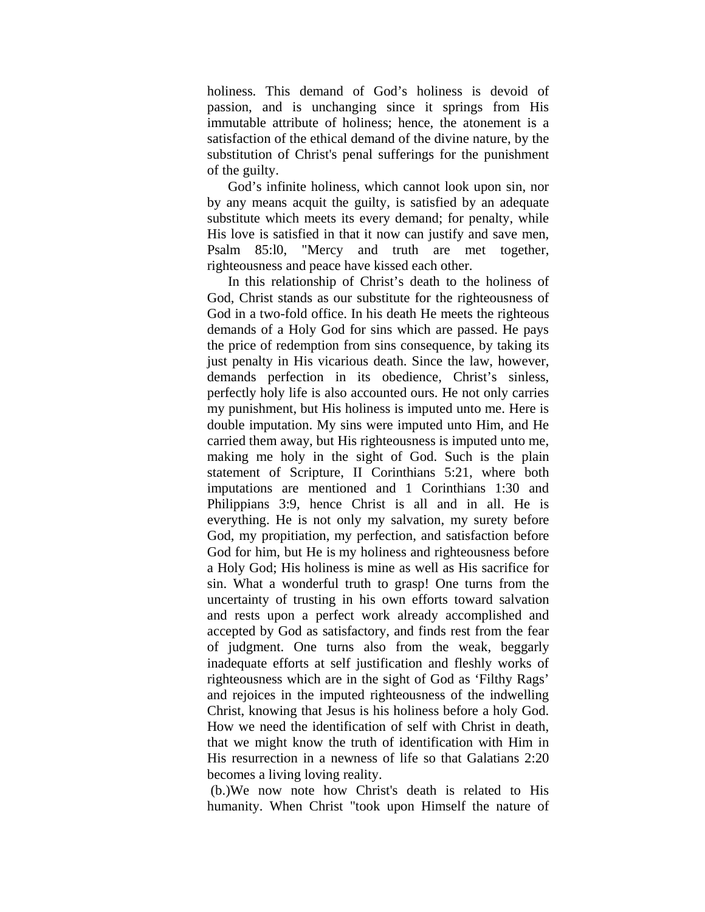holiness. This demand of God's holiness is devoid of passion, and is unchanging since it springs from His immutable attribute of holiness; hence, the atonement is a satisfaction of the ethical demand of the divine nature, by the substitution of Christ's penal sufferings for the punishment of the guilty.

God's infinite holiness, which cannot look upon sin, nor by any means acquit the guilty, is satisfied by an adequate substitute which meets its every demand; for penalty, while His love is satisfied in that it now can justify and save men, Psalm 85:l0, "Mercy and truth are met together, righteousness and peace have kissed each other.

In this relationship of Christ's death to the holiness of God, Christ stands as our substitute for the righteousness of God in a two-fold office. In his death He meets the righteous demands of a Holy God for sins which are passed. He pays the price of redemption from sins consequence, by taking its just penalty in His vicarious death. Since the law, however, demands perfection in its obedience, Christ's sinless, perfectly holy life is also accounted ours. He not only carries my punishment, but His holiness is imputed unto me. Here is double imputation. My sins were imputed unto Him, and He carried them away, but His righteousness is imputed unto me, making me holy in the sight of God. Such is the plain statement of Scripture, II Corinthians 5:21, where both imputations are mentioned and 1 Corinthians 1:30 and Philippians 3:9, hence Christ is all and in all. He is everything. He is not only my salvation, my surety before God, my propitiation, my perfection, and satisfaction before God for him, but He is my holiness and righteousness before a Holy God; His holiness is mine as well as His sacrifice for sin. What a wonderful truth to grasp! One turns from the uncertainty of trusting in his own efforts toward salvation and rests upon a perfect work already accomplished and accepted by God as satisfactory, and finds rest from the fear of judgment. One turns also from the weak, beggarly inadequate efforts at self justification and fleshly works of righteousness which are in the sight of God as 'Filthy Rags' and rejoices in the imputed righteousness of the indwelling Christ, knowing that Jesus is his holiness before a holy God. How we need the identification of self with Christ in death, that we might know the truth of identification with Him in His resurrection in a newness of life so that Galatians 2:20 becomes a living loving reality.

(b.)We now note how Christ's death is related to His humanity. When Christ "took upon Himself the nature of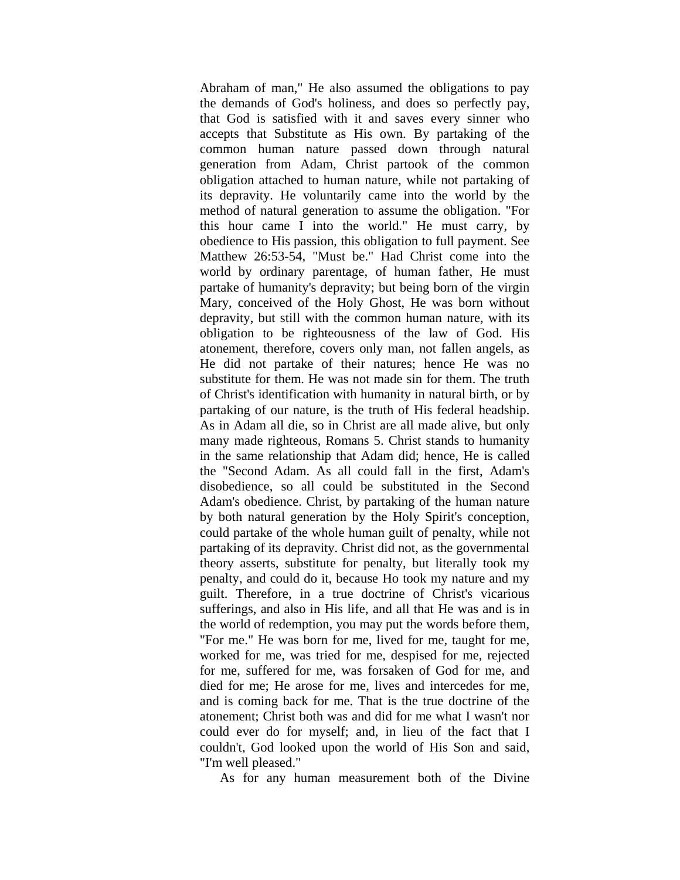Abraham of man," He also assumed the obligations to pay the demands of God's holiness, and does so perfectly pay, that God is satisfied with it and saves every sinner who accepts that Substitute as His own. By partaking of the common human nature passed down through natural generation from Adam, Christ partook of the common obligation attached to human nature, while not partaking of its depravity. He voluntarily came into the world by the method of natural generation to assume the obligation. "For this hour came I into the world." He must carry, by obedience to His passion, this obligation to full payment. See Matthew 26:53-54, "Must be." Had Christ come into the world by ordinary parentage, of human father, He must partake of humanity's depravity; but being born of the virgin Mary, conceived of the Holy Ghost, He was born without depravity, but still with the common human nature, with its obligation to be righteousness of the law of God. His atonement, therefore, covers only man, not fallen angels, as He did not partake of their natures; hence He was no substitute for them. He was not made sin for them. The truth of Christ's identification with humanity in natural birth, or by partaking of our nature, is the truth of His federal headship. As in Adam all die, so in Christ are all made alive, but only many made righteous, Romans 5. Christ stands to humanity in the same relationship that Adam did; hence, He is called the "Second Adam. As all could fall in the first, Adam's disobedience, so all could be substituted in the Second Adam's obedience. Christ, by partaking of the human nature by both natural generation by the Holy Spirit's conception, could partake of the whole human guilt of penalty, while not partaking of its depravity. Christ did not, as the governmental theory asserts, substitute for penalty, but literally took my penalty, and could do it, because Ho took my nature and my guilt. Therefore, in a true doctrine of Christ's vicarious sufferings, and also in His life, and all that He was and is in the world of redemption, you may put the words before them, "For me." He was born for me, lived for me, taught for me, worked for me, was tried for me, despised for me, rejected for me, suffered for me, was forsaken of God for me, and died for me; He arose for me, lives and intercedes for me, and is coming back for me. That is the true doctrine of the atonement; Christ both was and did for me what I wasn't nor could ever do for myself; and, in lieu of the fact that I couldn't, God looked upon the world of His Son and said, "I'm well pleased."

As for any human measurement both of the Divine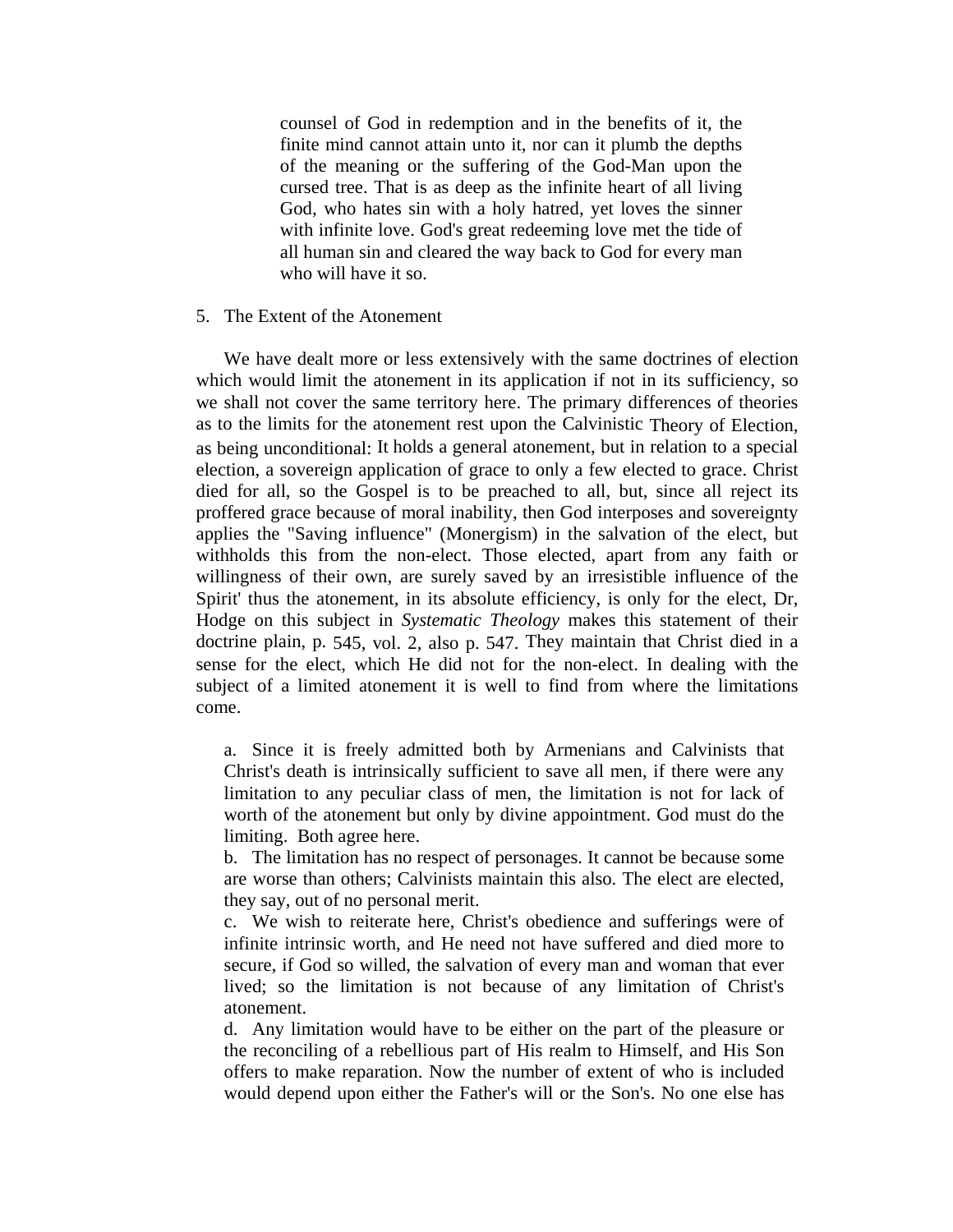> counsel of God in redemption and in the benefits of it, the finite mind cannot attain unto it, nor can it plumb the depths of the meaning or the suffering of the God-Man upon the cursed tree. That is as deep as the infinite heart of all living God, who hates sin with a holy hatred, yet loves the sinner with infinite love. God's great redeeming love met the tide of all human sin and cleared the way back to God for every man who will have it so.

5. The Extent of the Atonement

We have dealt more or less extensively with the same doctrines of election which would limit the atonement in its application if not in its sufficiency, so we shall not cover the same territory here. The primary differences of theories as to the limits for the atonement rest upon the Calvinistic Theory of Election, as being unconditional: It holds a general atonement, but in relation to a special election, a sovereign application of grace to only a few elected to grace. Christ died for all, so the Gospel is to be preached to all, but, since all reject its proffered grace because of moral inability, then God interposes and sovereignty applies the "Saving influence" (Monergism) in the salvation of the elect, but withholds this from the non-elect. Those elected, apart from any faith or willingness of their own, are surely saved by an irresistible influence of the Spirit' thus the atonement, in its absolute efficiency, is only for the elect, Dr, Hodge on this subject in *Systematic Theology* makes this statement of their doctrine plain, p. 545, vol. 2, also p. 547. They maintain that Christ died in a sense for the elect, which He did not for the non-elect. In dealing with the subject of a limited atonement it is well to find from where the limitations come.

a. Since it is freely admitted both by Armenians and Calvinists that Christ's death is intrinsically sufficient to save all men, if there were any limitation to any peculiar class of men, the limitation is not for lack of worth of the atonement but only by divine appointment. God must do the limiting. Both agree here.

b. The limitation has no respect of personages. It cannot be because some are worse than others; Calvinists maintain this also. The elect are elected, they say, out of no personal merit.

c. We wish to reiterate here, Christ's obedience and sufferings were of infinite intrinsic worth, and He need not have suffered and died more to secure, if God so willed, the salvation of every man and woman that ever lived; so the limitation is not because of any limitation of Christ's atonement.

d. Any limitation would have to be either on the part of the pleasure or the reconciling of a rebellious part of His realm to Himself, and His Son offers to make reparation. Now the number of extent of who is included would depend upon either the Father's will or the Son's. No one else has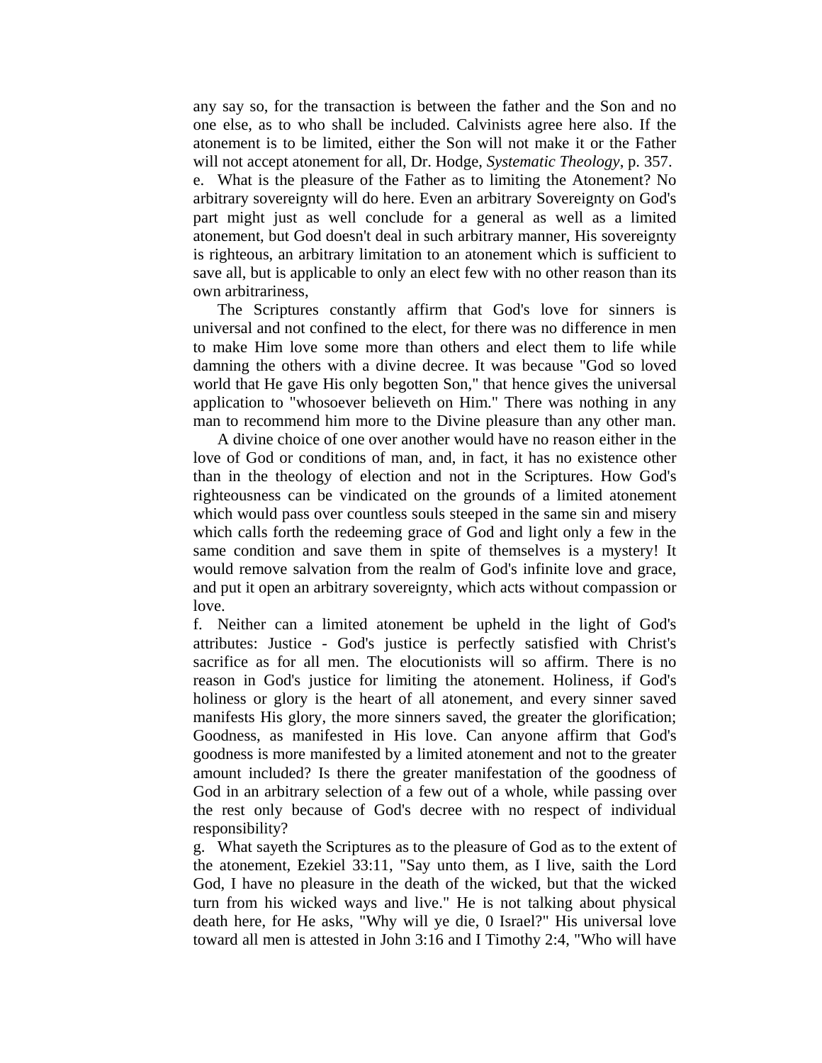any say so, for the transaction is between the father and the Son and no one else, as to who shall be included. Calvinists agree here also. If the atonement is to be limited, either the Son will not make it or the Father will not accept atonement for all, Dr. Hodge, *Systematic Theology*, p. 357.

e. What is the pleasure of the Father as to limiting the Atonement? No arbitrary sovereignty will do here. Even an arbitrary Sovereignty on God's part might just as well conclude for a general as well as a limited atonement, but God doesn't deal in such arbitrary manner, His sovereignty is righteous, an arbitrary limitation to an atonement which is sufficient to save all, but is applicable to only an elect few with no other reason than its own arbitrariness,

The Scriptures constantly affirm that God's love for sinners is universal and not confined to the elect, for there was no difference in men to make Him love some more than others and elect them to life while damning the others with a divine decree. It was because "God so loved world that He gave His only begotten Son," that hence gives the universal application to "whosoever believeth on Him." There was nothing in any man to recommend him more to the Divine pleasure than any other man.

A divine choice of one over another would have no reason either in the love of God or conditions of man, and, in fact, it has no existence other than in the theology of election and not in the Scriptures. How God's righteousness can be vindicated on the grounds of a limited atonement which would pass over countless souls steeped in the same sin and misery which calls forth the redeeming grace of God and light only a few in the same condition and save them in spite of themselves is a mystery! It would remove salvation from the realm of God's infinite love and grace, and put it open an arbitrary sovereignty, which acts without compassion or love.

f. Neither can a limited atonement be upheld in the light of God's attributes: Justice - God's justice is perfectly satisfied with Christ's sacrifice as for all men. The elocutionists will so affirm. There is no reason in God's justice for limiting the atonement. Holiness, if God's holiness or glory is the heart of all atonement, and every sinner saved manifests His glory, the more sinners saved, the greater the glorification; Goodness, as manifested in His love. Can anyone affirm that God's goodness is more manifested by a limited atonement and not to the greater amount included? Is there the greater manifestation of the goodness of God in an arbitrary selection of a few out of a whole, while passing over the rest only because of God's decree with no respect of individual responsibility?

g. What sayeth the Scriptures as to the pleasure of God as to the extent of the atonement, Ezekiel 33:11, "Say unto them, as I live, saith the Lord God, I have no pleasure in the death of the wicked, but that the wicked turn from his wicked ways and live." He is not talking about physical death here, for He asks, "Why will ye die, 0 Israel?" His universal love toward all men is attested in John 3:16 and I Timothy 2:4, "Who will have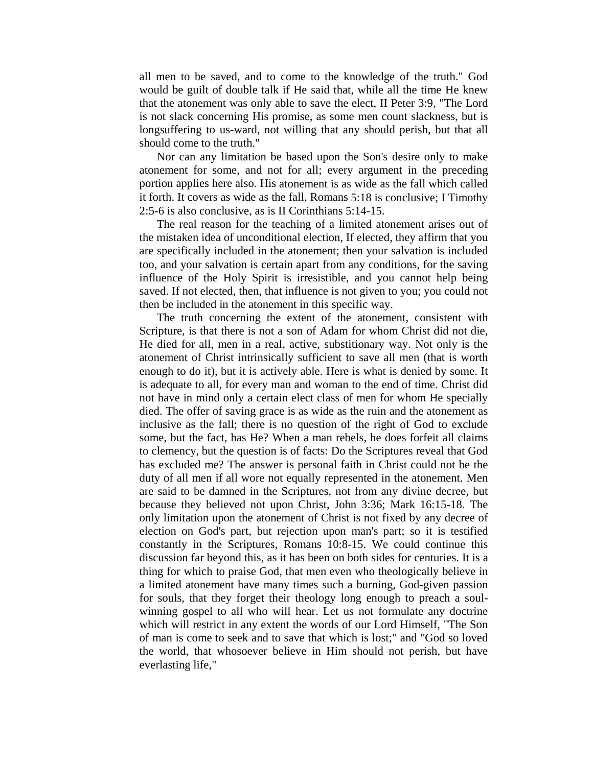all men to be saved, and to come to the knowledge of the truth." God would be guilt of double talk if He said that, while all the time He knew that the atonement was only able to save the elect, II Peter 3:9, "The Lord is not slack concerning His promise, as some men count slackness, but is longsuffering to us-ward, not willing that any should perish, but that all should come to the truth."

Nor can any limitation be based upon the Son's desire only to make atonement for some, and not for all; every argument in the preceding portion applies here also. His atonement is as wide as the fall which called it forth. It covers as wide as the fall, Romans 5:18 is conclusive; I Timothy 2:5-6 is also conclusive, as is II Corinthians 5:14-15.

The real reason for the teaching of a limited atonement arises out of the mistaken idea of unconditional election, If elected, they affirm that you are specifically included in the atonement; then your salvation is included too, and your salvation is certain apart from any conditions, for the saving influence of the Holy Spirit is irresistible, and you cannot help being saved. If not elected, then, that influence is not given to you; you could not then be included in the atonement in this specific way.

The truth concerning the extent of the atonement, consistent with Scripture, is that there is not a son of Adam for whom Christ did not die, He died for all, men in a real, active, substitionary way. Not only is the atonement of Christ intrinsically sufficient to save all men (that is worth enough to do it), but it is actively able. Here is what is denied by some. It is adequate to all, for every man and woman to the end of time. Christ did not have in mind only a certain elect class of men for whom He specially died. The offer of saving grace is as wide as the ruin and the atonement as inclusive as the fall; there is no question of the right of God to exclude some, but the fact, has He? When a man rebels, he does forfeit all claims to clemency, but the question is of facts: Do the Scriptures reveal that God has excluded me? The answer is personal faith in Christ could not be the duty of all men if all wore not equally represented in the atonement. Men are said to be damned in the Scriptures, not from any divine decree, but because they believed not upon Christ, John 3:36; Mark 16:15-18. The only limitation upon the atonement of Christ is not fixed by any decree of election on God's part, but rejection upon man's part; so it is testified constantly in the Scriptures, Romans 10:8-15. We could continue this discussion far beyond this, as it has been on both sides for centuries. It is a thing for which to praise God, that men even who theologically believe in a limited atonement have many times such a burning, God-given passion for souls, that they forget their theology long enough to preach a soul-winning gospel to all who will hear. Let us not formulate any doctrine which will restrict in any extent the words of our Lord Himself, "The Son of man is come to seek and to save that which is lost;" and "God so loved the world, that whosoever believe in Him should not perish, but have everlasting life,"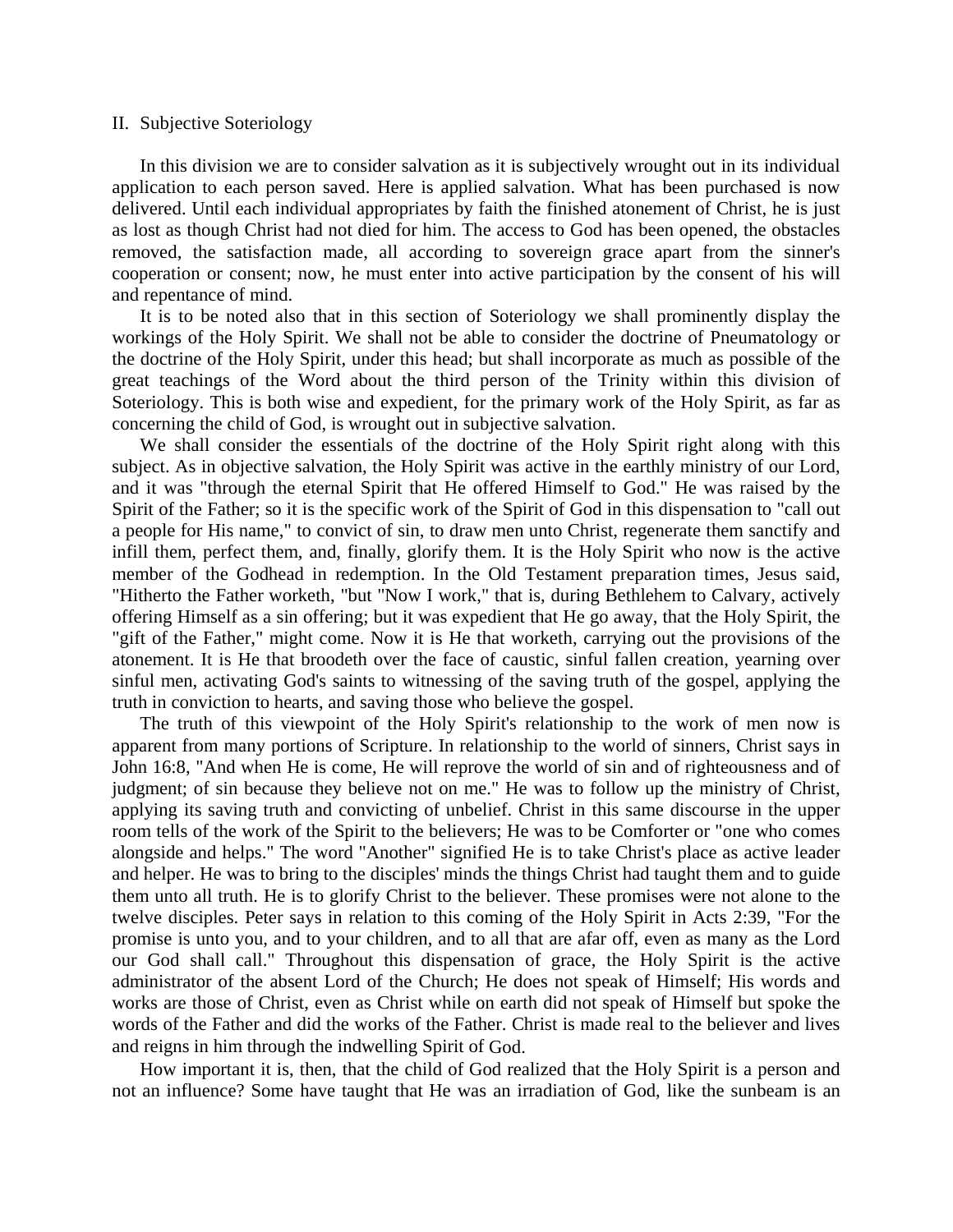## II. Subjective Soteriology

In this division we are to consider salvation as it is subjectively wrought out in its individual application to each person saved. Here is applied salvation. What has been purchased is now delivered. Until each individual appropriates by faith the finished atonement of Christ, he is just as lost as though Christ had not died for him. The access to God has been opened, the obstacles removed, the satisfaction made, all according to sovereign grace apart from the sinner's cooperation or consent; now, he must enter into active participation by the consent of his will and repentance of mind.

It is to be noted also that in this section of Soteriology we shall prominently display the workings of the Holy Spirit. We shall not be able to consider the doctrine of Pneumatology or the doctrine of the Holy Spirit, under this head; but shall incorporate as much as possible of the great teachings of the Word about the third person of the Trinity within this division of Soteriology. This is both wise and expedient, for the primary work of the Holy Spirit, as far as concerning the child of God, is wrought out in subjective salvation.

We shall consider the essentials of the doctrine of the Holy Spirit right along with this subject. As in objective salvation, the Holy Spirit was active in the earthly ministry of our Lord, and it was "through the eternal Spirit that He offered Himself to God." He was raised by the Spirit of the Father; so it is the specific work of the Spirit of God in this dispensation to "call out a people for His name," to convict of sin, to draw men unto Christ, regenerate them sanctify and infill them, perfect them, and, finally, glorify them. It is the Holy Spirit who now is the active member of the Godhead in redemption. In the Old Testament preparation times, Jesus said, "Hitherto the Father worketh, "but "Now I work," that is, during Bethlehem to Calvary, actively offering Himself as a sin offering; but it was expedient that He go away, that the Holy Spirit, the "gift of the Father," might come. Now it is He that worketh, carrying out the provisions of the atonement. It is He that broodeth over the face of caustic, sinful fallen creation, yearning over sinful men, activating God's saints to witnessing of the saving truth of the gospel, applying the truth in conviction to hearts, and saving those who believe the gospel.

The truth of this viewpoint of the Holy Spirit's relationship to the work of men now is apparent from many portions of Scripture. In relationship to the world of sinners, Christ says in John 16:8, "And when He is come, He will reprove the world of sin and of righteousness and of judgment; of sin because they believe not on me." He was to follow up the ministry of Christ, applying its saving truth and convicting of unbelief. Christ in this same discourse in the upper room tells of the work of the Spirit to the believers; He was to be Comforter or "one who comes alongside and helps." The word "Another" signified He is to take Christ's place as active leader and helper. He was to bring to the disciples' minds the things Christ had taught them and to guide them unto all truth. He is to glorify Christ to the believer. These promises were not alone to the twelve disciples. Peter says in relation to this coming of the Holy Spirit in Acts 2:39, "For the promise is unto you, and to your children, and to all that are afar off, even as many as the Lord our God shall call." Throughout this dispensation of grace, the Holy Spirit is the active administrator of the absent Lord of the Church; He does not speak of Himself; His words and works are those of Christ, even as Christ while on earth did not speak of Himself but spoke the words of the Father and did the works of the Father. Christ is made real to the believer and lives and reigns in him through the indwelling Spirit of God.

How important it is, then, that the child of God realized that the Holy Spirit is a person and not an influence? Some have taught that He was an irradiation of God, like the sunbeam is an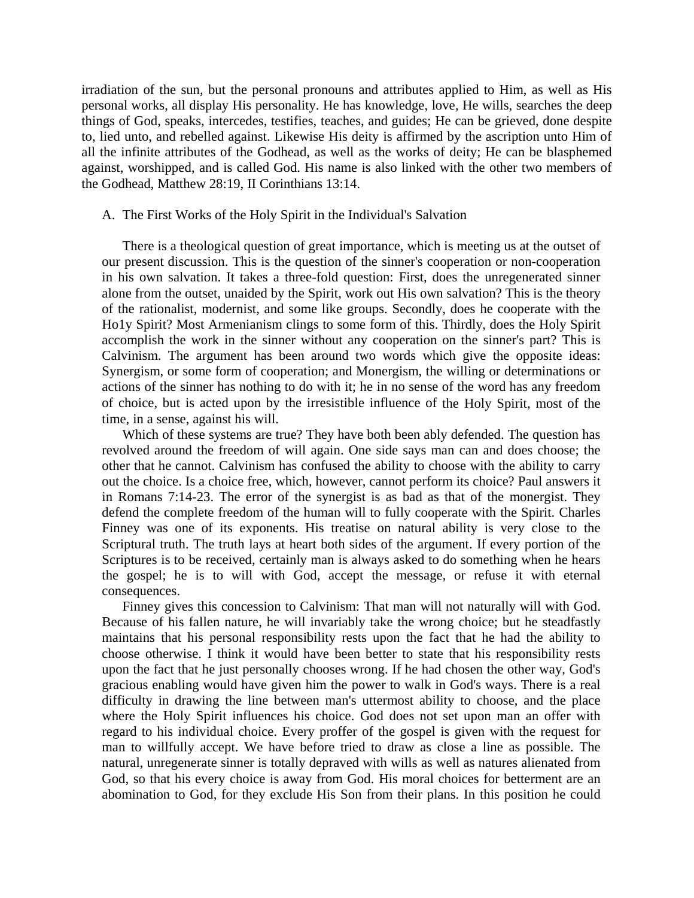irradiation of the sun, but the personal pronouns and attributes applied to Him, as well as His personal works, all display His personality. He has knowledge, love, He wills, searches the deep things of God, speaks, intercedes, testifies, teaches, and guides; He can be grieved, done despite to, lied unto, and rebelled against. Likewise His deity is affirmed by the ascription unto Him of all the infinite attributes of the Godhead, as well as the works of deity; He can be blasphemed against, worshipped, and is called God. His name is also linked with the other two members of the Godhead, Matthew 28:19, II Corinthians 13:14.

### A. The First Works of the Holy Spirit in the Individual's Salvation

There is a theological question of great importance, which is meeting us at the outset of our present discussion. This is the question of the sinner's cooperation or non-cooperation in his own salvation. It takes a three-fold question: First, does the unregenerated sinner alone from the outset, unaided by the Spirit, work out His own salvation? This is the theory of the rationalist, modernist, and some like groups. Secondly, does he cooperate with the Ho1y Spirit? Most Armenianism clings to some form of this. Thirdly, does the Holy Spirit accomplish the work in the sinner without any cooperation on the sinner's part? This is Calvinism. The argument has been around two words which give the opposite ideas: Synergism, or some form of cooperation; and Monergism, the willing or determinations or actions of the sinner has nothing to do with it; he in no sense of the word has any freedom of choice, but is acted upon by the irresistible influence of the Holy Spirit, most of the time, in a sense, against his will.

Which of these systems are true? They have both been ably defended. The question has revolved around the freedom of will again. One side says man can and does choose; the other that he cannot. Calvinism has confused the ability to choose with the ability to carry out the choice. Is a choice free, which, however, cannot perform its choice? Paul answers it in Romans 7:14-23. The error of the synergist is as bad as that of the monergist. They defend the complete freedom of the human will to fully cooperate with the Spirit. Charles Finney was one of its exponents. His treatise on natural ability is very close to the Scriptural truth. The truth lays at heart both sides of the argument. If every portion of the Scriptures is to be received, certainly man is always asked to do something when he hears the gospel; he is to will with God, accept the message, or refuse it with eternal consequences.

Finney gives this concession to Calvinism: That man will not naturally will with God. Because of his fallen nature, he will invariably take the wrong choice; but he steadfastly maintains that his personal responsibility rests upon the fact that he had the ability to choose otherwise. I think it would have been better to state that his responsibility rests upon the fact that he just personally chooses wrong. If he had chosen the other way, God's gracious enabling would have given him the power to walk in God's ways. There is a real difficulty in drawing the line between man's uttermost ability to choose, and the place where the Holy Spirit influences his choice. God does not set upon man an offer with regard to his individual choice. Every proffer of the gospel is given with the request for man to willfully accept. We have before tried to draw as close a line as possible. The natural, unregenerate sinner is totally depraved with wills as well as natures alienated from God, so that his every choice is away from God. His moral choices for betterment are an abomination to God, for they exclude His Son from their plans. In this position he could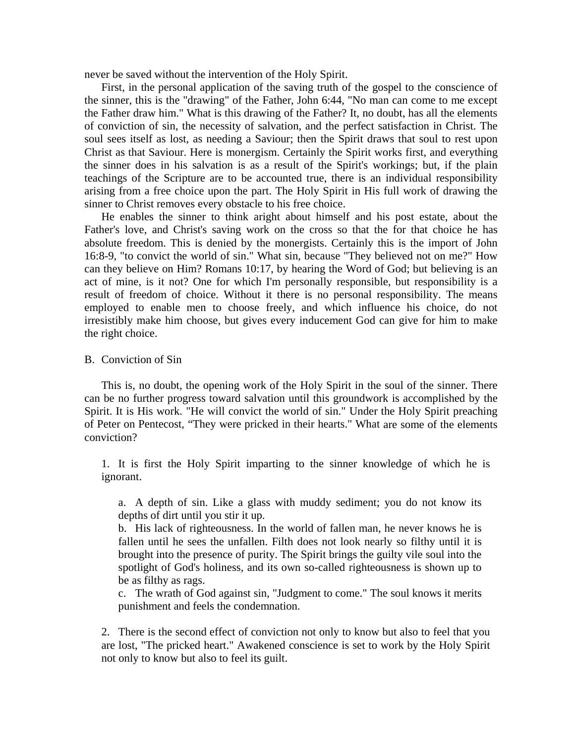never be saved without the intervention of the Holy Spirit.

First, in the personal application of the saving truth of the gospel to the conscience of the sinner, this is the "drawing" of the Father, John 6:44, "No man can come to me except the Father draw him." What is this drawing of the Father? It, no doubt, has all the elements of conviction of sin, the necessity of salvation, and the perfect satisfaction in Christ. The soul sees itself as lost, as needing a Saviour; then the Spirit draws that soul to rest upon Christ as that Saviour. Here is monergism. Certainly the Spirit works first, and everything the sinner does in his salvation is as a result of the Spirit's workings; but, if the plain teachings of the Scripture are to be accounted true, there is an individual responsibility arising from a free choice upon the part. The Holy Spirit in His full work of drawing the sinner to Christ removes every obstacle to his free choice.

He enables the sinner to think aright about himself and his post estate, about the Father's love, and Christ's saving work on the cross so that the for that choice he has absolute freedom. This is denied by the monergists. Certainly this is the import of John 16:8-9, "to convict the world of sin." What sin, because "They believed not on me?" How can they believe on Him? Romans 10:17, by hearing the Word of God; but believing is an act of mine, is it not? One for which I'm personally responsible, but responsibility is a result of freedom of choice. Without it there is no personal responsibility. The means employed to enable men to choose freely, and which influence his choice, do not irresistibly make him choose, but gives every inducement God can give for him to make the right choice.

B. Conviction of Sin

This is, no doubt, the opening work of the Holy Spirit in the soul of the sinner. There can be no further progress toward salvation until this groundwork is accomplished by the Spirit. It is His work. "He will convict the world of sin." Under the Holy Spirit preaching of Peter on Pentecost, "They were pricked in their hearts." What are some of the elements conviction?

1. It is first the Holy Spirit imparting to the sinner knowledge of which he is ignorant.

   a. A depth of sin. Like a glass with muddy sediment; you do not know its depths of dirt until you stir it up.
   b. His lack of righteousness. In the world of fallen man, he never knows he is fallen until he sees the unfallen. Filth does not look nearly so filthy until it is brought into the presence of purity. The Spirit brings the guilty vile soul into the spotlight of God's holiness, and its own so-called righteousness is shown up to be as filthy as rags.
   c. The wrath of God against sin, "Judgment to come." The soul knows it merits punishment and feels the condemnation.

2. There is the second effect of conviction not only to know but also to feel that you are lost, "The pricked heart." Awakened conscience is set to work by the Holy Spirit not only to know but also to feel its guilt.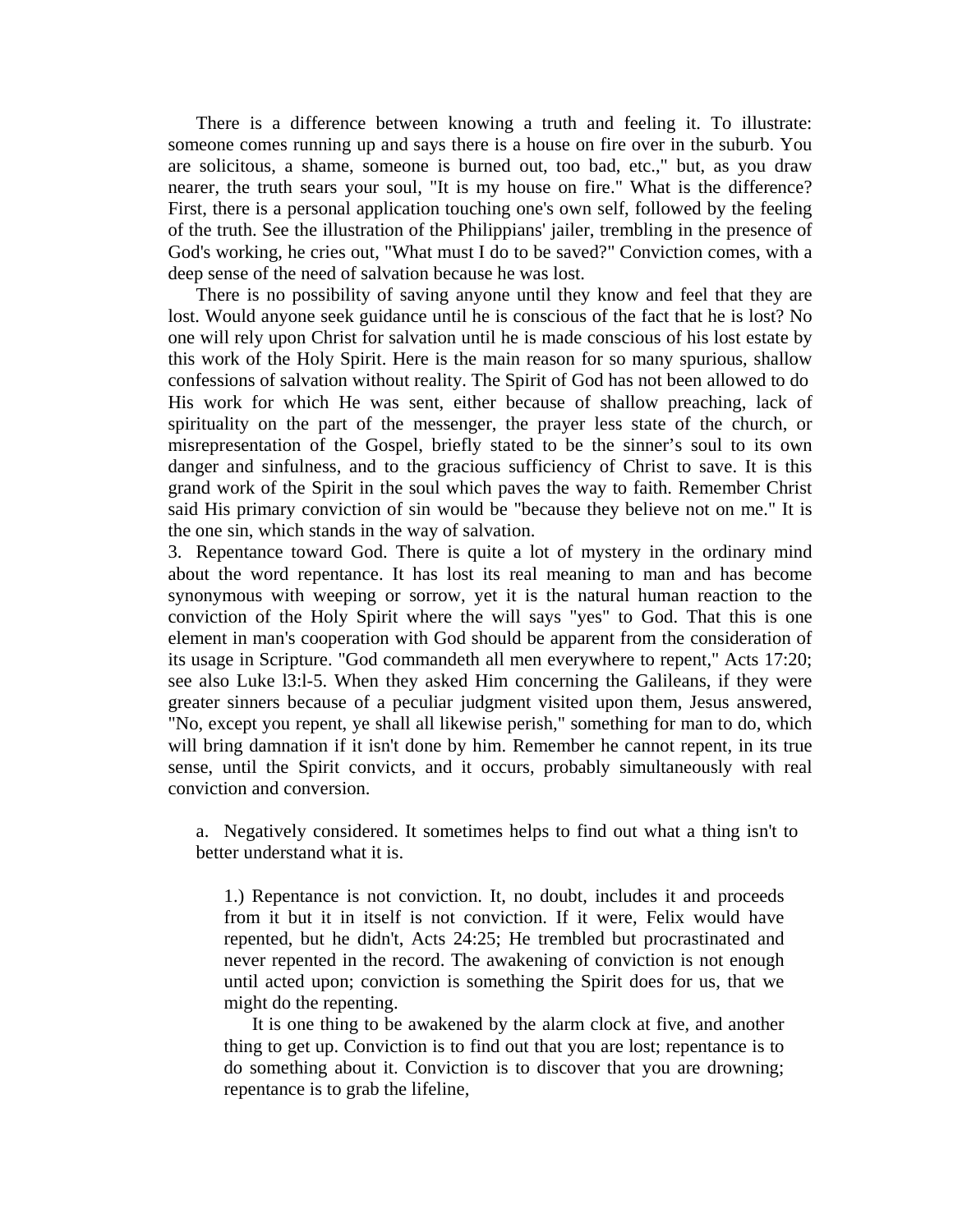There is a difference between knowing a truth and feeling it. To illustrate: someone comes running up and says there is a house on fire over in the suburb. You are solicitous, a shame, someone is burned out, too bad, etc.," but, as you draw nearer, the truth sears your soul, "It is my house on fire." What is the difference? First, there is a personal application touching one's own self, followed by the feeling of the truth. See the illustration of the Philippians' jailer, trembling in the presence of God's working, he cries out, "What must I do to be saved?" Conviction comes, with a deep sense of the need of salvation because he was lost.

There is no possibility of saving anyone until they know and feel that they are lost. Would anyone seek guidance until he is conscious of the fact that he is lost? No one will rely upon Christ for salvation until he is made conscious of his lost estate by this work of the Holy Spirit. Here is the main reason for so many spurious, shallow confessions of salvation without reality. The Spirit of God has not been allowed to do His work for which He was sent, either because of shallow preaching, lack of spirituality on the part of the messenger, the prayer less state of the church, or misrepresentation of the Gospel, briefly stated to be the sinner's soul to its own danger and sinfulness, and to the gracious sufficiency of Christ to save. It is this grand work of the Spirit in the soul which paves the way to faith. Remember Christ said His primary conviction of sin would be "because they believe not on me." It is the one sin, which stands in the way of salvation.

3. Repentance toward God. There is quite a lot of mystery in the ordinary mind about the word repentance. It has lost its real meaning to man and has become synonymous with weeping or sorrow, yet it is the natural human reaction to the conviction of the Holy Spirit where the will says "yes" to God. That this is one element in man's cooperation with God should be apparent from the consideration of its usage in Scripture. "God commandeth all men everywhere to repent," Acts 17:20; see also Luke l3:l-5. When they asked Him concerning the Galileans, if they were greater sinners because of a peculiar judgment visited upon them, Jesus answered, "No, except you repent, ye shall all likewise perish," something for man to do, which will bring damnation if it isn't done by him. Remember he cannot repent, in its true sense, until the Spirit convicts, and it occurs, probably simultaneously with real conviction and conversion.

a. Negatively considered. It sometimes helps to find out what a thing isn't to better understand what it is.

1.) Repentance is not conviction. It, no doubt, includes it and proceeds from it but it in itself is not conviction. If it were, Felix would have repented, but he didn't, Acts 24:25; He trembled but procrastinated and never repented in the record. The awakening of conviction is not enough until acted upon; conviction is something the Spirit does for us, that we might do the repenting.

It is one thing to be awakened by the alarm clock at five, and another thing to get up. Conviction is to find out that you are lost; repentance is to do something about it. Conviction is to discover that you are drowning; repentance is to grab the lifeline,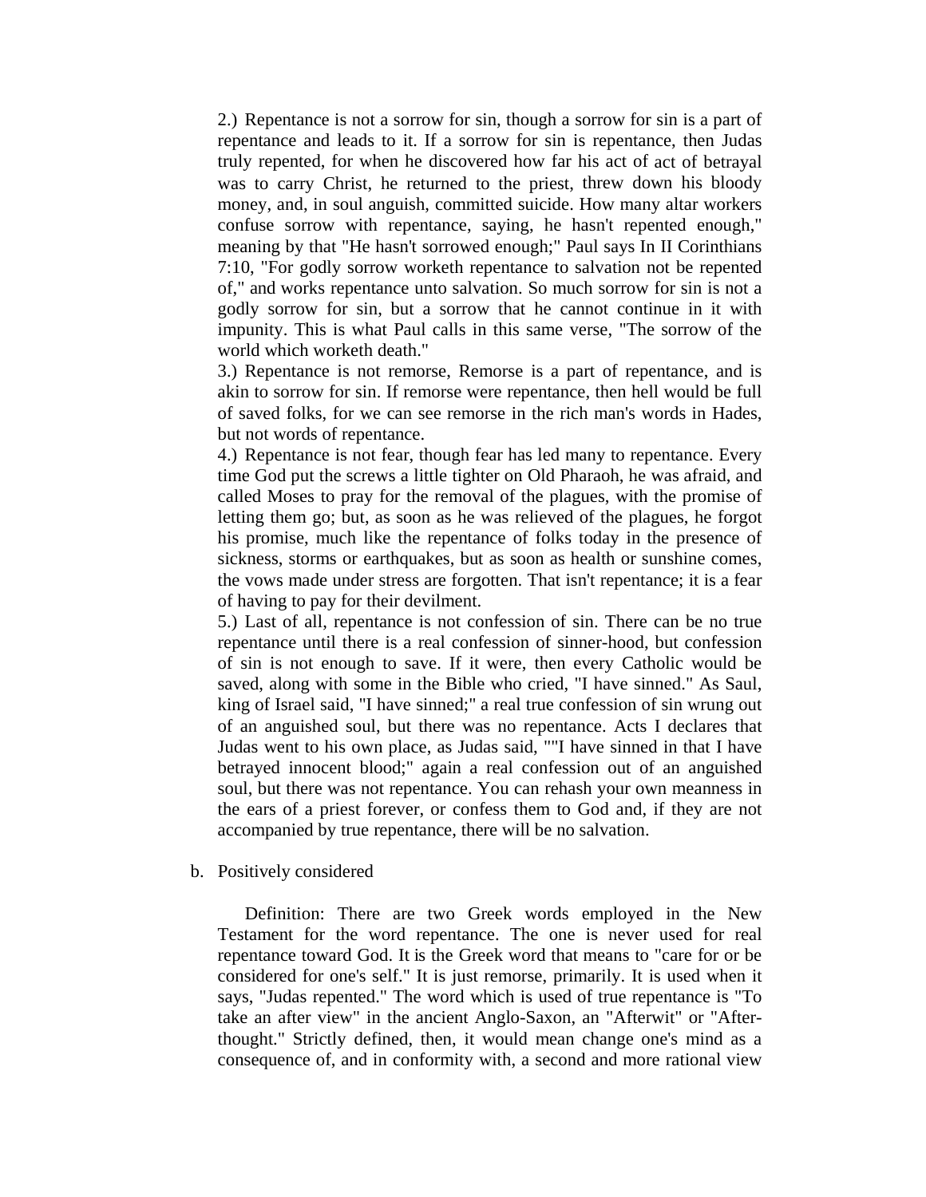2.) Repentance is not a sorrow for sin, though a sorrow for sin is a part of repentance and leads to it. If a sorrow for sin is repentance, then Judas truly repented, for when he discovered how far his act of act of betrayal was to carry Christ, he returned to the priest, threw down his bloody money, and, in soul anguish, committed suicide. How many altar workers confuse sorrow with repentance, saying, he hasn't repented enough," meaning by that "He hasn't sorrowed enough;" Paul says In II Corinthians 7:10, "For godly sorrow worketh repentance to salvation not be repented of," and works repentance unto salvation. So much sorrow for sin is not a godly sorrow for sin, but a sorrow that he cannot continue in it with impunity. This is what Paul calls in this same verse, "The sorrow of the world which worketh death."

3.) Repentance is not remorse, Remorse is a part of repentance, and is akin to sorrow for sin. If remorse were repentance, then hell would be full of saved folks, for we can see remorse in the rich man's words in Hades, but not words of repentance.

4.) Repentance is not fear, though fear has led many to repentance. Every time God put the screws a little tighter on Old Pharaoh, he was afraid, and called Moses to pray for the removal of the plagues, with the promise of letting them go; but, as soon as he was relieved of the plagues, he forgot his promise, much like the repentance of folks today in the presence of sickness, storms or earthquakes, but as soon as health or sunshine comes, the vows made under stress are forgotten. That isn't repentance; it is a fear of having to pay for their devilment.

5.) Last of all, repentance is not confession of sin. There can be no true repentance until there is a real confession of sinner-hood, but confession of sin is not enough to save. If it were, then every Catholic would be saved, along with some in the Bible who cried, "I have sinned." As Saul, king of Israel said, "I have sinned;" a real true confession of sin wrung out of an anguished soul, but there was no repentance. Acts I declares that Judas went to his own place, as Judas said, ""I have sinned in that I have betrayed innocent blood;" again a real confession out of an anguished soul, but there was not repentance. You can rehash your own meanness in the ears of a priest forever, or confess them to God and, if they are not accompanied by true repentance, there will be no salvation.

b. Positively considered

Definition: There are two Greek words employed in the New Testament for the word repentance. The one is never used for real repentance toward God. It is the Greek word that means to "care for or be considered for one's self." It is just remorse, primarily. It is used when it says, "Judas repented." The word which is used of true repentance is "To take an after view" in the ancient Anglo-Saxon, an "Afterwit" or "After-thought." Strictly defined, then, it would mean change one's mind as a consequence of, and in conformity with, a second and more rational view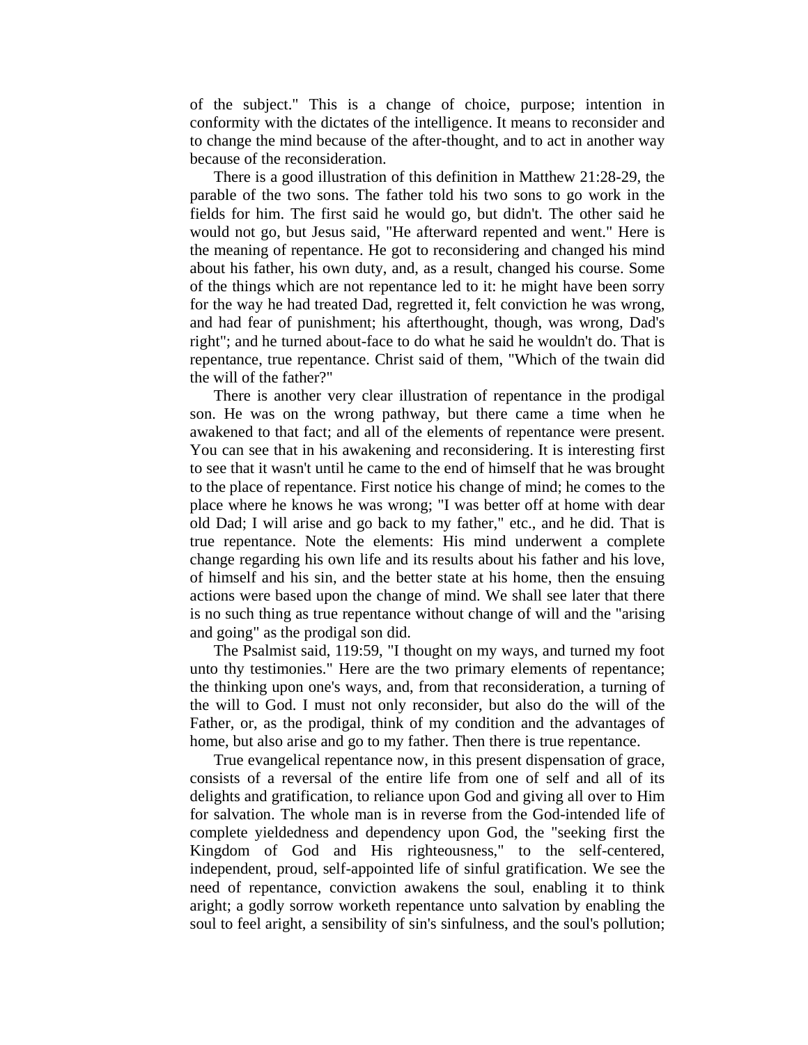of the subject." This is a change of choice, purpose; intention in conformity with the dictates of the intelligence. It means to reconsider and to change the mind because of the after-thought, and to act in another way because of the reconsideration.

There is a good illustration of this definition in Matthew 21:28-29, the parable of the two sons. The father told his two sons to go work in the fields for him. The first said he would go, but didn't. The other said he would not go, but Jesus said, "He afterward repented and went." Here is the meaning of repentance. He got to reconsidering and changed his mind about his father, his own duty, and, as a result, changed his course. Some of the things which are not repentance led to it: he might have been sorry for the way he had treated Dad, regretted it, felt conviction he was wrong, and had fear of punishment; his afterthought, though, was wrong, Dad's right"; and he turned about-face to do what he said he wouldn't do. That is repentance, true repentance. Christ said of them, "Which of the twain did the will of the father?"

There is another very clear illustration of repentance in the prodigal son. He was on the wrong pathway, but there came a time when he awakened to that fact; and all of the elements of repentance were present. You can see that in his awakening and reconsidering. It is interesting first to see that it wasn't until he came to the end of himself that he was brought to the place of repentance. First notice his change of mind; he comes to the place where he knows he was wrong; "I was better off at home with dear old Dad; I will arise and go back to my father," etc., and he did. That is true repentance. Note the elements: His mind underwent a complete change regarding his own life and its results about his father and his love, of himself and his sin, and the better state at his home, then the ensuing actions were based upon the change of mind. We shall see later that there is no such thing as true repentance without change of will and the "arising and going" as the prodigal son did.

The Psalmist said, 119:59, "I thought on my ways, and turned my foot unto thy testimonies." Here are the two primary elements of repentance; the thinking upon one's ways, and, from that reconsideration, a turning of the will to God. I must not only reconsider, but also do the will of the Father, or, as the prodigal, think of my condition and the advantages of home, but also arise and go to my father. Then there is true repentance.

True evangelical repentance now, in this present dispensation of grace, consists of a reversal of the entire life from one of self and all of its delights and gratification, to reliance upon God and giving all over to Him for salvation. The whole man is in reverse from the God-intended life of complete yieldedness and dependency upon God, the "seeking first the Kingdom of God and His righteousness," to the self-centered, independent, proud, self-appointed life of sinful gratification. We see the need of repentance, conviction awakens the soul, enabling it to think aright; a godly sorrow worketh repentance unto salvation by enabling the soul to feel aright, a sensibility of sin's sinfulness, and the soul's pollution;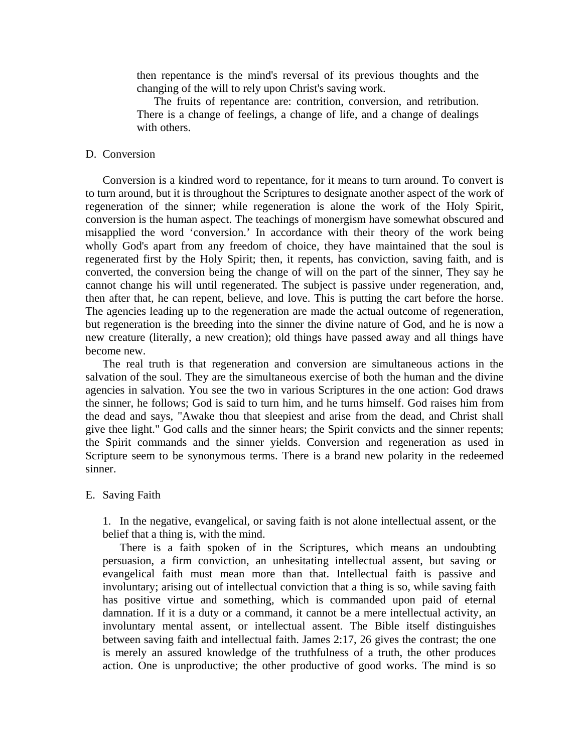then repentance is the mind's reversal of its previous thoughts and the changing of the will to rely upon Christ's saving work.

The fruits of repentance are: contrition, conversion, and retribution. There is a change of feelings, a change of life, and a change of dealings with others.

## D. Conversion

Conversion is a kindred word to repentance, for it means to turn around. To convert is to turn around, but it is throughout the Scriptures to designate another aspect of the work of regeneration of the sinner; while regeneration is alone the work of the Holy Spirit, conversion is the human aspect. The teachings of monergism have somewhat obscured and misapplied the word 'conversion.' In accordance with their theory of the work being wholly God's apart from any freedom of choice, they have maintained that the soul is regenerated first by the Holy Spirit; then, it repents, has conviction, saving faith, and is converted, the conversion being the change of will on the part of the sinner, They say he cannot change his will until regenerated. The subject is passive under regeneration, and, then after that, he can repent, believe, and love. This is putting the cart before the horse. The agencies leading up to the regeneration are made the actual outcome of regeneration, but regeneration is the breeding into the sinner the divine nature of God, and he is now a new creature (literally, a new creation); old things have passed away and all things have become new.

The real truth is that regeneration and conversion are simultaneous actions in the salvation of the soul. They are the simultaneous exercise of both the human and the divine agencies in salvation. You see the two in various Scriptures in the one action: God draws the sinner, he follows; God is said to turn him, and he turns himself. God raises him from the dead and says, "Awake thou that sleepiest and arise from the dead, and Christ shall give thee light." God calls and the sinner hears; the Spirit convicts and the sinner repents; the Spirit commands and the sinner yields. Conversion and regeneration as used in Scripture seem to be synonymous terms. There is a brand new polarity in the redeemed sinner.

## E. Saving Faith

1. In the negative, evangelical, or saving faith is not alone intellectual assent, or the belief that a thing is, with the mind.

There is a faith spoken of in the Scriptures, which means an undoubting persuasion, a firm conviction, an unhesitating intellectual assent, but saving or evangelical faith must mean more than that. Intellectual faith is passive and involuntary; arising out of intellectual conviction that a thing is so, while saving faith has positive virtue and something, which is commanded upon paid of eternal damnation. If it is a duty or a command, it cannot be a mere intellectual activity, an involuntary mental assent, or intellectual assent. The Bible itself distinguishes between saving faith and intellectual faith. James 2:17, 26 gives the contrast; the one is merely an assured knowledge of the truthfulness of a truth, the other produces action. One is unproductive; the other productive of good works. The mind is so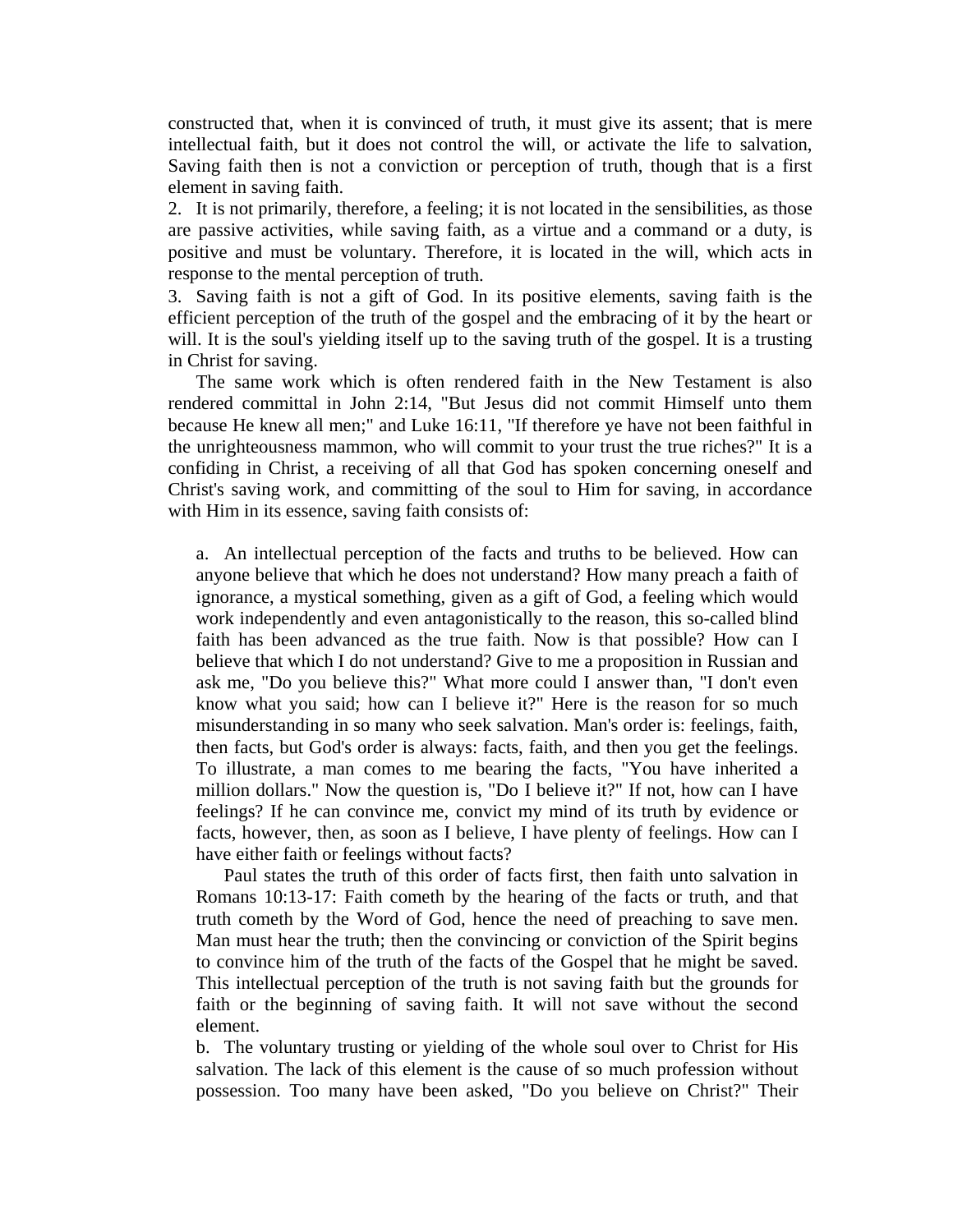constructed that, when it is convinced of truth, it must give its assent; that is mere intellectual faith, but it does not control the will, or activate the life to salvation, Saving faith then is not a conviction or perception of truth, though that is a first element in saving faith.

2. It is not primarily, therefore, a feeling; it is not located in the sensibilities, as those are passive activities, while saving faith, as a virtue and a command or a duty, is positive and must be voluntary. Therefore, it is located in the will, which acts in response to the mental perception of truth.

3. Saving faith is not a gift of God. In its positive elements, saving faith is the efficient perception of the truth of the gospel and the embracing of it by the heart or will. It is the soul's yielding itself up to the saving truth of the gospel. It is a trusting in Christ for saving.

The same work which is often rendered faith in the New Testament is also rendered committal in John 2:14, "But Jesus did not commit Himself unto them because He knew all men;" and Luke 16:11, "If therefore ye have not been faithful in the unrighteousness mammon, who will commit to your trust the true riches?" It is a confiding in Christ, a receiving of all that God has spoken concerning oneself and Christ's saving work, and committing of the soul to Him for saving, in accordance with Him in its essence, saving faith consists of:

> a. An intellectual perception of the facts and truths to be believed. How can anyone believe that which he does not understand? How many preach a faith of ignorance, a mystical something, given as a gift of God, a feeling which would work independently and even antagonistically to the reason, this so-called blind faith has been advanced as the true faith. Now is that possible? How can I believe that which I do not understand? Give to me a proposition in Russian and ask me, "Do you believe this?" What more could I answer than, "I don't even know what you said; how can I believe it?" Here is the reason for so much misunderstanding in so many who seek salvation. Man's order is: feelings, faith, then facts, but God's order is always: facts, faith, and then you get the feelings. To illustrate, a man comes to me bearing the facts, "You have inherited a million dollars." Now the question is, "Do I believe it?" If not, how can I have feelings? If he can convince me, convict my mind of its truth by evidence or facts, however, then, as soon as I believe, I have plenty of feelings. How can I have either faith or feelings without facts?
>
> Paul states the truth of this order of facts first, then faith unto salvation in Romans 10:13-17: Faith cometh by the hearing of the facts or truth, and that truth cometh by the Word of God, hence the need of preaching to save men. Man must hear the truth; then the convincing or conviction of the Spirit begins to convince him of the truth of the facts of the Gospel that he might be saved. This intellectual perception of the truth is not saving faith but the grounds for faith or the beginning of saving faith. It will not save without the second element.
>
> b. The voluntary trusting or yielding of the whole soul over to Christ for His salvation. The lack of this element is the cause of so much profession without possession. Too many have been asked, "Do you believe on Christ?" Their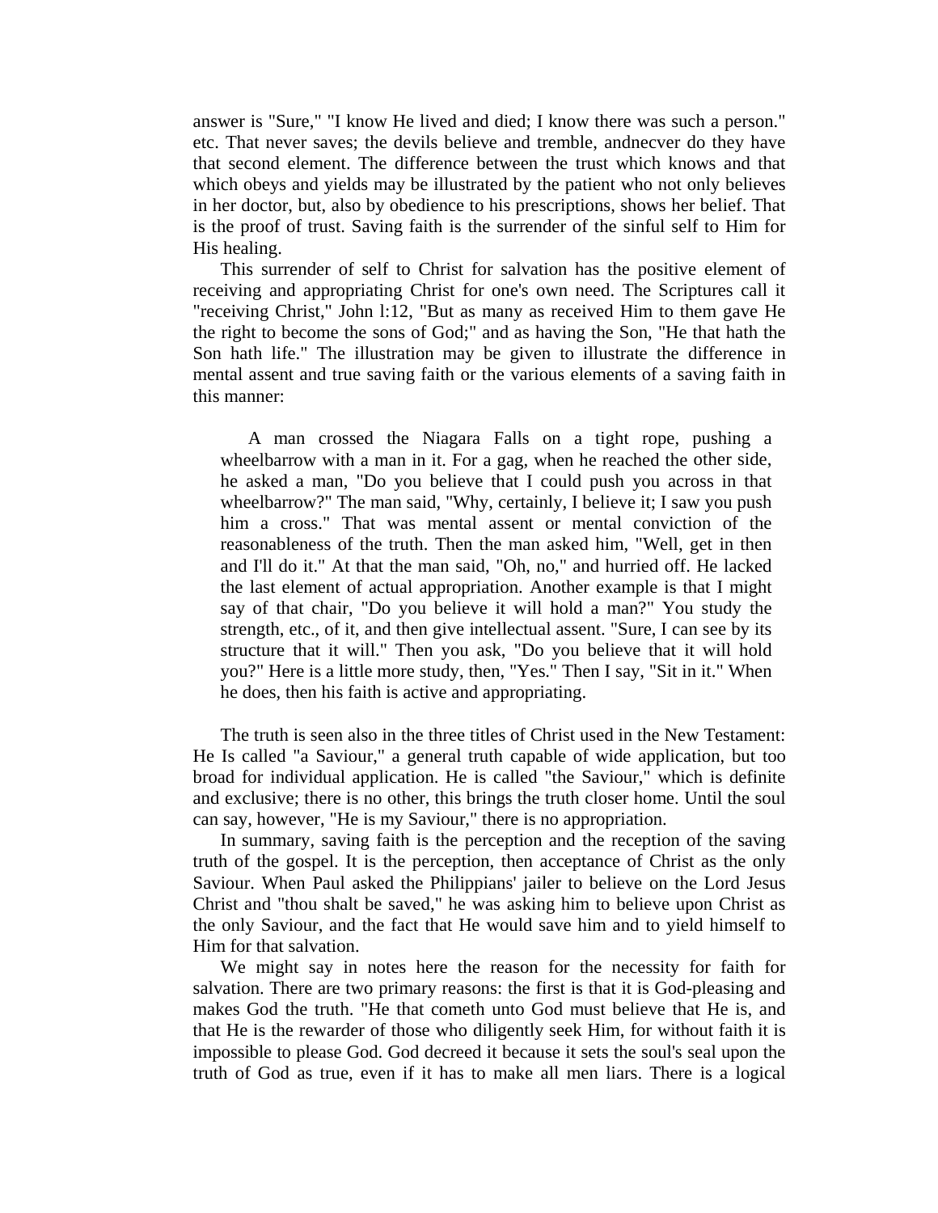answer is "Sure," "I know He lived and died; I know there was such a person." etc. That never saves; the devils believe and tremble, andnecver do they have that second element. The difference between the trust which knows and that which obeys and yields may be illustrated by the patient who not only believes in her doctor, but, also by obedience to his prescriptions, shows her belief. That is the proof of trust. Saving faith is the surrender of the sinful self to Him for His healing.

This surrender of self to Christ for salvation has the positive element of receiving and appropriating Christ for one's own need. The Scriptures call it "receiving Christ," John l:12, "But as many as received Him to them gave He the right to become the sons of God;" and as having the Son, "He that hath the Son hath life." The illustration may be given to illustrate the difference in mental assent and true saving faith or the various elements of a saving faith in this manner:

> A man crossed the Niagara Falls on a tight rope, pushing a wheelbarrow with a man in it. For a gag, when he reached the other side, he asked a man, "Do you believe that I could push you across in that wheelbarrow?" The man said, "Why, certainly, I believe it; I saw you push him a cross." That was mental assent or mental conviction of the reasonableness of the truth. Then the man asked him, "Well, get in then and I'll do it." At that the man said, "Oh, no," and hurried off. He lacked the last element of actual appropriation. Another example is that I might say of that chair, "Do you believe it will hold a man?" You study the strength, etc., of it, and then give intellectual assent. "Sure, I can see by its structure that it will." Then you ask, "Do you believe that it will hold you?" Here is a little more study, then, "Yes." Then I say, "Sit in it." When he does, then his faith is active and appropriating.

The truth is seen also in the three titles of Christ used in the New Testament: He Is called "a Saviour," a general truth capable of wide application, but too broad for individual application. He is called "the Saviour," which is definite and exclusive; there is no other, this brings the truth closer home. Until the soul can say, however, "He is my Saviour," there is no appropriation.

In summary, saving faith is the perception and the reception of the saving truth of the gospel. It is the perception, then acceptance of Christ as the only Saviour. When Paul asked the Philippians' jailer to believe on the Lord Jesus Christ and "thou shalt be saved," he was asking him to believe upon Christ as the only Saviour, and the fact that He would save him and to yield himself to Him for that salvation.

We might say in notes here the reason for the necessity for faith for salvation. There are two primary reasons: the first is that it is God-pleasing and makes God the truth. "He that cometh unto God must believe that He is, and that He is the rewarder of those who diligently seek Him, for without faith it is impossible to please God. God decreed it because it sets the soul's seal upon the truth of God as true, even if it has to make all men liars. There is a logical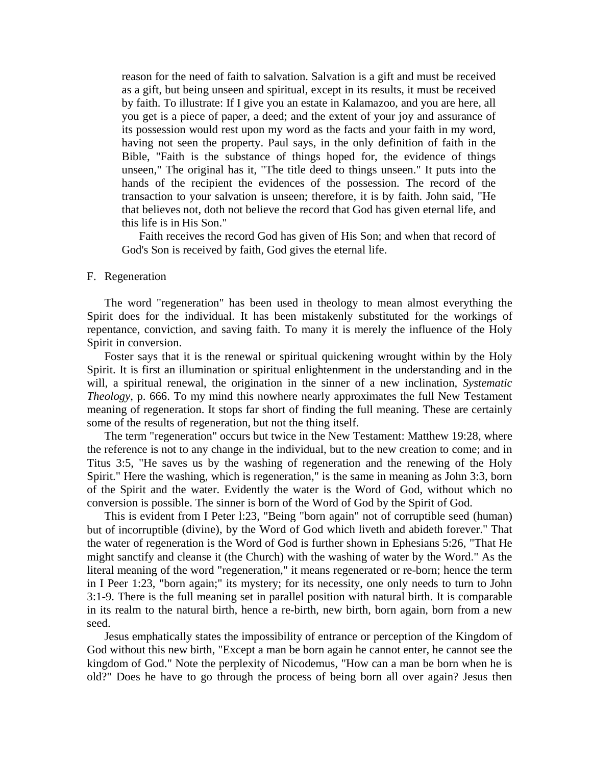reason for the need of faith to salvation. Salvation is a gift and must be received as a gift, but being unseen and spiritual, except in its results, it must be received by faith. To illustrate: If I give you an estate in Kalamazoo, and you are here, all you get is a piece of paper, a deed; and the extent of your joy and assurance of its possession would rest upon my word as the facts and your faith in my word, having not seen the property. Paul says, in the only definition of faith in the Bible, "Faith is the substance of things hoped for, the evidence of things unseen," The original has it, "The title deed to things unseen." It puts into the hands of the recipient the evidences of the possession. The record of the transaction to your salvation is unseen; therefore, it is by faith. John said, "He that believes not, doth not believe the record that God has given eternal life, and this life is in His Son."

Faith receives the record God has given of His Son; and when that record of God's Son is received by faith, God gives the eternal life.

F. Regeneration

The word "regeneration" has been used in theology to mean almost everything the Spirit does for the individual. It has been mistakenly substituted for the workings of repentance, conviction, and saving faith. To many it is merely the influence of the Holy Spirit in conversion.

Foster says that it is the renewal or spiritual quickening wrought within by the Holy Spirit. It is first an illumination or spiritual enlightenment in the understanding and in the will, a spiritual renewal, the origination in the sinner of a new inclination, *Systematic Theology*, p. 666. To my mind this nowhere nearly approximates the full New Testament meaning of regeneration. It stops far short of finding the full meaning. These are certainly some of the results of regeneration, but not the thing itself.

The term "regeneration" occurs but twice in the New Testament: Matthew 19:28, where the reference is not to any change in the individual, but to the new creation to come; and in Titus 3:5, "He saves us by the washing of regeneration and the renewing of the Holy Spirit." Here the washing, which is regeneration," is the same in meaning as John 3:3, born of the Spirit and the water. Evidently the water is the Word of God, without which no conversion is possible. The sinner is born of the Word of God by the Spirit of God.

This is evident from I Peter l:23, "Being "born again" not of corruptible seed (human) but of incorruptible (divine), by the Word of God which liveth and abideth forever." That the water of regeneration is the Word of God is further shown in Ephesians 5:26, "That He might sanctify and cleanse it (the Church) with the washing of water by the Word." As the literal meaning of the word "regeneration," it means regenerated or re-born; hence the term in I Peer 1:23, "born again;" its mystery; for its necessity, one only needs to turn to John 3:1-9. There is the full meaning set in parallel position with natural birth. It is comparable in its realm to the natural birth, hence a re-birth, new birth, born again, born from a new seed.

Jesus emphatically states the impossibility of entrance or perception of the Kingdom of God without this new birth, "Except a man be born again he cannot enter, he cannot see the kingdom of God." Note the perplexity of Nicodemus, "How can a man be born when he is old?" Does he have to go through the process of being born all over again? Jesus then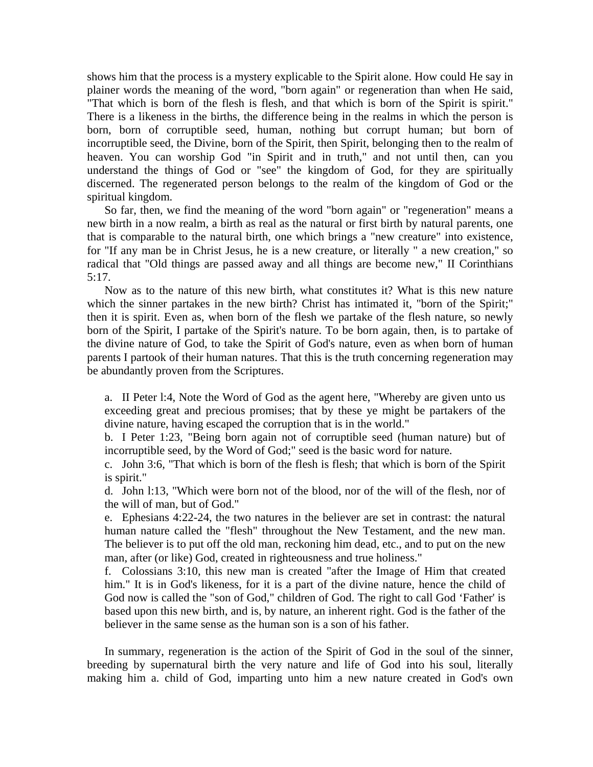shows him that the process is a mystery explicable to the Spirit alone. How could He say in plainer words the meaning of the word, "born again" or regeneration than when He said, "That which is born of the flesh is flesh, and that which is born of the Spirit is spirit." There is a likeness in the births, the difference being in the realms in which the person is born, born of corruptible seed, human, nothing but corrupt human; but born of incorruptible seed, the Divine, born of the Spirit, then Spirit, belonging then to the realm of heaven. You can worship God "in Spirit and in truth," and not until then, can you understand the things of God or "see" the kingdom of God, for they are spiritually discerned. The regenerated person belongs to the realm of the kingdom of God or the spiritual kingdom.

So far, then, we find the meaning of the word "born again" or "regeneration" means a new birth in a now realm, a birth as real as the natural or first birth by natural parents, one that is comparable to the natural birth, one which brings a "new creature" into existence, for "If any man be in Christ Jesus, he is a new creature, or literally " a new creation," so radical that "Old things are passed away and all things are become new," II Corinthians 5:17.

Now as to the nature of this new birth, what constitutes it? What is this new nature which the sinner partakes in the new birth? Christ has intimated it, "born of the Spirit;" then it is spirit. Even as, when born of the flesh we partake of the flesh nature, so newly born of the Spirit, I partake of the Spirit's nature. To be born again, then, is to partake of the divine nature of God, to take the Spirit of God's nature, even as when born of human parents I partook of their human natures. That this is the truth concerning regeneration may be abundantly proven from the Scriptures.

a. II Peter l:4, Note the Word of God as the agent here, "Whereby are given unto us exceeding great and precious promises; that by these ye might be partakers of the divine nature, having escaped the corruption that is in the world."

b. I Peter 1:23, "Being born again not of corruptible seed (human nature) but of incorruptible seed, by the Word of God;" seed is the basic word for nature.

c. John 3:6, "That which is born of the flesh is flesh; that which is born of the Spirit is spirit."

d. John l:13, "Which were born not of the blood, nor of the will of the flesh, nor of the will of man, but of God."

e. Ephesians 4:22-24, the two natures in the believer are set in contrast: the natural human nature called the "flesh" throughout the New Testament, and the new man. The believer is to put off the old man, reckoning him dead, etc., and to put on the new man, after (or like) God, created in righteousness and true holiness."

f. Colossians 3:10, this new man is created "after the Image of Him that created him." It is in God's likeness, for it is a part of the divine nature, hence the child of God now is called the "son of God," children of God. The right to call God ‘Father' is based upon this new birth, and is, by nature, an inherent right. God is the father of the believer in the same sense as the human son is a son of his father.

In summary, regeneration is the action of the Spirit of God in the soul of the sinner, breeding by supernatural birth the very nature and life of God into his soul, literally making him a. child of God, imparting unto him a new nature created in God's own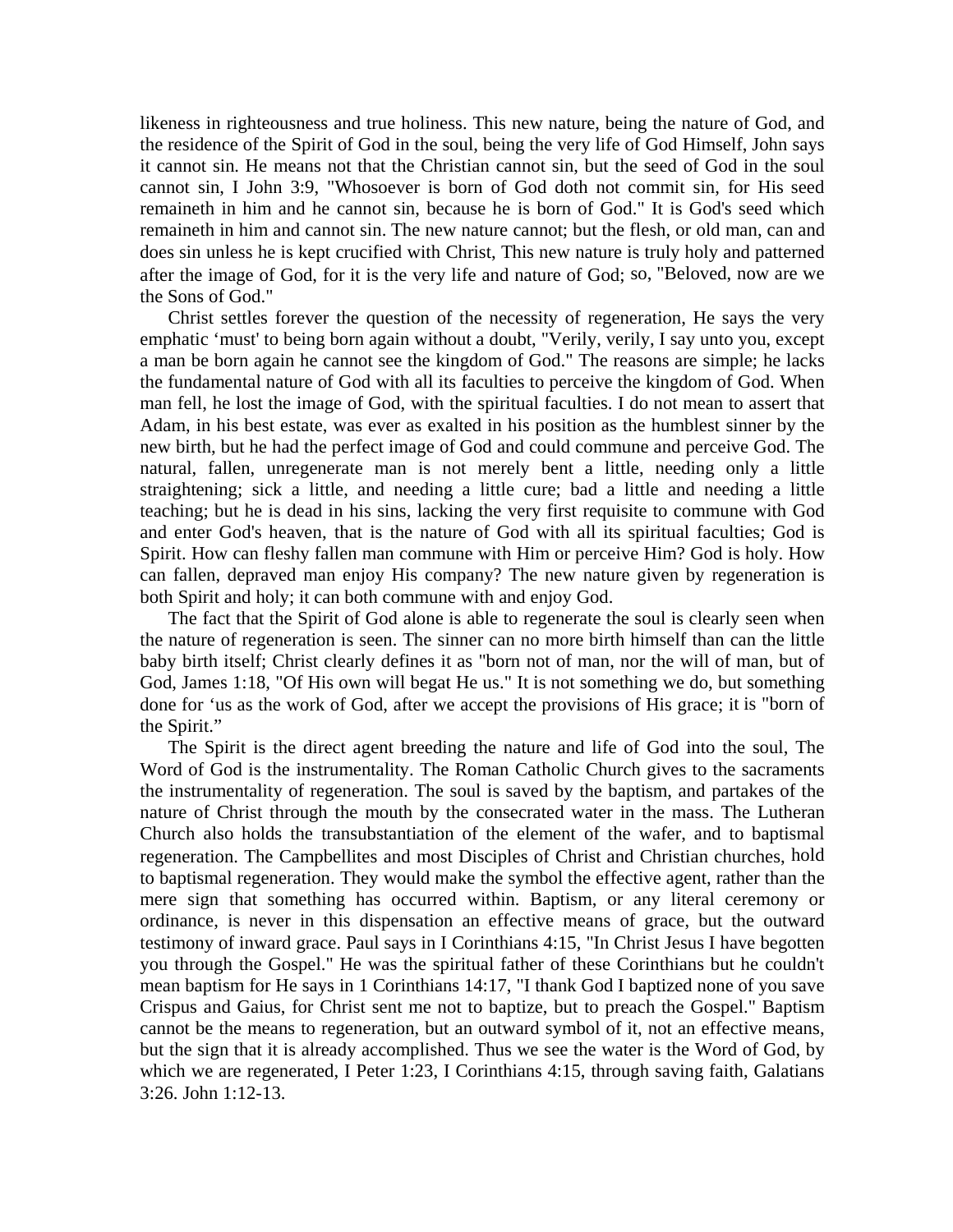likeness in righteousness and true holiness. This new nature, being the nature of God, and the residence of the Spirit of God in the soul, being the very life of God Himself, John says it cannot sin. He means not that the Christian cannot sin, but the seed of God in the soul cannot sin, I John 3:9, "Whosoever is born of God doth not commit sin, for His seed remaineth in him and he cannot sin, because he is born of God." It is God's seed which remaineth in him and cannot sin. The new nature cannot; but the flesh, or old man, can and does sin unless he is kept crucified with Christ, This new nature is truly holy and patterned after the image of God, for it is the very life and nature of God; so, "Beloved, now are we the Sons of God."

Christ settles forever the question of the necessity of regeneration, He says the very emphatic 'must' to being born again without a doubt, "Verily, verily, I say unto you, except a man be born again he cannot see the kingdom of God." The reasons are simple; he lacks the fundamental nature of God with all its faculties to perceive the kingdom of God. When man fell, he lost the image of God, with the spiritual faculties. I do not mean to assert that Adam, in his best estate, was ever as exalted in his position as the humblest sinner by the new birth, but he had the perfect image of God and could commune and perceive God. The natural, fallen, unregenerate man is not merely bent a little, needing only a little straightening; sick a little, and needing a little cure; bad a little and needing a little teaching; but he is dead in his sins, lacking the very first requisite to commune with God and enter God's heaven, that is the nature of God with all its spiritual faculties; God is Spirit. How can fleshy fallen man commune with Him or perceive Him? God is holy. How can fallen, depraved man enjoy His company? The new nature given by regeneration is both Spirit and holy; it can both commune with and enjoy God.

The fact that the Spirit of God alone is able to regenerate the soul is clearly seen when the nature of regeneration is seen. The sinner can no more birth himself than can the little baby birth itself; Christ clearly defines it as "born not of man, nor the will of man, but of God, James 1:18, "Of His own will begat He us." It is not something we do, but something done for 'us as the work of God, after we accept the provisions of His grace; it is "born of the Spirit."

The Spirit is the direct agent breeding the nature and life of God into the soul, The Word of God is the instrumentality. The Roman Catholic Church gives to the sacraments the instrumentality of regeneration. The soul is saved by the baptism, and partakes of the nature of Christ through the mouth by the consecrated water in the mass. The Lutheran Church also holds the transubstantiation of the element of the wafer, and to baptismal regeneration. The Campbellites and most Disciples of Christ and Christian churches, hold to baptismal regeneration. They would make the symbol the effective agent, rather than the mere sign that something has occurred within. Baptism, or any literal ceremony or ordinance, is never in this dispensation an effective means of grace, but the outward testimony of inward grace. Paul says in I Corinthians 4:15, "In Christ Jesus I have begotten you through the Gospel." He was the spiritual father of these Corinthians but he couldn't mean baptism for He says in 1 Corinthians 14:17, "I thank God I baptized none of you save Crispus and Gaius, for Christ sent me not to baptize, but to preach the Gospel." Baptism cannot be the means to regeneration, but an outward symbol of it, not an effective means, but the sign that it is already accomplished. Thus we see the water is the Word of God, by which we are regenerated, I Peter 1:23, I Corinthians 4:15, through saving faith, Galatians 3:26. John 1:12-13.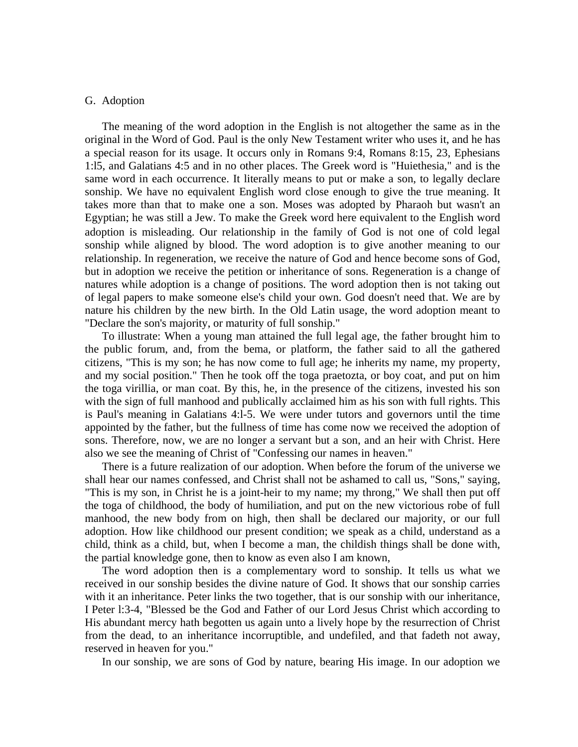G. Adoption

The meaning of the word adoption in the English is not altogether the same as in the original in the Word of God. Paul is the only New Testament writer who uses it, and he has a special reason for its usage. It occurs only in Romans 9:4, Romans 8:15, 23, Ephesians 1:l5, and Galatians 4:5 and in no other places. The Greek word is "Huiethesia," and is the same word in each occurrence. It literally means to put or make a son, to legally declare sonship. We have no equivalent English word close enough to give the true meaning. It takes more than that to make one a son. Moses was adopted by Pharaoh but wasn't an Egyptian; he was still a Jew. To make the Greek word here equivalent to the English word adoption is misleading. Our relationship in the family of God is not one of cold legal sonship while aligned by blood. The word adoption is to give another meaning to our relationship. In regeneration, we receive the nature of God and hence become sons of God, but in adoption we receive the petition or inheritance of sons. Regeneration is a change of natures while adoption is a change of positions. The word adoption then is not taking out of legal papers to make someone else's child your own. God doesn't need that. We are by nature his children by the new birth. In the Old Latin usage, the word adoption meant to "Declare the son's majority, or maturity of full sonship."

To illustrate: When a young man attained the full legal age, the father brought him to the public forum, and, from the bema, or platform, the father said to all the gathered citizens, "This is my son; he has now come to full age; he inherits my name, my property, and my social position." Then he took off the toga praetozta, or boy coat, and put on him the toga virillia, or man coat. By this, he, in the presence of the citizens, invested his son with the sign of full manhood and publically acclaimed him as his son with full rights. This is Paul's meaning in Galatians 4:l-5. We were under tutors and governors until the time appointed by the father, but the fullness of time has come now we received the adoption of sons. Therefore, now, we are no longer a servant but a son, and an heir with Christ. Here also we see the meaning of Christ of "Confessing our names in heaven."

There is a future realization of our adoption. When before the forum of the universe we shall hear our names confessed, and Christ shall not be ashamed to call us, "Sons," saying, "This is my son, in Christ he is a joint-heir to my name; my throng," We shall then put off the toga of childhood, the body of humiliation, and put on the new victorious robe of full manhood, the new body from on high, then shall be declared our majority, or our full adoption. How like childhood our present condition; we speak as a child, understand as a child, think as a child, but, when I become a man, the childish things shall be done with, the partial knowledge gone, then to know as even also I am known,

The word adoption then is a complementary word to sonship. It tells us what we received in our sonship besides the divine nature of God. It shows that our sonship carries with it an inheritance. Peter links the two together, that is our sonship with our inheritance, I Peter l:3-4, "Blessed be the God and Father of our Lord Jesus Christ which according to His abundant mercy hath begotten us again unto a lively hope by the resurrection of Christ from the dead, to an inheritance incorruptible, and undefiled, and that fadeth not away, reserved in heaven for you."

In our sonship, we are sons of God by nature, bearing His image. In our adoption we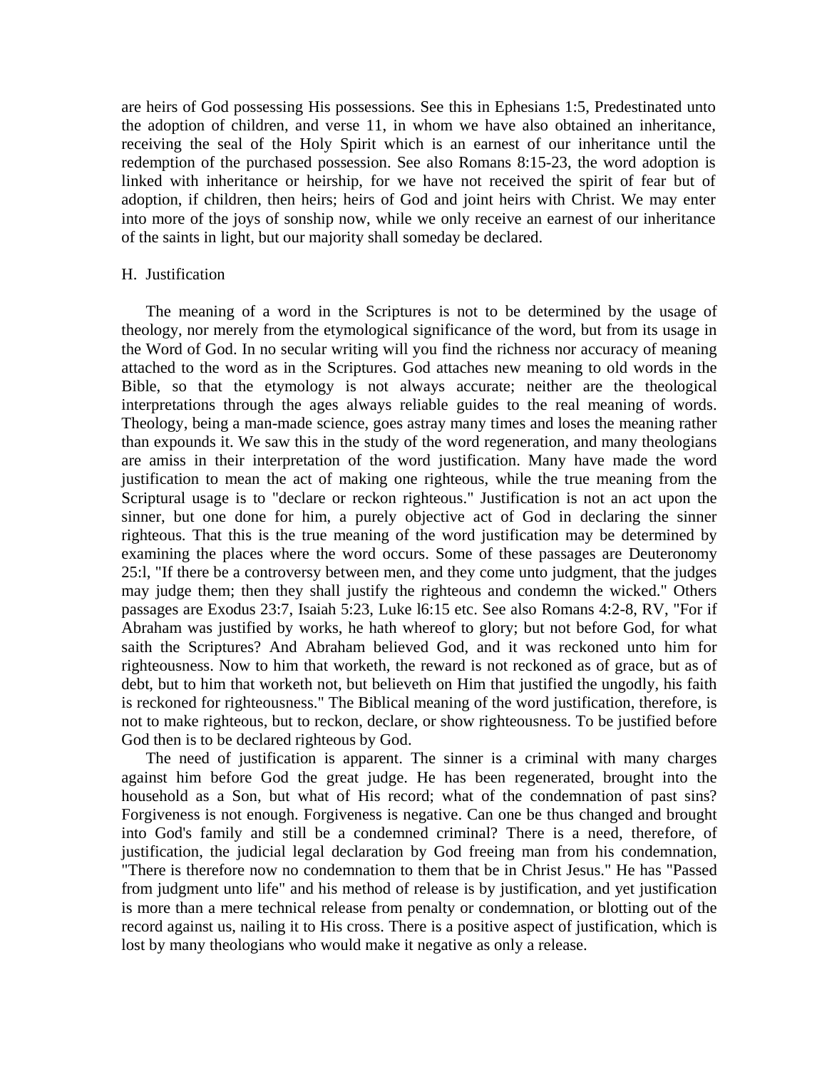are heirs of God possessing His possessions. See this in Ephesians 1:5, Predestinated unto the adoption of children, and verse 11, in whom we have also obtained an inheritance, receiving the seal of the Holy Spirit which is an earnest of our inheritance until the redemption of the purchased possession. See also Romans 8:15-23, the word adoption is linked with inheritance or heirship, for we have not received the spirit of fear but of adoption, if children, then heirs; heirs of God and joint heirs with Christ. We may enter into more of the joys of sonship now, while we only receive an earnest of our inheritance of the saints in light, but our majority shall someday be declared.

H. Justification

The meaning of a word in the Scriptures is not to be determined by the usage of theology, nor merely from the etymological significance of the word, but from its usage in the Word of God. In no secular writing will you find the richness nor accuracy of meaning attached to the word as in the Scriptures. God attaches new meaning to old words in the Bible, so that the etymology is not always accurate; neither are the theological interpretations through the ages always reliable guides to the real meaning of words. Theology, being a man-made science, goes astray many times and loses the meaning rather than expounds it. We saw this in the study of the word regeneration, and many theologians are amiss in their interpretation of the word justification. Many have made the word justification to mean the act of making one righteous, while the true meaning from the Scriptural usage is to "declare or reckon righteous." Justification is not an act upon the sinner, but one done for him, a purely objective act of God in declaring the sinner righteous. That this is the true meaning of the word justification may be determined by examining the places where the word occurs. Some of these passages are Deuteronomy 25:l, "If there be a controversy between men, and they come unto judgment, that the judges may judge them; then they shall justify the righteous and condemn the wicked." Others passages are Exodus 23:7, Isaiah 5:23, Luke l6:15 etc. See also Romans 4:2-8, RV, "For if Abraham was justified by works, he hath whereof to glory; but not before God, for what saith the Scriptures? And Abraham believed God, and it was reckoned unto him for righteousness. Now to him that worketh, the reward is not reckoned as of grace, but as of debt, but to him that worketh not, but believeth on Him that justified the ungodly, his faith is reckoned for righteousness." The Biblical meaning of the word justification, therefore, is not to make righteous, but to reckon, declare, or show righteousness. To be justified before God then is to be declared righteous by God.

The need of justification is apparent. The sinner is a criminal with many charges against him before God the great judge. He has been regenerated, brought into the household as a Son, but what of His record; what of the condemnation of past sins? Forgiveness is not enough. Forgiveness is negative. Can one be thus changed and brought into God's family and still be a condemned criminal? There is a need, therefore, of justification, the judicial legal declaration by God freeing man from his condemnation, "There is therefore now no condemnation to them that be in Christ Jesus." He has "Passed from judgment unto life" and his method of release is by justification, and yet justification is more than a mere technical release from penalty or condemnation, or blotting out of the record against us, nailing it to His cross. There is a positive aspect of justification, which is lost by many theologians who would make it negative as only a release.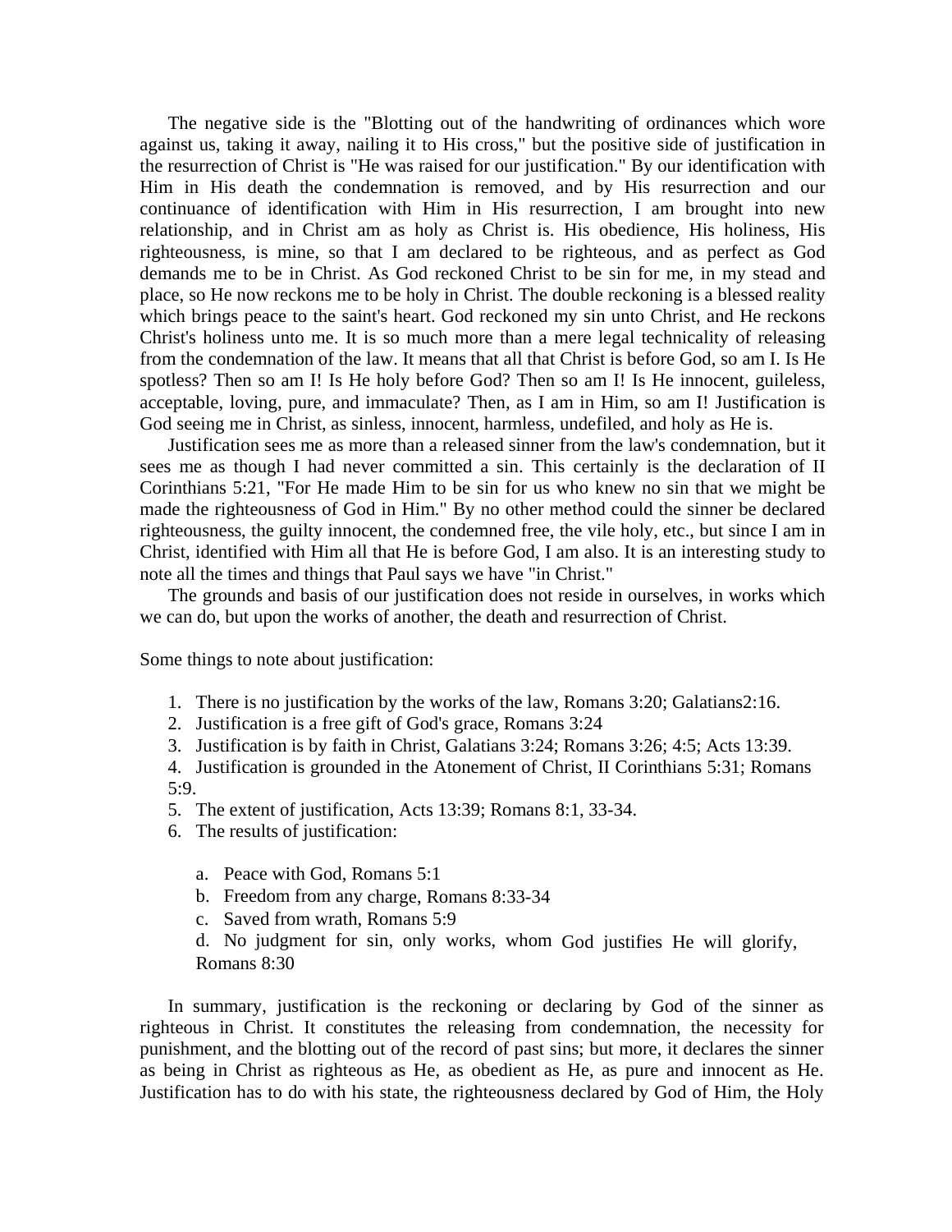The negative side is the "Blotting out of the handwriting of ordinances which wore against us, taking it away, nailing it to His cross," but the positive side of justification in the resurrection of Christ is "He was raised for our justification." By our identification with Him in His death the condemnation is removed, and by His resurrection and our continuance of identification with Him in His resurrection, I am brought into new relationship, and in Christ am as holy as Christ is. His obedience, His holiness, His righteousness, is mine, so that I am declared to be righteous, and as perfect as God demands me to be in Christ. As God reckoned Christ to be sin for me, in my stead and place, so He now reckons me to be holy in Christ. The double reckoning is a blessed reality which brings peace to the saint's heart. God reckoned my sin unto Christ, and He reckons Christ's holiness unto me. It is so much more than a mere legal technicality of releasing from the condemnation of the law. It means that all that Christ is before God, so am I. Is He spotless? Then so am I! Is He holy before God? Then so am I! Is He innocent, guileless, acceptable, loving, pure, and immaculate? Then, as I am in Him, so am I! Justification is God seeing me in Christ, as sinless, innocent, harmless, undefiled, and holy as He is.

Justification sees me as more than a released sinner from the law's condemnation, but it sees me as though I had never committed a sin. This certainly is the declaration of II Corinthians 5:21, "For He made Him to be sin for us who knew no sin that we might be made the righteousness of God in Him." By no other method could the sinner be declared righteousness, the guilty innocent, the condemned free, the vile holy, etc., but since I am in Christ, identified with Him all that He is before God, I am also. It is an interesting study to note all the times and things that Paul says we have "in Christ."

The grounds and basis of our justification does not reside in ourselves, in works which we can do, but upon the works of another, the death and resurrection of Christ.

Some things to note about justification:

1. There is no justification by the works of the law, Romans 3:20; Galatians2:16.
2. Justification is a free gift of God's grace, Romans 3:24
3. Justification is by faith in Christ, Galatians 3:24; Romans 3:26; 4:5; Acts 13:39.
4. Justification is grounded in the Atonement of Christ, II Corinthians 5:31; Romans 5:9.
5. The extent of justification, Acts 13:39; Romans 8:1, 33-34.
6. The results of justification:
    a. Peace with God, Romans 5:1
    b. Freedom from any charge, Romans 8:33-34
    c. Saved from wrath, Romans 5:9
    d. No judgment for sin, only works, whom God justifies He will glorify, Romans 8:30

In summary, justification is the reckoning or declaring by God of the sinner as righteous in Christ. It constitutes the releasing from condemnation, the necessity for punishment, and the blotting out of the record of past sins; but more, it declares the sinner as being in Christ as righteous as He, as obedient as He, as pure and innocent as He. Justification has to do with his state, the righteousness declared by God of Him, the Holy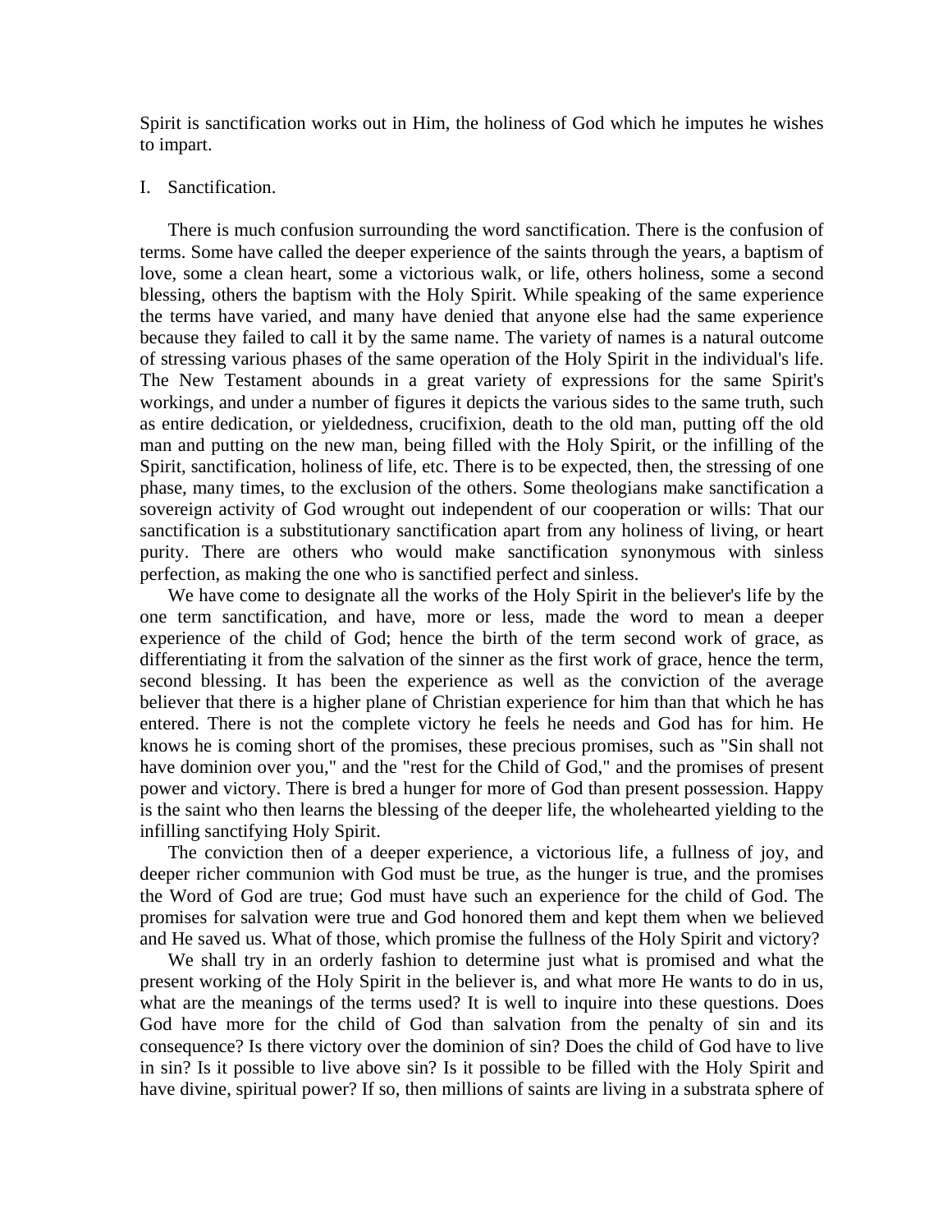Spirit is sanctification works out in Him, the holiness of God which he imputes he wishes to impart.

I. Sanctification.

There is much confusion surrounding the word sanctification. There is the confusion of terms. Some have called the deeper experience of the saints through the years, a baptism of love, some a clean heart, some a victorious walk, or life, others holiness, some a second blessing, others the baptism with the Holy Spirit. While speaking of the same experience the terms have varied, and many have denied that anyone else had the same experience because they failed to call it by the same name. The variety of names is a natural outcome of stressing various phases of the same operation of the Holy Spirit in the individual's life. The New Testament abounds in a great variety of expressions for the same Spirit's workings, and under a number of figures it depicts the various sides to the same truth, such as entire dedication, or yieldedness, crucifixion, death to the old man, putting off the old man and putting on the new man, being filled with the Holy Spirit, or the infilling of the Spirit, sanctification, holiness of life, etc. There is to be expected, then, the stressing of one phase, many times, to the exclusion of the others. Some theologians make sanctification a sovereign activity of God wrought out independent of our cooperation or wills: That our sanctification is a substitutionary sanctification apart from any holiness of living, or heart purity. There are others who would make sanctification synonymous with sinless perfection, as making the one who is sanctified perfect and sinless.

We have come to designate all the works of the Holy Spirit in the believer's life by the one term sanctification, and have, more or less, made the word to mean a deeper experience of the child of God; hence the birth of the term second work of grace, as differentiating it from the salvation of the sinner as the first work of grace, hence the term, second blessing. It has been the experience as well as the conviction of the average believer that there is a higher plane of Christian experience for him than that which he has entered. There is not the complete victory he feels he needs and God has for him. He knows he is coming short of the promises, these precious promises, such as "Sin shall not have dominion over you," and the "rest for the Child of God," and the promises of present power and victory. There is bred a hunger for more of God than present possession. Happy is the saint who then learns the blessing of the deeper life, the wholehearted yielding to the infilling sanctifying Holy Spirit.

The conviction then of a deeper experience, a victorious life, a fullness of joy, and deeper richer communion with God must be true, as the hunger is true, and the promises the Word of God are true; God must have such an experience for the child of God. The promises for salvation were true and God honored them and kept them when we believed and He saved us. What of those, which promise the fullness of the Holy Spirit and victory?

We shall try in an orderly fashion to determine just what is promised and what the present working of the Holy Spirit in the believer is, and what more He wants to do in us, what are the meanings of the terms used? It is well to inquire into these questions. Does God have more for the child of God than salvation from the penalty of sin and its consequence? Is there victory over the dominion of sin? Does the child of God have to live in sin? Is it possible to live above sin? Is it possible to be filled with the Holy Spirit and have divine, spiritual power? If so, then millions of saints are living in a substrata sphere of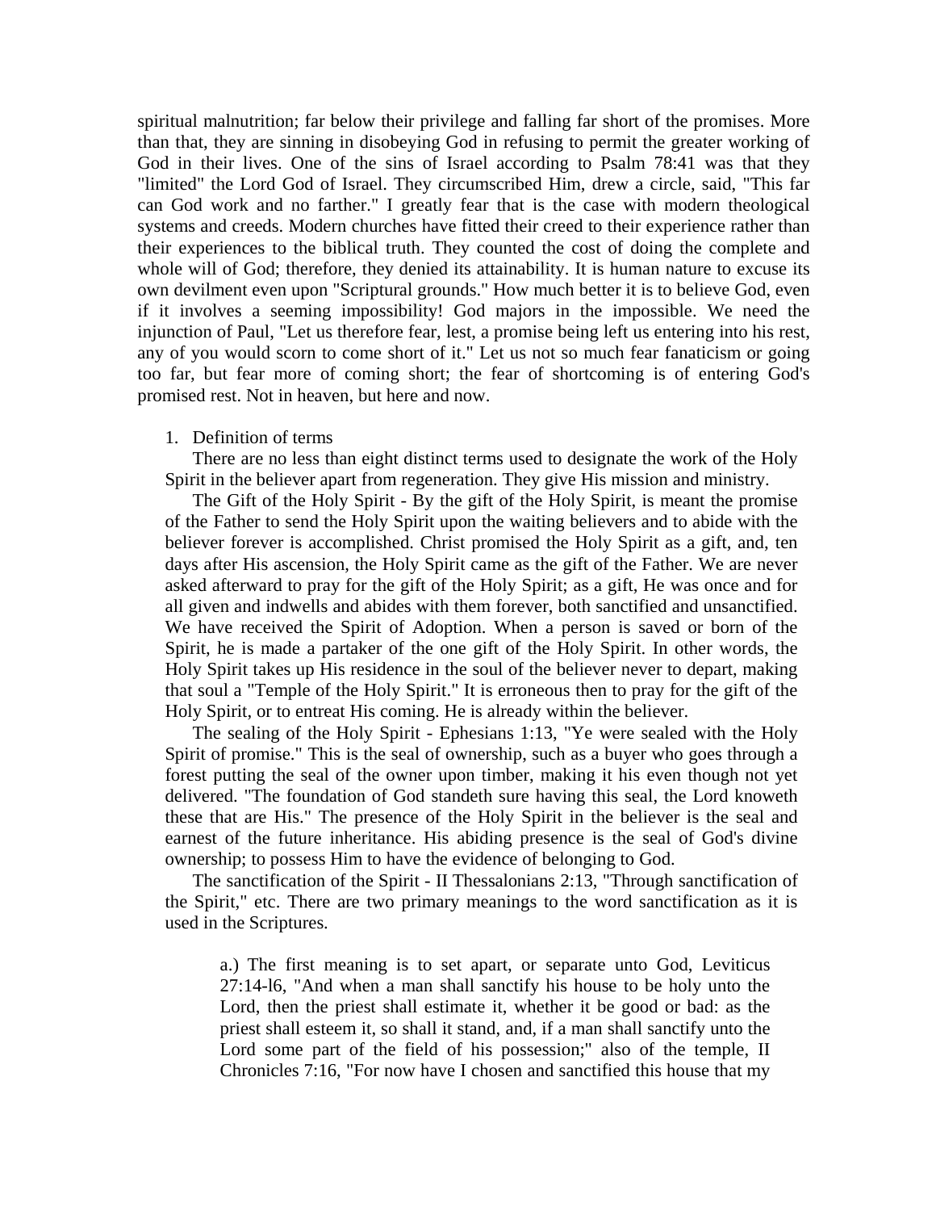spiritual malnutrition; far below their privilege and falling far short of the promises. More than that, they are sinning in disobeying God in refusing to permit the greater working of God in their lives. One of the sins of Israel according to Psalm 78:41 was that they "limited" the Lord God of Israel. They circumscribed Him, drew a circle, said, "This far can God work and no farther." I greatly fear that is the case with modern theological systems and creeds. Modern churches have fitted their creed to their experience rather than their experiences to the biblical truth. They counted the cost of doing the complete and whole will of God; therefore, they denied its attainability. It is human nature to excuse its own devilment even upon "Scriptural grounds." How much better it is to believe God, even if it involves a seeming impossibility! God majors in the impossible. We need the injunction of Paul, "Let us therefore fear, lest, a promise being left us entering into his rest, any of you would scorn to come short of it." Let us not so much fear fanaticism or going too far, but fear more of coming short; the fear of shortcoming is of entering God's promised rest. Not in heaven, but here and now.

1. Definition of terms

There are no less than eight distinct terms used to designate the work of the Holy Spirit in the believer apart from regeneration. They give His mission and ministry.

The Gift of the Holy Spirit - By the gift of the Holy Spirit, is meant the promise of the Father to send the Holy Spirit upon the waiting believers and to abide with the believer forever is accomplished. Christ promised the Holy Spirit as a gift, and, ten days after His ascension, the Holy Spirit came as the gift of the Father. We are never asked afterward to pray for the gift of the Holy Spirit; as a gift, He was once and for all given and indwells and abides with them forever, both sanctified and unsanctified. We have received the Spirit of Adoption. When a person is saved or born of the Spirit, he is made a partaker of the one gift of the Holy Spirit. In other words, the Holy Spirit takes up His residence in the soul of the believer never to depart, making that soul a "Temple of the Holy Spirit." It is erroneous then to pray for the gift of the Holy Spirit, or to entreat His coming. He is already within the believer.

The sealing of the Holy Spirit - Ephesians 1:13, "Ye were sealed with the Holy Spirit of promise." This is the seal of ownership, such as a buyer who goes through a forest putting the seal of the owner upon timber, making it his even though not yet delivered. "The foundation of God standeth sure having this seal, the Lord knoweth these that are His." The presence of the Holy Spirit in the believer is the seal and earnest of the future inheritance. His abiding presence is the seal of God's divine ownership; to possess Him to have the evidence of belonging to God.

The sanctification of the Spirit - II Thessalonians 2:13, "Through sanctification of the Spirit," etc. There are two primary meanings to the word sanctification as it is used in the Scriptures.

a.) The first meaning is to set apart, or separate unto God, Leviticus 27:14-l6, "And when a man shall sanctify his house to be holy unto the Lord, then the priest shall estimate it, whether it be good or bad: as the priest shall esteem it, so shall it stand, and, if a man shall sanctify unto the Lord some part of the field of his possession;" also of the temple, II Chronicles 7:16, "For now have I chosen and sanctified this house that my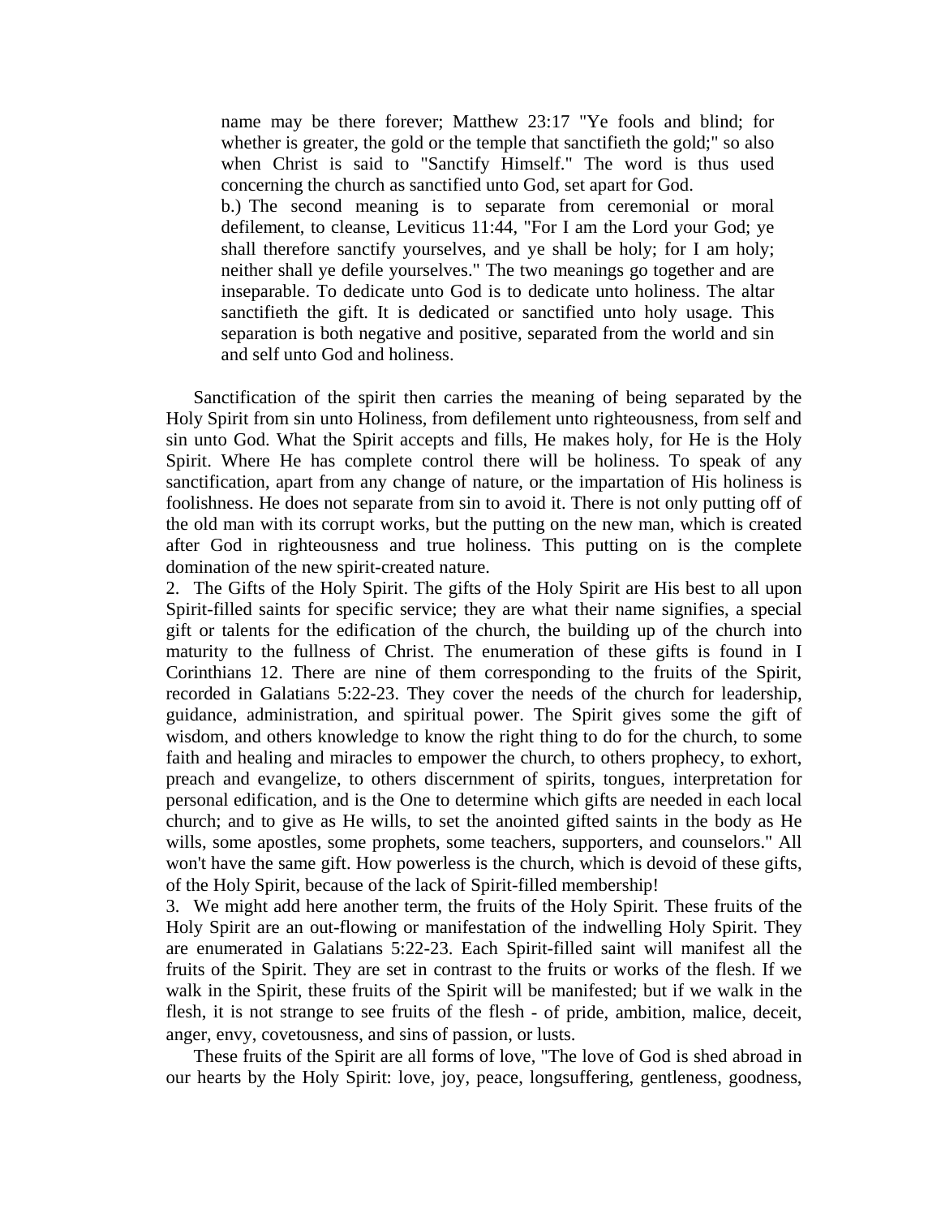> name may be there forever; Matthew 23:17 "Ye fools and blind; for whether is greater, the gold or the temple that sanctifieth the gold;" so also when Christ is said to "Sanctify Himself." The word is thus used concerning the church as sanctified unto God, set apart for God.
>
> b.) The second meaning is to separate from ceremonial or moral defilement, to cleanse, Leviticus 11:44, "For I am the Lord your God; ye shall therefore sanctify yourselves, and ye shall be holy; for I am holy; neither shall ye defile yourselves." The two meanings go together and are inseparable. To dedicate unto God is to dedicate unto holiness. The altar sanctifieth the gift. It is dedicated or sanctified unto holy usage. This separation is both negative and positive, separated from the world and sin and self unto God and holiness.

Sanctification of the spirit then carries the meaning of being separated by the Holy Spirit from sin unto Holiness, from defilement unto righteousness, from self and sin unto God. What the Spirit accepts and fills, He makes holy, for He is the Holy Spirit. Where He has complete control there will be holiness. To speak of any sanctification, apart from any change of nature, or the impartation of His holiness is foolishness. He does not separate from sin to avoid it. There is not only putting off of the old man with its corrupt works, but the putting on the new man, which is created after God in righteousness and true holiness. This putting on is the complete domination of the new spirit-created nature.

2. The Gifts of the Holy Spirit. The gifts of the Holy Spirit are His best to all upon Spirit-filled saints for specific service; they are what their name signifies, a special gift or talents for the edification of the church, the building up of the church into maturity to the fullness of Christ. The enumeration of these gifts is found in I Corinthians 12. There are nine of them corresponding to the fruits of the Spirit, recorded in Galatians 5:22-23. They cover the needs of the church for leadership, guidance, administration, and spiritual power. The Spirit gives some the gift of wisdom, and others knowledge to know the right thing to do for the church, to some faith and healing and miracles to empower the church, to others prophecy, to exhort, preach and evangelize, to others discernment of spirits, tongues, interpretation for personal edification, and is the One to determine which gifts are needed in each local church; and to give as He wills, to set the anointed gifted saints in the body as He wills, some apostles, some prophets, some teachers, supporters, and counselors." All won't have the same gift. How powerless is the church, which is devoid of these gifts, of the Holy Spirit, because of the lack of Spirit-filled membership!

3. We might add here another term, the fruits of the Holy Spirit. These fruits of the Holy Spirit are an out-flowing or manifestation of the indwelling Holy Spirit. They are enumerated in Galatians 5:22-23. Each Spirit-filled saint will manifest all the fruits of the Spirit. They are set in contrast to the fruits or works of the flesh. If we walk in the Spirit, these fruits of the Spirit will be manifested; but if we walk in the flesh, it is not strange to see fruits of the flesh - of pride, ambition, malice, deceit, anger, envy, covetousness, and sins of passion, or lusts.

These fruits of the Spirit are all forms of love, "The love of God is shed abroad in our hearts by the Holy Spirit: love, joy, peace, longsuffering, gentleness, goodness,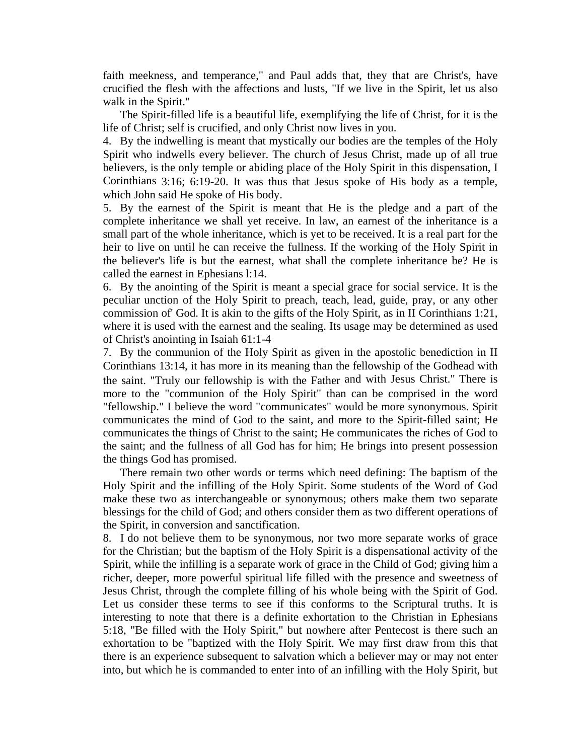faith meekness, and temperance," and Paul adds that, they that are Christ's, have crucified the flesh with the affections and lusts, "If we live in the Spirit, let us also walk in the Spirit."

The Spirit-filled life is a beautiful life, exemplifying the life of Christ, for it is the life of Christ; self is crucified, and only Christ now lives in you.

4. By the indwelling is meant that mystically our bodies are the temples of the Holy Spirit who indwells every believer. The church of Jesus Christ, made up of all true believers, is the only temple or abiding place of the Holy Spirit in this dispensation, I Corinthians 3:16; 6:19-20. It was thus that Jesus spoke of His body as a temple, which John said He spoke of His body.

5. By the earnest of the Spirit is meant that He is the pledge and a part of the complete inheritance we shall yet receive. In law, an earnest of the inheritance is a small part of the whole inheritance, which is yet to be received. It is a real part for the heir to live on until he can receive the fullness. If the working of the Holy Spirit in the believer's life is but the earnest, what shall the complete inheritance be? He is called the earnest in Ephesians l:14.

6. By the anointing of the Spirit is meant a special grace for social service. It is the peculiar unction of the Holy Spirit to preach, teach, lead, guide, pray, or any other commission of' God. It is akin to the gifts of the Holy Spirit, as in II Corinthians 1:21, where it is used with the earnest and the sealing. Its usage may be determined as used of Christ's anointing in Isaiah 61:1-4

7. By the communion of the Holy Spirit as given in the apostolic benediction in II Corinthians 13:14, it has more in its meaning than the fellowship of the Godhead with the saint. "Truly our fellowship is with the Father and with Jesus Christ." There is more to the "communion of the Holy Spirit" than can be comprised in the word "fellowship." I believe the word "communicates" would be more synonymous. Spirit communicates the mind of God to the saint, and more to the Spirit-filled saint; He communicates the things of Christ to the saint; He communicates the riches of God to the saint; and the fullness of all God has for him; He brings into present possession the things God has promised.

There remain two other words or terms which need defining: The baptism of the Holy Spirit and the infilling of the Holy Spirit. Some students of the Word of God make these two as interchangeable or synonymous; others make them two separate blessings for the child of God; and others consider them as two different operations of the Spirit, in conversion and sanctification.

8. I do not believe them to be synonymous, nor two more separate works of grace for the Christian; but the baptism of the Holy Spirit is a dispensational activity of the Spirit, while the infilling is a separate work of grace in the Child of God; giving him a richer, deeper, more powerful spiritual life filled with the presence and sweetness of Jesus Christ, through the complete filling of his whole being with the Spirit of God. Let us consider these terms to see if this conforms to the Scriptural truths. It is interesting to note that there is a definite exhortation to the Christian in Ephesians 5:18, "Be filled with the Holy Spirit," but nowhere after Pentecost is there such an exhortation to be "baptized with the Holy Spirit. We may first draw from this that there is an experience subsequent to salvation which a believer may or may not enter into, but which he is commanded to enter into of an infilling with the Holy Spirit, but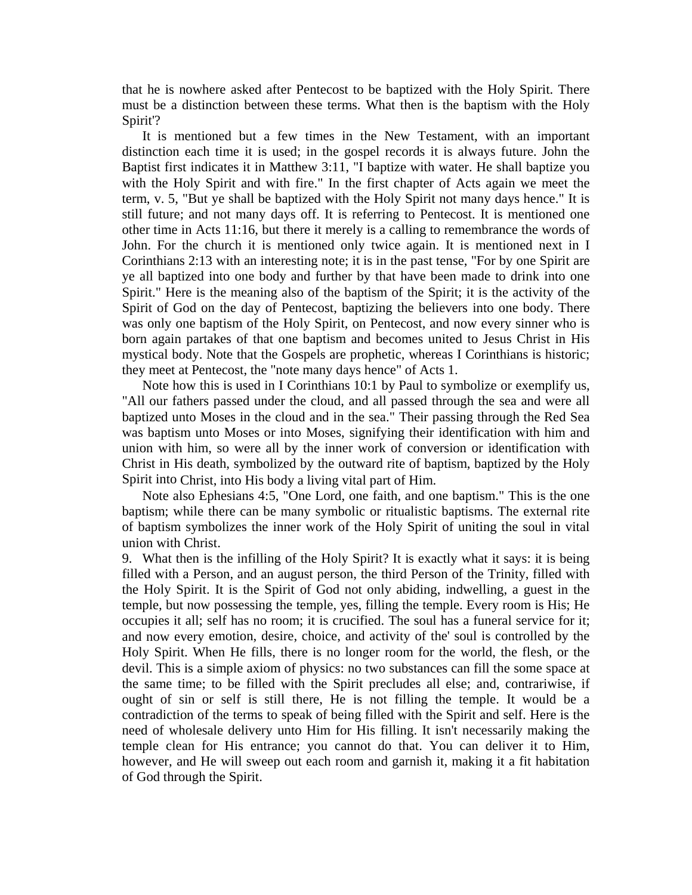that he is nowhere asked after Pentecost to be baptized with the Holy Spirit. There must be a distinction between these terms. What then is the baptism with the Holy Spirit'?

It is mentioned but a few times in the New Testament, with an important distinction each time it is used; in the gospel records it is always future. John the Baptist first indicates it in Matthew 3:11, "I baptize with water. He shall baptize you with the Holy Spirit and with fire." In the first chapter of Acts again we meet the term, v. 5, "But ye shall be baptized with the Holy Spirit not many days hence." It is still future; and not many days off. It is referring to Pentecost. It is mentioned one other time in Acts 11:16, but there it merely is a calling to remembrance the words of John. For the church it is mentioned only twice again. It is mentioned next in I Corinthians 2:13 with an interesting note; it is in the past tense, "For by one Spirit are ye all baptized into one body and further by that have been made to drink into one Spirit." Here is the meaning also of the baptism of the Spirit; it is the activity of the Spirit of God on the day of Pentecost, baptizing the believers into one body. There was only one baptism of the Holy Spirit, on Pentecost, and now every sinner who is born again partakes of that one baptism and becomes united to Jesus Christ in His mystical body. Note that the Gospels are prophetic, whereas I Corinthians is historic; they meet at Pentecost, the "note many days hence" of Acts 1.

Note how this is used in I Corinthians 10:1 by Paul to symbolize or exemplify us, "All our fathers passed under the cloud, and all passed through the sea and were all baptized unto Moses in the cloud and in the sea." Their passing through the Red Sea was baptism unto Moses or into Moses, signifying their identification with him and union with him, so were all by the inner work of conversion or identification with Christ in His death, symbolized by the outward rite of baptism, baptized by the Holy Spirit into Christ, into His body a living vital part of Him.

Note also Ephesians 4:5, "One Lord, one faith, and one baptism." This is the one baptism; while there can be many symbolic or ritualistic baptisms. The external rite of baptism symbolizes the inner work of the Holy Spirit of uniting the soul in vital union with Christ.

9. What then is the infilling of the Holy Spirit? It is exactly what it says: it is being filled with a Person, and an august person, the third Person of the Trinity, filled with the Holy Spirit. It is the Spirit of God not only abiding, indwelling, a guest in the temple, but now possessing the temple, yes, filling the temple. Every room is His; He occupies it all; self has no room; it is crucified. The soul has a funeral service for it; and now every emotion, desire, choice, and activity of the' soul is controlled by the Holy Spirit. When He fills, there is no longer room for the world, the flesh, or the devil. This is a simple axiom of physics: no two substances can fill the some space at the same time; to be filled with the Spirit precludes all else; and, contrariwise, if ought of sin or self is still there, He is not filling the temple. It would be a contradiction of the terms to speak of being filled with the Spirit and self. Here is the need of wholesale delivery unto Him for His filling. It isn't necessarily making the temple clean for His entrance; you cannot do that. You can deliver it to Him, however, and He will sweep out each room and garnish it, making it a fit habitation of God through the Spirit.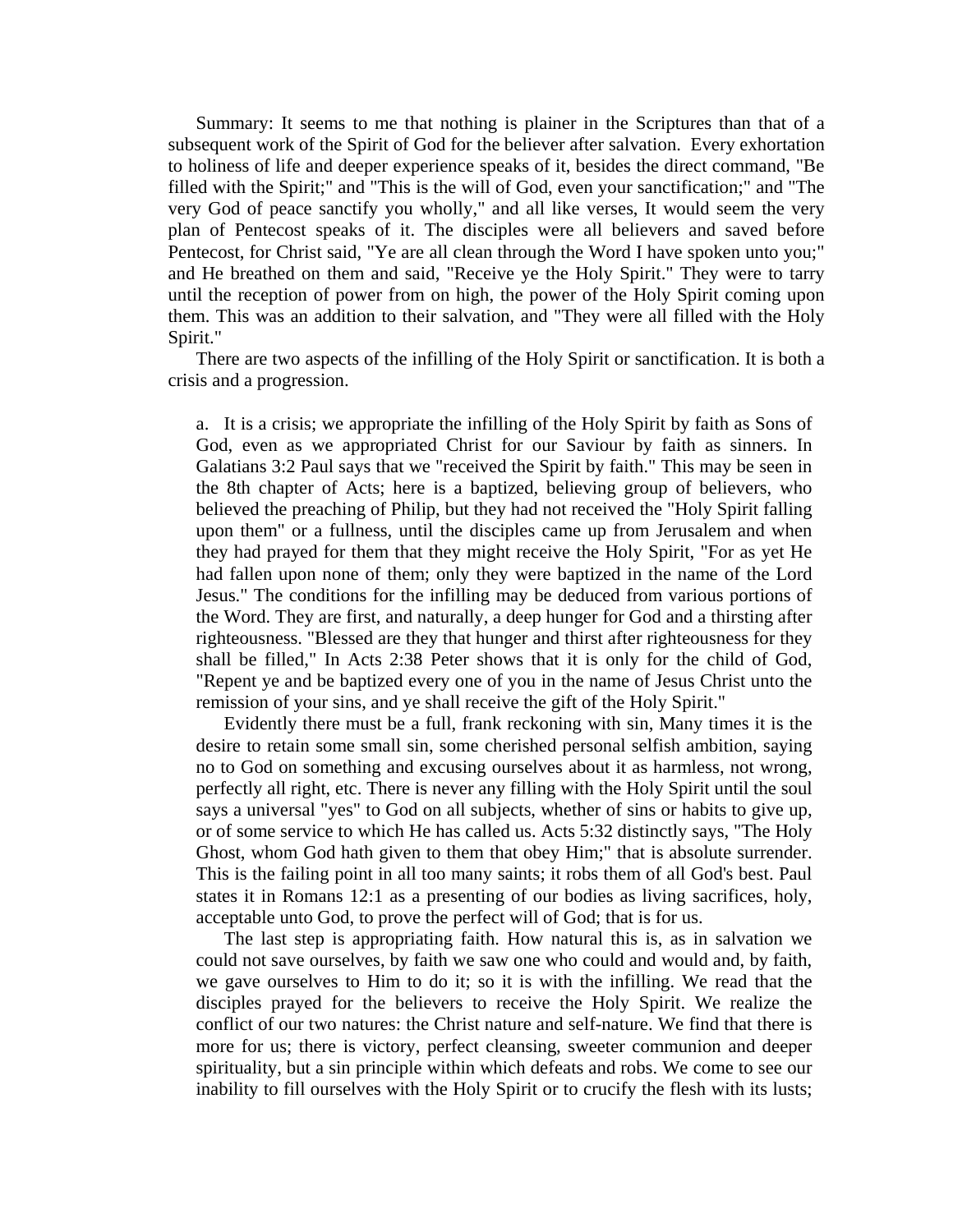Summary: It seems to me that nothing is plainer in the Scriptures than that of a subsequent work of the Spirit of God for the believer after salvation. Every exhortation to holiness of life and deeper experience speaks of it, besides the direct command, "Be filled with the Spirit;" and "This is the will of God, even your sanctification;" and "The very God of peace sanctify you wholly," and all like verses, It would seem the very plan of Pentecost speaks of it. The disciples were all believers and saved before Pentecost, for Christ said, "Ye are all clean through the Word I have spoken unto you;" and He breathed on them and said, "Receive ye the Holy Spirit." They were to tarry until the reception of power from on high, the power of the Holy Spirit coming upon them. This was an addition to their salvation, and "They were all filled with the Holy Spirit."

There are two aspects of the infilling of the Holy Spirit or sanctification. It is both a crisis and a progression.

a. It is a crisis; we appropriate the infilling of the Holy Spirit by faith as Sons of God, even as we appropriated Christ for our Saviour by faith as sinners. In Galatians 3:2 Paul says that we "received the Spirit by faith." This may be seen in the 8th chapter of Acts; here is a baptized, believing group of believers, who believed the preaching of Philip, but they had not received the "Holy Spirit falling upon them" or a fullness, until the disciples came up from Jerusalem and when they had prayed for them that they might receive the Holy Spirit, "For as yet He had fallen upon none of them; only they were baptized in the name of the Lord Jesus." The conditions for the infilling may be deduced from various portions of the Word. They are first, and naturally, a deep hunger for God and a thirsting after righteousness. "Blessed are they that hunger and thirst after righteousness for they shall be filled," In Acts 2:38 Peter shows that it is only for the child of God, "Repent ye and be baptized every one of you in the name of Jesus Christ unto the remission of your sins, and ye shall receive the gift of the Holy Spirit."

Evidently there must be a full, frank reckoning with sin, Many times it is the desire to retain some small sin, some cherished personal selfish ambition, saying no to God on something and excusing ourselves about it as harmless, not wrong, perfectly all right, etc. There is never any filling with the Holy Spirit until the soul says a universal "yes" to God on all subjects, whether of sins or habits to give up, or of some service to which He has called us. Acts 5:32 distinctly says, "The Holy Ghost, whom God hath given to them that obey Him;" that is absolute surrender. This is the failing point in all too many saints; it robs them of all God's best. Paul states it in Romans 12:1 as a presenting of our bodies as living sacrifices, holy, acceptable unto God, to prove the perfect will of God; that is for us.

The last step is appropriating faith. How natural this is, as in salvation we could not save ourselves, by faith we saw one who could and would and, by faith, we gave ourselves to Him to do it; so it is with the infilling. We read that the disciples prayed for the believers to receive the Holy Spirit. We realize the conflict of our two natures: the Christ nature and self-nature. We find that there is more for us; there is victory, perfect cleansing, sweeter communion and deeper spirituality, but a sin principle within which defeats and robs. We come to see our inability to fill ourselves with the Holy Spirit or to crucify the flesh with its lusts;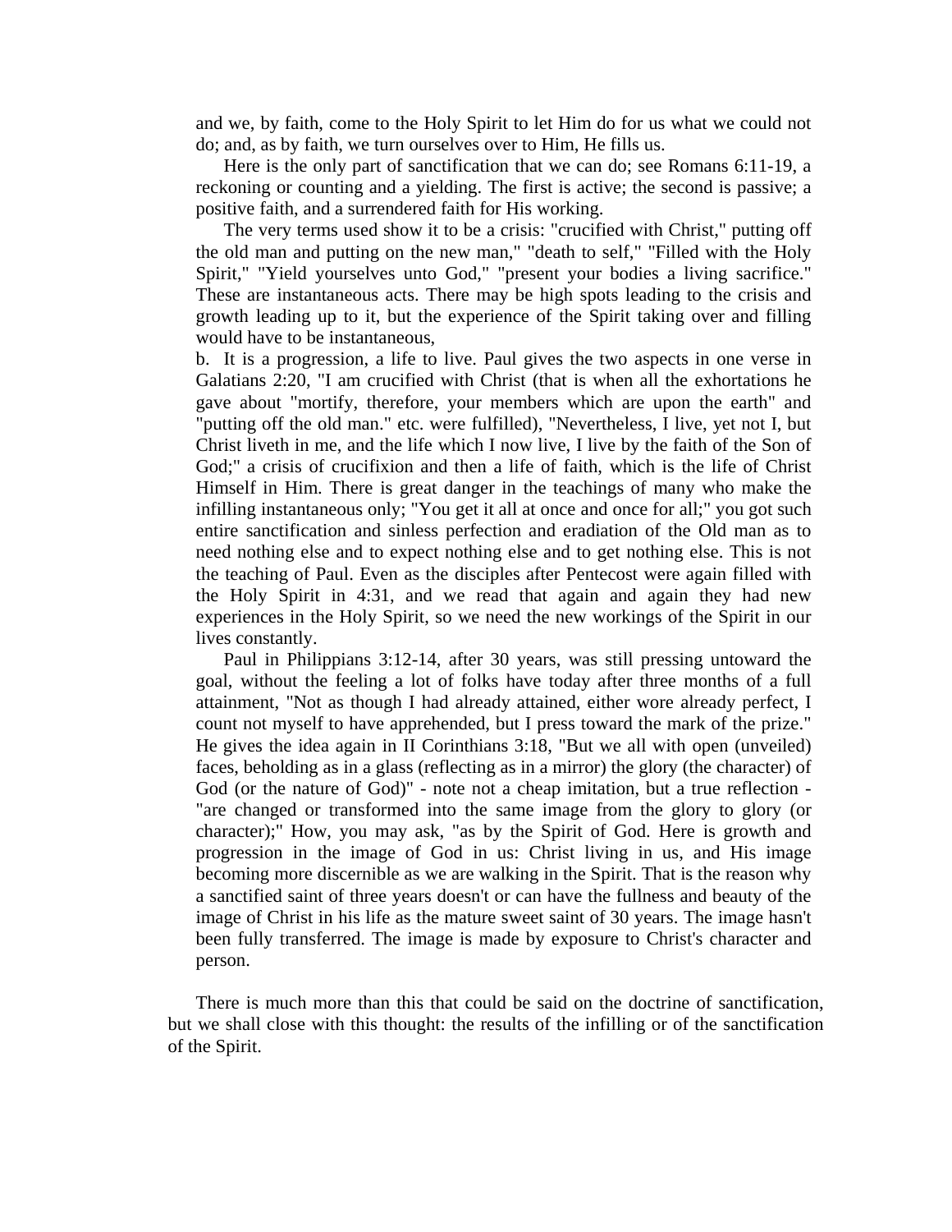and we, by faith, come to the Holy Spirit to let Him do for us what we could not do; and, as by faith, we turn ourselves over to Him, He fills us.

Here is the only part of sanctification that we can do; see Romans 6:11-19, a reckoning or counting and a yielding. The first is active; the second is passive; a positive faith, and a surrendered faith for His working.

The very terms used show it to be a crisis: "crucified with Christ," putting off the old man and putting on the new man," "death to self," "Filled with the Holy Spirit," "Yield yourselves unto God," "present your bodies a living sacrifice." These are instantaneous acts. There may be high spots leading to the crisis and growth leading up to it, but the experience of the Spirit taking over and filling would have to be instantaneous,

b. It is a progression, a life to live. Paul gives the two aspects in one verse in Galatians 2:20, "I am crucified with Christ (that is when all the exhortations he gave about "mortify, therefore, your members which are upon the earth" and "putting off the old man." etc. were fulfilled), "Nevertheless, I live, yet not I, but Christ liveth in me, and the life which I now live, I live by the faith of the Son of God;" a crisis of crucifixion and then a life of faith, which is the life of Christ Himself in Him. There is great danger in the teachings of many who make the infilling instantaneous only; "You get it all at once and once for all;" you got such entire sanctification and sinless perfection and eradiation of the Old man as to need nothing else and to expect nothing else and to get nothing else. This is not the teaching of Paul. Even as the disciples after Pentecost were again filled with the Holy Spirit in 4:31, and we read that again and again they had new experiences in the Holy Spirit, so we need the new workings of the Spirit in our lives constantly.

Paul in Philippians 3:12-14, after 30 years, was still pressing untoward the goal, without the feeling a lot of folks have today after three months of a full attainment, "Not as though I had already attained, either wore already perfect, I count not myself to have apprehended, but I press toward the mark of the prize." He gives the idea again in II Corinthians 3:18, "But we all with open (unveiled) faces, beholding as in a glass (reflecting as in a mirror) the glory (the character) of God (or the nature of God)" - note not a cheap imitation, but a true reflection - "are changed or transformed into the same image from the glory to glory (or character);" How, you may ask, "as by the Spirit of God. Here is growth and progression in the image of God in us: Christ living in us, and His image becoming more discernible as we are walking in the Spirit. That is the reason why a sanctified saint of three years doesn't or can have the fullness and beauty of the image of Christ in his life as the mature sweet saint of 30 years. The image hasn't been fully transferred. The image is made by exposure to Christ's character and person.

There is much more than this that could be said on the doctrine of sanctification, but we shall close with this thought: the results of the infilling or of the sanctification of the Spirit.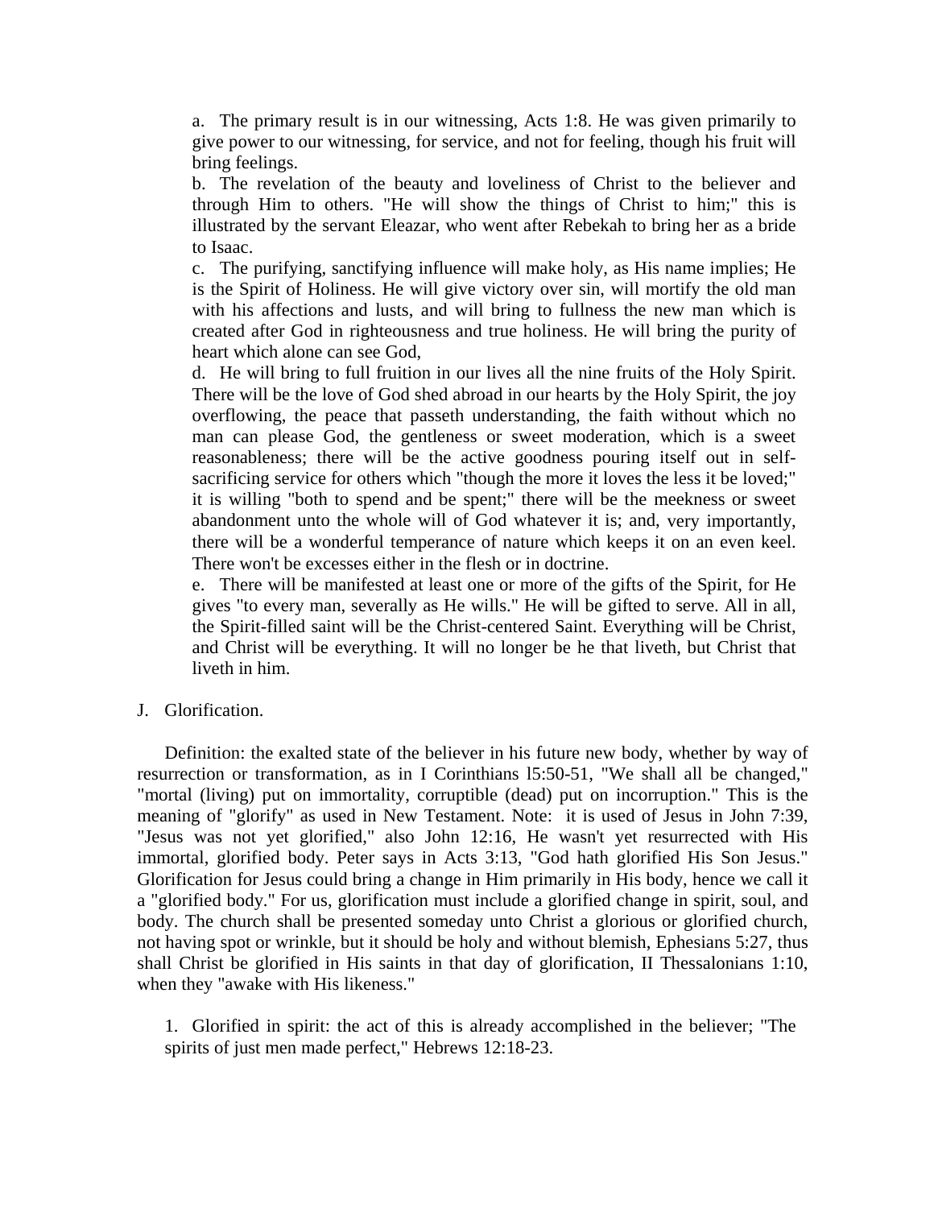a. The primary result is in our witnessing, Acts 1:8. He was given primarily to give power to our witnessing, for service, and not for feeling, though his fruit will bring feelings.

b. The revelation of the beauty and loveliness of Christ to the believer and through Him to others. "He will show the things of Christ to him;" this is illustrated by the servant Eleazar, who went after Rebekah to bring her as a bride to Isaac.

c. The purifying, sanctifying influence will make holy, as His name implies; He is the Spirit of Holiness. He will give victory over sin, will mortify the old man with his affections and lusts, and will bring to fullness the new man which is created after God in righteousness and true holiness. He will bring the purity of heart which alone can see God,

d. He will bring to full fruition in our lives all the nine fruits of the Holy Spirit. There will be the love of God shed abroad in our hearts by the Holy Spirit, the joy overflowing, the peace that passeth understanding, the faith without which no man can please God, the gentleness or sweet moderation, which is a sweet reasonableness; there will be the active goodness pouring itself out in self-sacrificing service for others which "though the more it loves the less it be loved;" it is willing "both to spend and be spent;" there will be the meekness or sweet abandonment unto the whole will of God whatever it is; and, very importantly, there will be a wonderful temperance of nature which keeps it on an even keel. There won't be excesses either in the flesh or in doctrine.

e. There will be manifested at least one or more of the gifts of the Spirit, for He gives "to every man, severally as He wills." He will be gifted to serve. All in all, the Spirit-filled saint will be the Christ-centered Saint. Everything will be Christ, and Christ will be everything. It will no longer be he that liveth, but Christ that liveth in him.

J. Glorification.

Definition: the exalted state of the believer in his future new body, whether by way of resurrection or transformation, as in I Corinthians l5:50-51, "We shall all be changed," "mortal (living) put on immortality, corruptible (dead) put on incorruption." This is the meaning of "glorify" as used in New Testament. Note: it is used of Jesus in John 7:39, "Jesus was not yet glorified," also John 12:16, He wasn't yet resurrected with His immortal, glorified body. Peter says in Acts 3:13, "God hath glorified His Son Jesus." Glorification for Jesus could bring a change in Him primarily in His body, hence we call it a "glorified body." For us, glorification must include a glorified change in spirit, soul, and body. The church shall be presented someday unto Christ a glorious or glorified church, not having spot or wrinkle, but it should be holy and without blemish, Ephesians 5:27, thus shall Christ be glorified in His saints in that day of glorification, II Thessalonians 1:10, when they "awake with His likeness."

1. Glorified in spirit: the act of this is already accomplished in the believer; "The spirits of just men made perfect," Hebrews 12:18-23.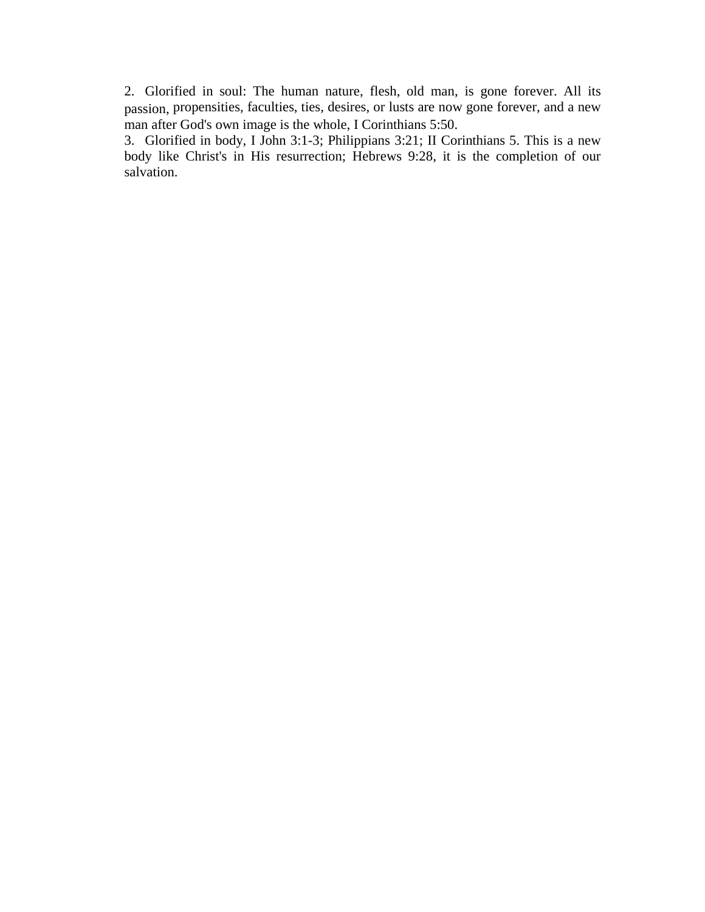2. Glorified in soul: The human nature, flesh, old man, is gone forever. All its passion, propensities, faculties, ties, desires, or lusts are now gone forever, and a new man after God's own image is the whole, I Corinthians 5:50.

3. Glorified in body, I John 3:1-3; Philippians 3:21; II Corinthians 5. This is a new body like Christ's in His resurrection; Hebrews 9:28, it is the completion of our salvation.